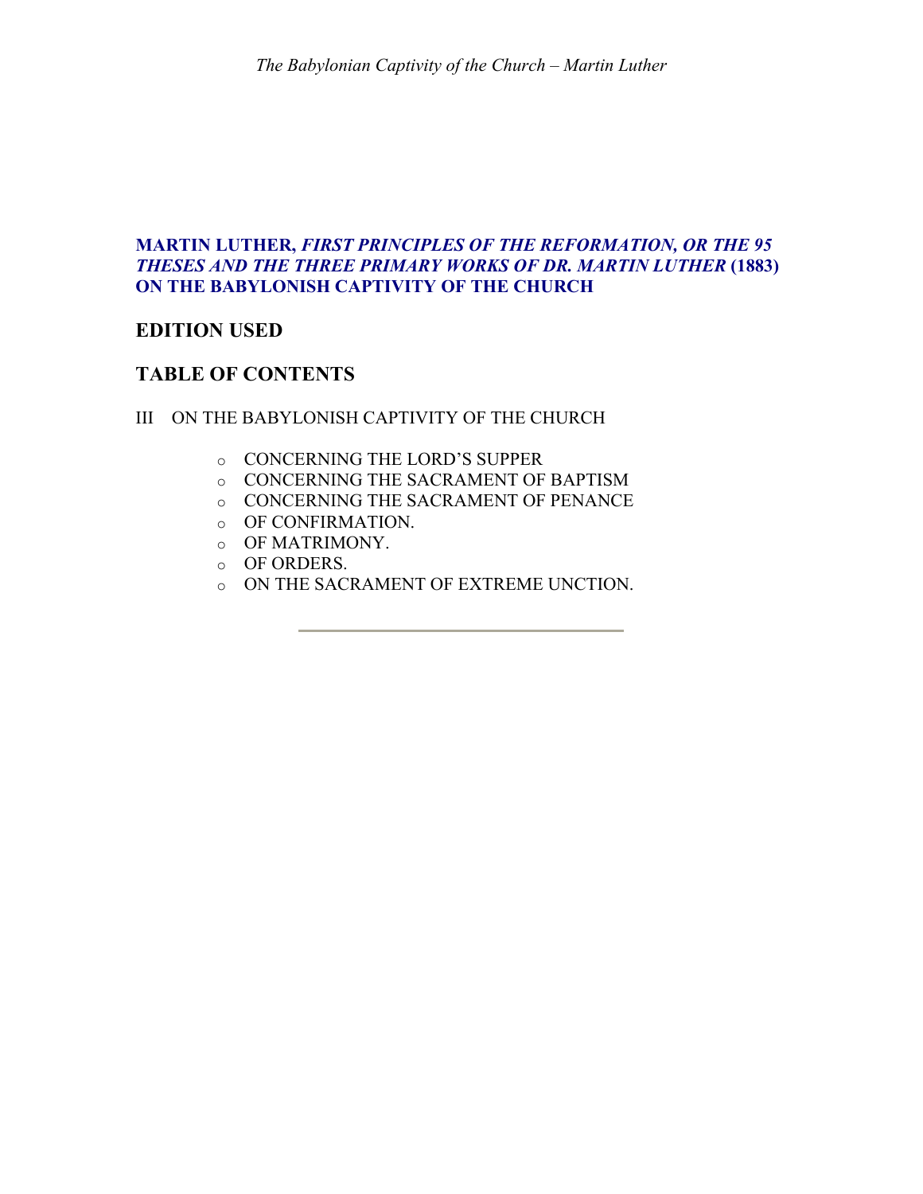**MARTIN LUTHER, *FIRST PRINCIPLES OF THE REFORMATION, OR THE 95 THESES AND THE THREE PRIMARY WORKS OF DR. MARTIN LUTHER* (1883) ON THE BABYLONISH CAPTIVITY OF THE CHURCH**

## EDITION USED

## TABLE OF CONTENTS

III ON THE BABYLONISH CAPTIVITY OF THE CHURCH

- CONCERNING THE LORD'S SUPPER
- CONCERNING THE SACRAMENT OF BAPTISM
- CONCERNING THE SACRAMENT OF PENANCE
- OF CONFIRMATION.
- OF MATRIMONY.
- OF ORDERS.
- ON THE SACRAMENT OF EXTREME UNCTION.

---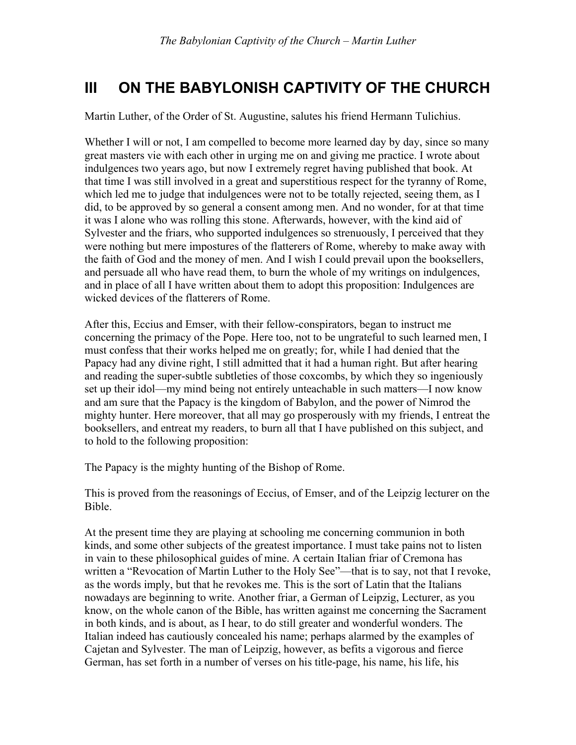# III ON THE BABYLONISH CAPTIVITY OF THE CHURCH

Martin Luther, of the Order of St. Augustine, salutes his friend Hermann Tulichius.

Whether I will or not, I am compelled to become more learned day by day, since so many great masters vie with each other in urging me on and giving me practice. I wrote about indulgences two years ago, but now I extremely regret having published that book. At that time I was still involved in a great and superstitious respect for the tyranny of Rome, which led me to judge that indulgences were not to be totally rejected, seeing them, as I did, to be approved by so general a consent among men. And no wonder, for at that time it was I alone who was rolling this stone. Afterwards, however, with the kind aid of Sylvester and the friars, who supported indulgences so strenuously, I perceived that they were nothing but mere impostures of the flatterers of Rome, whereby to make away with the faith of God and the money of men. And I wish I could prevail upon the booksellers, and persuade all who have read them, to burn the whole of my writings on indulgences, and in place of all I have written about them to adopt this proposition: Indulgences are wicked devices of the flatterers of Rome.

After this, Eccius and Emser, with their fellow-conspirators, began to instruct me concerning the primacy of the Pope. Here too, not to be ungrateful to such learned men, I must confess that their works helped me on greatly; for, while I had denied that the Papacy had any divine right, I still admitted that it had a human right. But after hearing and reading the super-subtle subtleties of those coxcombs, by which they so ingeniously set up their idol—my mind being not entirely unteachable in such matters—I now know and am sure that the Papacy is the kingdom of Babylon, and the power of Nimrod the mighty hunter. Here moreover, that all may go prosperously with my friends, I entreat the booksellers, and entreat my readers, to burn all that I have published on this subject, and to hold to the following proposition:

The Papacy is the mighty hunting of the Bishop of Rome.

This is proved from the reasonings of Eccius, of Emser, and of the Leipzig lecturer on the Bible.

At the present time they are playing at schooling me concerning communion in both kinds, and some other subjects of the greatest importance. I must take pains not to listen in vain to these philosophical guides of mine. A certain Italian friar of Cremona has written a "Revocation of Martin Luther to the Holy See"—that is to say, not that I revoke, as the words imply, but that he revokes me. This is the sort of Latin that the Italians nowadays are beginning to write. Another friar, a German of Leipzig, Lecturer, as you know, on the whole canon of the Bible, has written against me concerning the Sacrament in both kinds, and is about, as I hear, to do still greater and wonderful wonders. The Italian indeed has cautiously concealed his name; perhaps alarmed by the examples of Cajetan and Sylvester. The man of Leipzig, however, as befits a vigorous and fierce German, has set forth in a number of verses on his title-page, his name, his life, his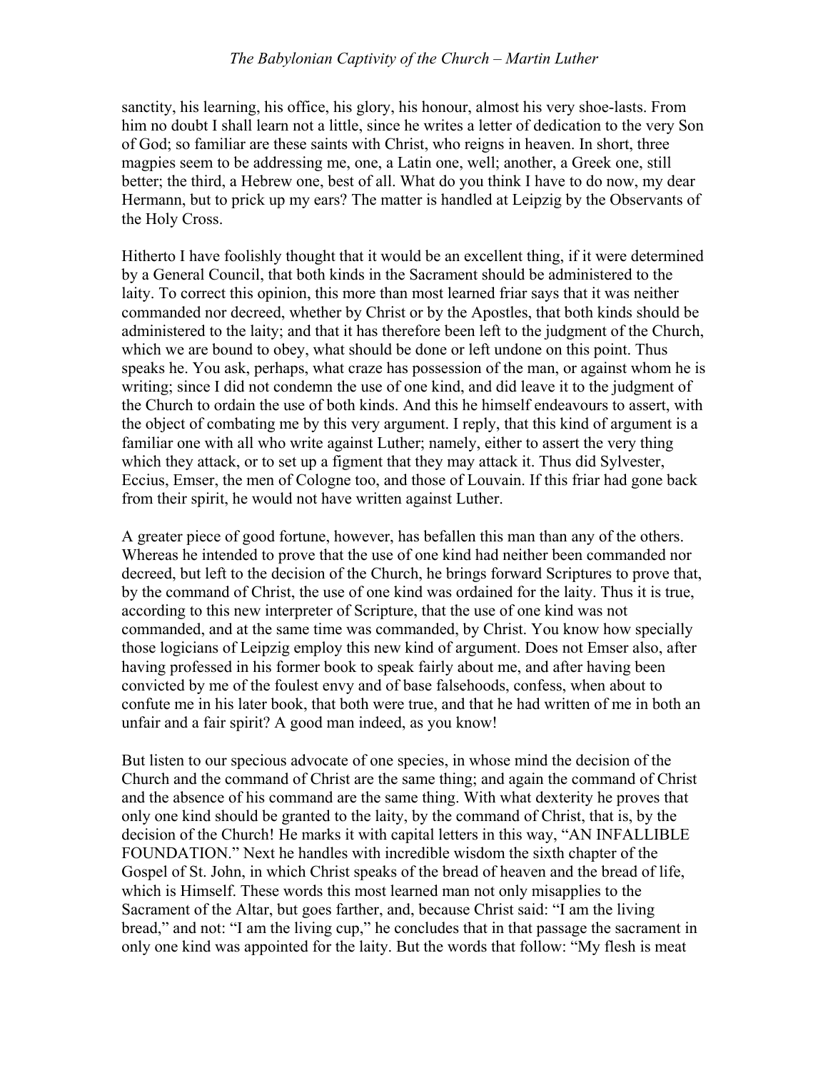sanctity, his learning, his office, his glory, his honour, almost his very shoe-lasts. From him no doubt I shall learn not a little, since he writes a letter of dedication to the very Son of God; so familiar are these saints with Christ, who reigns in heaven. In short, three magpies seem to be addressing me, one, a Latin one, well; another, a Greek one, still better; the third, a Hebrew one, best of all. What do you think I have to do now, my dear Hermann, but to prick up my ears? The matter is handled at Leipzig by the Observants of the Holy Cross.

Hitherto I have foolishly thought that it would be an excellent thing, if it were determined by a General Council, that both kinds in the Sacrament should be administered to the laity. To correct this opinion, this more than most learned friar says that it was neither commanded nor decreed, whether by Christ or by the Apostles, that both kinds should be administered to the laity; and that it has therefore been left to the judgment of the Church, which we are bound to obey, what should be done or left undone on this point. Thus speaks he. You ask, perhaps, what craze has possession of the man, or against whom he is writing; since I did not condemn the use of one kind, and did leave it to the judgment of the Church to ordain the use of both kinds. And this he himself endeavours to assert, with the object of combating me by this very argument. I reply, that this kind of argument is a familiar one with all who write against Luther; namely, either to assert the very thing which they attack, or to set up a figment that they may attack it. Thus did Sylvester, Eccius, Emser, the men of Cologne too, and those of Louvain. If this friar had gone back from their spirit, he would not have written against Luther.

A greater piece of good fortune, however, has befallen this man than any of the others. Whereas he intended to prove that the use of one kind had neither been commanded nor decreed, but left to the decision of the Church, he brings forward Scriptures to prove that, by the command of Christ, the use of one kind was ordained for the laity. Thus it is true, according to this new interpreter of Scripture, that the use of one kind was not commanded, and at the same time was commanded, by Christ. You know how specially those logicians of Leipzig employ this new kind of argument. Does not Emser also, after having professed in his former book to speak fairly about me, and after having been convicted by me of the foulest envy and of base falsehoods, confess, when about to confute me in his later book, that both were true, and that he had written of me in both an unfair and a fair spirit? A good man indeed, as you know!

But listen to our specious advocate of one species, in whose mind the decision of the Church and the command of Christ are the same thing; and again the command of Christ and the absence of his command are the same thing. With what dexterity he proves that only one kind should be granted to the laity, by the command of Christ, that is, by the decision of the Church! He marks it with capital letters in this way, "AN INFALLIBLE FOUNDATION." Next he handles with incredible wisdom the sixth chapter of the Gospel of St. John, in which Christ speaks of the bread of heaven and the bread of life, which is Himself. These words this most learned man not only misapplies to the Sacrament of the Altar, but goes farther, and, because Christ said: "I am the living bread," and not: "I am the living cup," he concludes that in that passage the sacrament in only one kind was appointed for the laity. But the words that follow: "My flesh is meat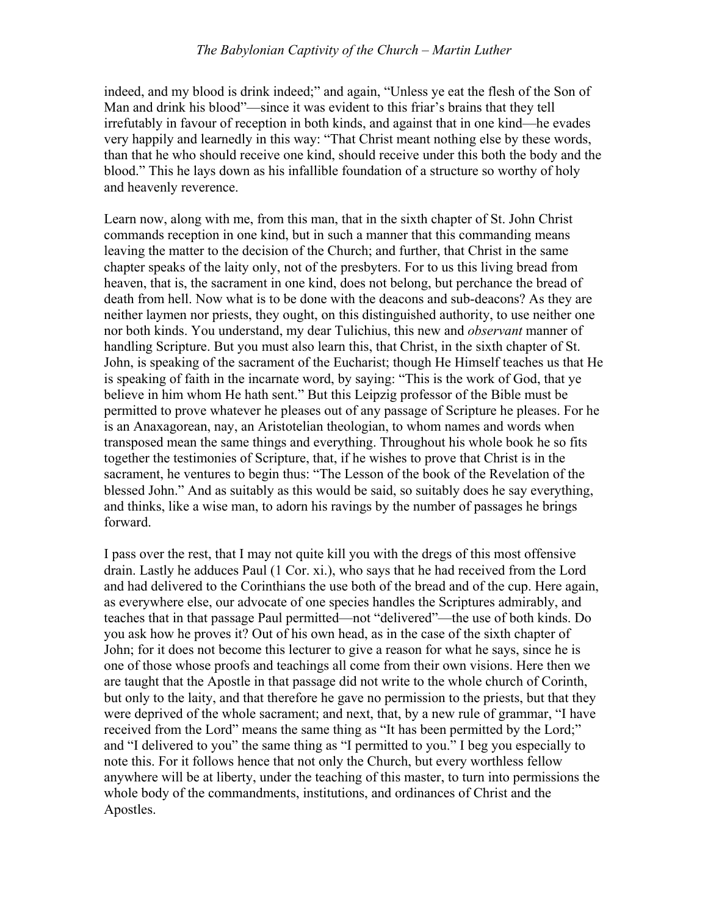indeed, and my blood is drink indeed;" and again, "Unless ye eat the flesh of the Son of Man and drink his blood"—since it was evident to this friar's brains that they tell irrefutably in favour of reception in both kinds, and against that in one kind—he evades very happily and learnedly in this way: "That Christ meant nothing else by these words, than that he who should receive one kind, should receive under this both the body and the blood." This he lays down as his infallible foundation of a structure so worthy of holy and heavenly reverence.

Learn now, along with me, from this man, that in the sixth chapter of St. John Christ commands reception in one kind, but in such a manner that this commanding means leaving the matter to the decision of the Church; and further, that Christ in the same chapter speaks of the laity only, not of the presbyters. For to us this living bread from heaven, that is, the sacrament in one kind, does not belong, but perchance the bread of death from hell. Now what is to be done with the deacons and sub-deacons? As they are neither laymen nor priests, they ought, on this distinguished authority, to use neither one nor both kinds. You understand, my dear Tulichius, this new and *observant* manner of handling Scripture. But you must also learn this, that Christ, in the sixth chapter of St. John, is speaking of the sacrament of the Eucharist; though He Himself teaches us that He is speaking of faith in the incarnate word, by saying: "This is the work of God, that ye believe in him whom He hath sent." But this Leipzig professor of the Bible must be permitted to prove whatever he pleases out of any passage of Scripture he pleases. For he is an Anaxagorean, nay, an Aristotelian theologian, to whom names and words when transposed mean the same things and everything. Throughout his whole book he so fits together the testimonies of Scripture, that, if he wishes to prove that Christ is in the sacrament, he ventures to begin thus: "The Lesson of the book of the Revelation of the blessed John." And as suitably as this would be said, so suitably does he say everything, and thinks, like a wise man, to adorn his ravings by the number of passages he brings forward.

I pass over the rest, that I may not quite kill you with the dregs of this most offensive drain. Lastly he adduces Paul (1 Cor. xi.), who says that he had received from the Lord and had delivered to the Corinthians the use both of the bread and of the cup. Here again, as everywhere else, our advocate of one species handles the Scriptures admirably, and teaches that in that passage Paul permitted—not "delivered"—the use of both kinds. Do you ask how he proves it? Out of his own head, as in the case of the sixth chapter of John; for it does not become this lecturer to give a reason for what he says, since he is one of those whose proofs and teachings all come from their own visions. Here then we are taught that the Apostle in that passage did not write to the whole church of Corinth, but only to the laity, and that therefore he gave no permission to the priests, but that they were deprived of the whole sacrament; and next, that, by a new rule of grammar, "I have received from the Lord" means the same thing as "It has been permitted by the Lord;" and "I delivered to you" the same thing as "I permitted to you." I beg you especially to note this. For it follows hence that not only the Church, but every worthless fellow anywhere will be at liberty, under the teaching of this master, to turn into permissions the whole body of the commandments, institutions, and ordinances of Christ and the Apostles.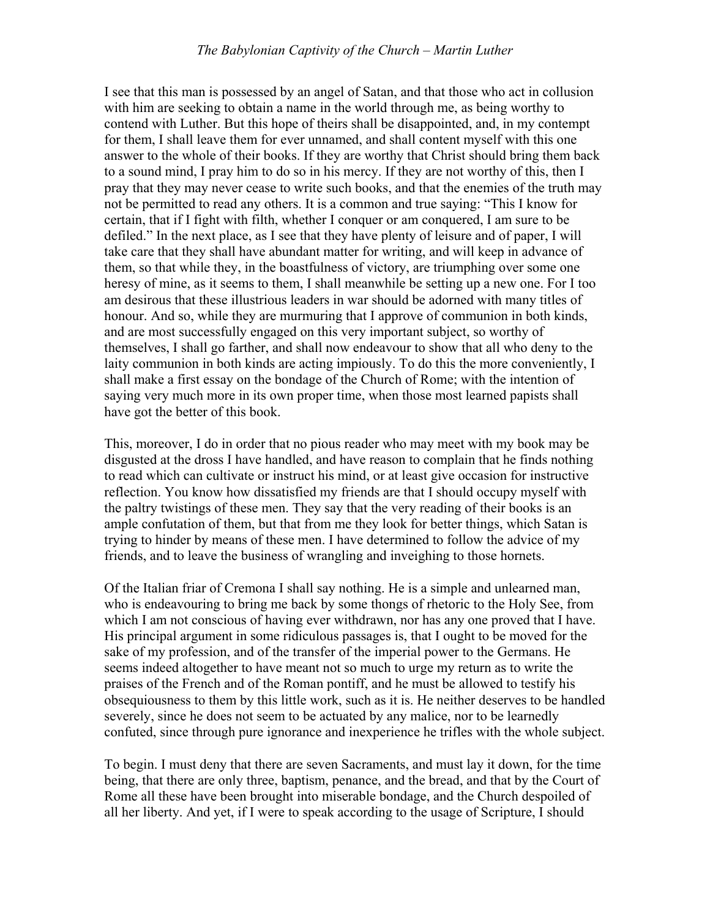I see that this man is possessed by an angel of Satan, and that those who act in collusion with him are seeking to obtain a name in the world through me, as being worthy to contend with Luther. But this hope of theirs shall be disappointed, and, in my contempt for them, I shall leave them for ever unnamed, and shall content myself with this one answer to the whole of their books. If they are worthy that Christ should bring them back to a sound mind, I pray him to do so in his mercy. If they are not worthy of this, then I pray that they may never cease to write such books, and that the enemies of the truth may not be permitted to read any others. It is a common and true saying: "This I know for certain, that if I fight with filth, whether I conquer or am conquered, I am sure to be defiled." In the next place, as I see that they have plenty of leisure and of paper, I will take care that they shall have abundant matter for writing, and will keep in advance of them, so that while they, in the boastfulness of victory, are triumphing over some one heresy of mine, as it seems to them, I shall meanwhile be setting up a new one. For I too am desirous that these illustrious leaders in war should be adorned with many titles of honour. And so, while they are murmuring that I approve of communion in both kinds, and are most successfully engaged on this very important subject, so worthy of themselves, I shall go farther, and shall now endeavour to show that all who deny to the laity communion in both kinds are acting impiously. To do this the more conveniently, I shall make a first essay on the bondage of the Church of Rome; with the intention of saying very much more in its own proper time, when those most learned papists shall have got the better of this book.

This, moreover, I do in order that no pious reader who may meet with my book may be disgusted at the dross I have handled, and have reason to complain that he finds nothing to read which can cultivate or instruct his mind, or at least give occasion for instructive reflection. You know how dissatisfied my friends are that I should occupy myself with the paltry twistings of these men. They say that the very reading of their books is an ample confutation of them, but that from me they look for better things, which Satan is trying to hinder by means of these men. I have determined to follow the advice of my friends, and to leave the business of wrangling and inveighing to those hornets.

Of the Italian friar of Cremona I shall say nothing. He is a simple and unlearned man, who is endeavouring to bring me back by some thongs of rhetoric to the Holy See, from which I am not conscious of having ever withdrawn, nor has any one proved that I have. His principal argument in some ridiculous passages is, that I ought to be moved for the sake of my profession, and of the transfer of the imperial power to the Germans. He seems indeed altogether to have meant not so much to urge my return as to write the praises of the French and of the Roman pontiff, and he must be allowed to testify his obsequiousness to them by this little work, such as it is. He neither deserves to be handled severely, since he does not seem to be actuated by any malice, nor to be learnedly confuted, since through pure ignorance and inexperience he trifles with the whole subject.

To begin. I must deny that there are seven Sacraments, and must lay it down, for the time being, that there are only three, baptism, penance, and the bread, and that by the Court of Rome all these have been brought into miserable bondage, and the Church despoiled of all her liberty. And yet, if I were to speak according to the usage of Scripture, I should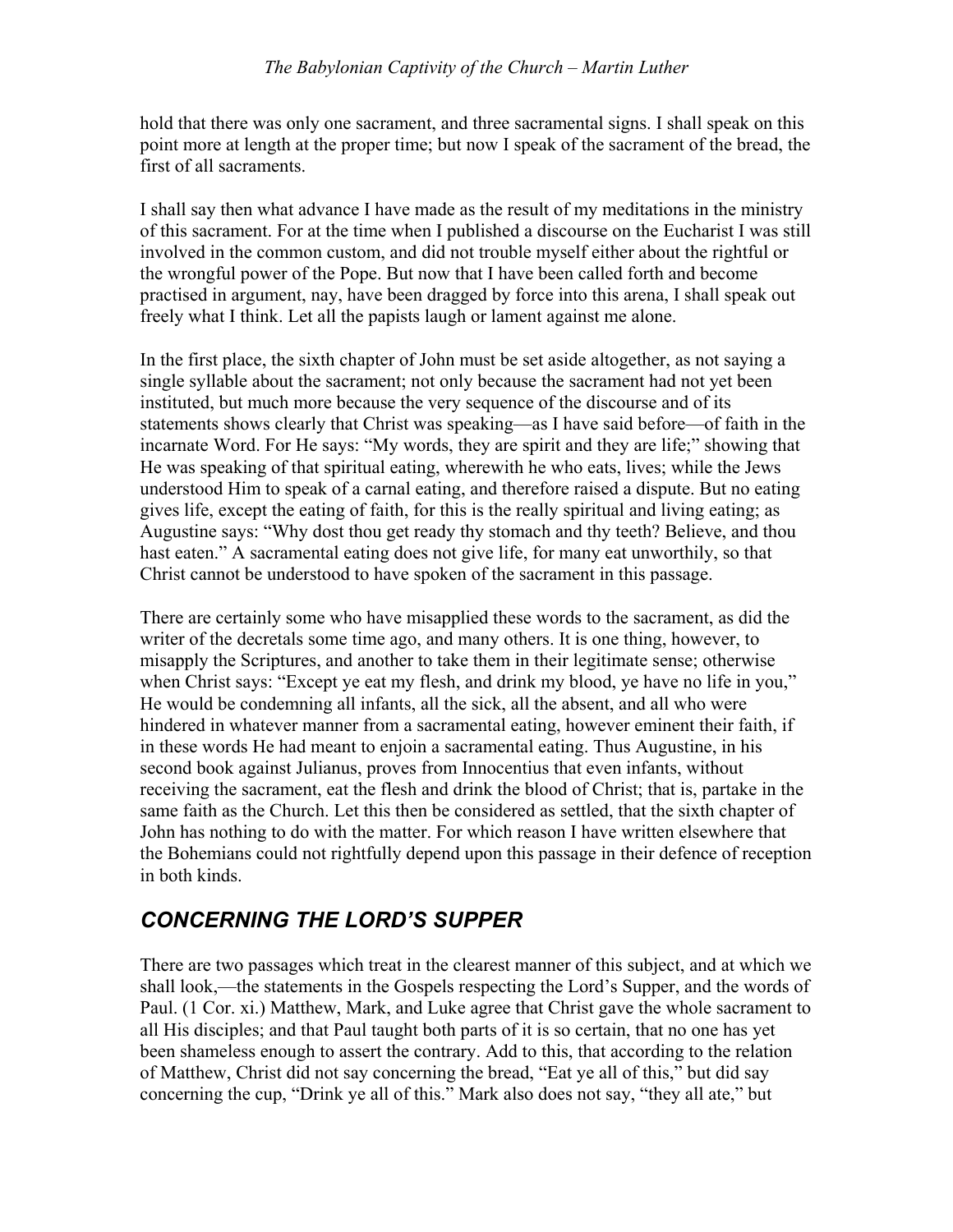hold that there was only one sacrament, and three sacramental signs. I shall speak on this point more at length at the proper time; but now I speak of the sacrament of the bread, the first of all sacraments.

I shall say then what advance I have made as the result of my meditations in the ministry of this sacrament. For at the time when I published a discourse on the Eucharist I was still involved in the common custom, and did not trouble myself either about the rightful or the wrongful power of the Pope. But now that I have been called forth and become practised in argument, nay, have been dragged by force into this arena, I shall speak out freely what I think. Let all the papists laugh or lament against me alone.

In the first place, the sixth chapter of John must be set aside altogether, as not saying a single syllable about the sacrament; not only because the sacrament had not yet been instituted, but much more because the very sequence of the discourse and of its statements shows clearly that Christ was speaking—as I have said before—of faith in the incarnate Word. For He says: "My words, they are spirit and they are life;" showing that He was speaking of that spiritual eating, wherewith he who eats, lives; while the Jews understood Him to speak of a carnal eating, and therefore raised a dispute. But no eating gives life, except the eating of faith, for this is the really spiritual and living eating; as Augustine says: "Why dost thou get ready thy stomach and thy teeth? Believe, and thou hast eaten." A sacramental eating does not give life, for many eat unworthily, so that Christ cannot be understood to have spoken of the sacrament in this passage.

There are certainly some who have misapplied these words to the sacrament, as did the writer of the decretals some time ago, and many others. It is one thing, however, to misapply the Scriptures, and another to take them in their legitimate sense; otherwise when Christ says: "Except ye eat my flesh, and drink my blood, ye have no life in you," He would be condemning all infants, all the sick, all the absent, and all who were hindered in whatever manner from a sacramental eating, however eminent their faith, if in these words He had meant to enjoin a sacramental eating. Thus Augustine, in his second book against Julianus, proves from Innocentius that even infants, without receiving the sacrament, eat the flesh and drink the blood of Christ; that is, partake in the same faith as the Church. Let this then be considered as settled, that the sixth chapter of John has nothing to do with the matter. For which reason I have written elsewhere that the Bohemians could not rightfully depend upon this passage in their defence of reception in both kinds.

## *CONCERNING THE LORD'S SUPPER*

There are two passages which treat in the clearest manner of this subject, and at which we shall look,—the statements in the Gospels respecting the Lord's Supper, and the words of Paul. (1 Cor. xi.) Matthew, Mark, and Luke agree that Christ gave the whole sacrament to all His disciples; and that Paul taught both parts of it is so certain, that no one has yet been shameless enough to assert the contrary. Add to this, that according to the relation of Matthew, Christ did not say concerning the bread, "Eat ye all of this," but did say concerning the cup, "Drink ye all of this." Mark also does not say, "they all ate," but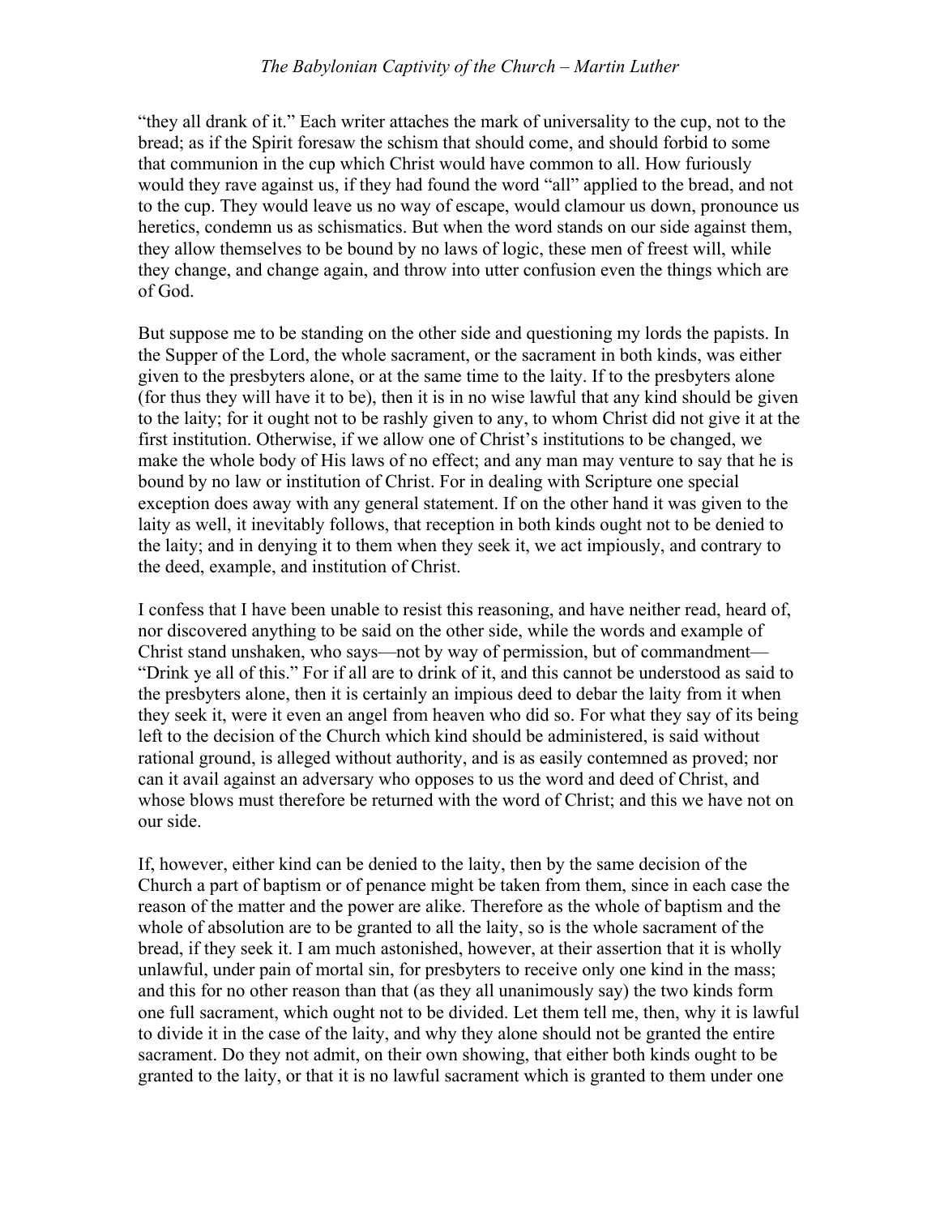"they all drank of it." Each writer attaches the mark of universality to the cup, not to the bread; as if the Spirit foresaw the schism that should come, and should forbid to some that communion in the cup which Christ would have common to all. How furiously would they rave against us, if they had found the word "all" applied to the bread, and not to the cup. They would leave us no way of escape, would clamour us down, pronounce us heretics, condemn us as schismatics. But when the word stands on our side against them, they allow themselves to be bound by no laws of logic, these men of freest will, while they change, and change again, and throw into utter confusion even the things which are of God.

But suppose me to be standing on the other side and questioning my lords the papists. In the Supper of the Lord, the whole sacrament, or the sacrament in both kinds, was either given to the presbyters alone, or at the same time to the laity. If to the presbyters alone (for thus they will have it to be), then it is in no wise lawful that any kind should be given to the laity; for it ought not to be rashly given to any, to whom Christ did not give it at the first institution. Otherwise, if we allow one of Christ's institutions to be changed, we make the whole body of His laws of no effect; and any man may venture to say that he is bound by no law or institution of Christ. For in dealing with Scripture one special exception does away with any general statement. If on the other hand it was given to the laity as well, it inevitably follows, that reception in both kinds ought not to be denied to the laity; and in denying it to them when they seek it, we act impiously, and contrary to the deed, example, and institution of Christ.

I confess that I have been unable to resist this reasoning, and have neither read, heard of, nor discovered anything to be said on the other side, while the words and example of Christ stand unshaken, who says—not by way of permission, but of commandment— "Drink ye all of this." For if all are to drink of it, and this cannot be understood as said to the presbyters alone, then it is certainly an impious deed to debar the laity from it when they seek it, were it even an angel from heaven who did so. For what they say of its being left to the decision of the Church which kind should be administered, is said without rational ground, is alleged without authority, and is as easily contemned as proved; nor can it avail against an adversary who opposes to us the word and deed of Christ, and whose blows must therefore be returned with the word of Christ; and this we have not on our side.

If, however, either kind can be denied to the laity, then by the same decision of the Church a part of baptism or of penance might be taken from them, since in each case the reason of the matter and the power are alike. Therefore as the whole of baptism and the whole of absolution are to be granted to all the laity, so is the whole sacrament of the bread, if they seek it. I am much astonished, however, at their assertion that it is wholly unlawful, under pain of mortal sin, for presbyters to receive only one kind in the mass; and this for no other reason than that (as they all unanimously say) the two kinds form one full sacrament, which ought not to be divided. Let them tell me, then, why it is lawful to divide it in the case of the laity, and why they alone should not be granted the entire sacrament. Do they not admit, on their own showing, that either both kinds ought to be granted to the laity, or that it is no lawful sacrament which is granted to them under one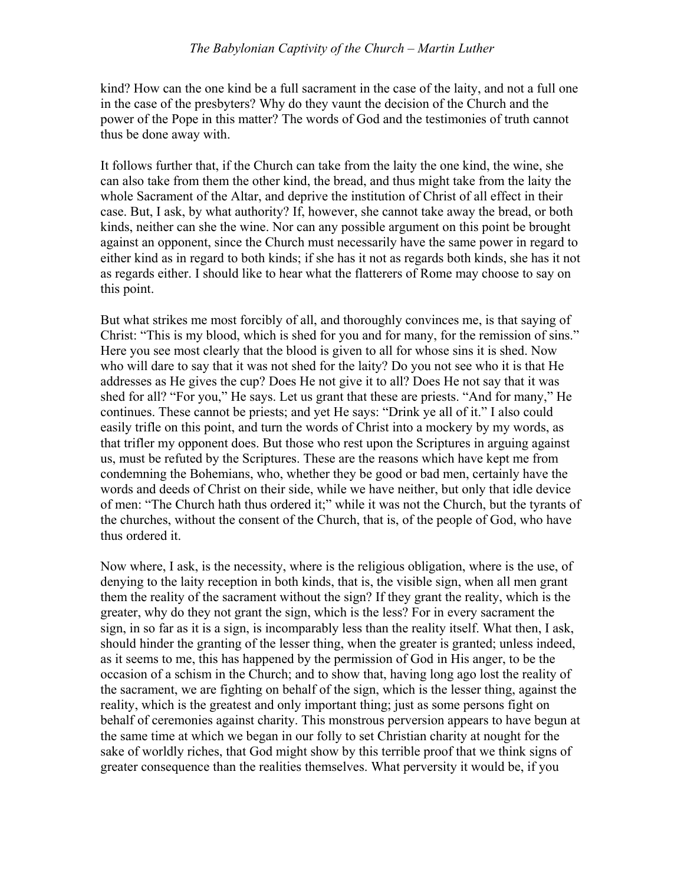kind? How can the one kind be a full sacrament in the case of the laity, and not a full one in the case of the presbyters? Why do they vaunt the decision of the Church and the power of the Pope in this matter? The words of God and the testimonies of truth cannot thus be done away with.

It follows further that, if the Church can take from the laity the one kind, the wine, she can also take from them the other kind, the bread, and thus might take from the laity the whole Sacrament of the Altar, and deprive the institution of Christ of all effect in their case. But, I ask, by what authority? If, however, she cannot take away the bread, or both kinds, neither can she the wine. Nor can any possible argument on this point be brought against an opponent, since the Church must necessarily have the same power in regard to either kind as in regard to both kinds; if she has it not as regards both kinds, she has it not as regards either. I should like to hear what the flatterers of Rome may choose to say on this point.

But what strikes me most forcibly of all, and thoroughly convinces me, is that saying of Christ: "This is my blood, which is shed for you and for many, for the remission of sins." Here you see most clearly that the blood is given to all for whose sins it is shed. Now who will dare to say that it was not shed for the laity? Do you not see who it is that He addresses as He gives the cup? Does He not give it to all? Does He not say that it was shed for all? "For you," He says. Let us grant that these are priests. "And for many," He continues. These cannot be priests; and yet He says: "Drink ye all of it." I also could easily trifle on this point, and turn the words of Christ into a mockery by my words, as that trifler my opponent does. But those who rest upon the Scriptures in arguing against us, must be refuted by the Scriptures. These are the reasons which have kept me from condemning the Bohemians, who, whether they be good or bad men, certainly have the words and deeds of Christ on their side, while we have neither, but only that idle device of men: "The Church hath thus ordered it;" while it was not the Church, but the tyrants of the churches, without the consent of the Church, that is, of the people of God, who have thus ordered it.

Now where, I ask, is the necessity, where is the religious obligation, where is the use, of denying to the laity reception in both kinds, that is, the visible sign, when all men grant them the reality of the sacrament without the sign? If they grant the reality, which is the greater, why do they not grant the sign, which is the less? For in every sacrament the sign, in so far as it is a sign, is incomparably less than the reality itself. What then, I ask, should hinder the granting of the lesser thing, when the greater is granted; unless indeed, as it seems to me, this has happened by the permission of God in His anger, to be the occasion of a schism in the Church; and to show that, having long ago lost the reality of the sacrament, we are fighting on behalf of the sign, which is the lesser thing, against the reality, which is the greatest and only important thing; just as some persons fight on behalf of ceremonies against charity. This monstrous perversion appears to have begun at the same time at which we began in our folly to set Christian charity at nought for the sake of worldly riches, that God might show by this terrible proof that we think signs of greater consequence than the realities themselves. What perversity it would be, if you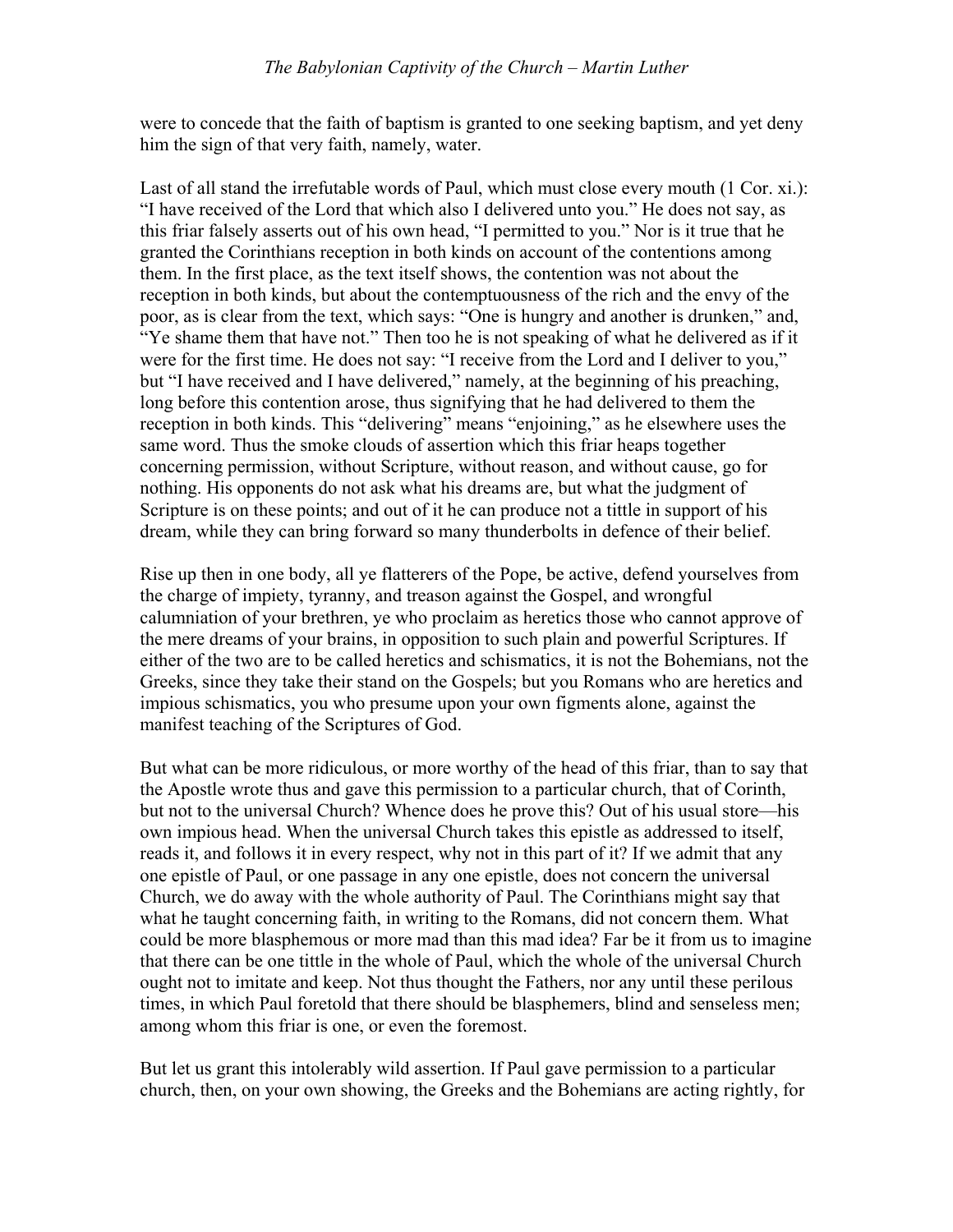were to concede that the faith of baptism is granted to one seeking baptism, and yet deny him the sign of that very faith, namely, water.

Last of all stand the irrefutable words of Paul, which must close every mouth (1 Cor. xi.): "I have received of the Lord that which also I delivered unto you." He does not say, as this friar falsely asserts out of his own head, "I permitted to you." Nor is it true that he granted the Corinthians reception in both kinds on account of the contentions among them. In the first place, as the text itself shows, the contention was not about the reception in both kinds, but about the contemptuousness of the rich and the envy of the poor, as is clear from the text, which says: "One is hungry and another is drunken," and, "Ye shame them that have not." Then too he is not speaking of what he delivered as if it were for the first time. He does not say: "I receive from the Lord and I deliver to you," but "I have received and I have delivered," namely, at the beginning of his preaching, long before this contention arose, thus signifying that he had delivered to them the reception in both kinds. This "delivering" means "enjoining," as he elsewhere uses the same word. Thus the smoke clouds of assertion which this friar heaps together concerning permission, without Scripture, without reason, and without cause, go for nothing. His opponents do not ask what his dreams are, but what the judgment of Scripture is on these points; and out of it he can produce not a tittle in support of his dream, while they can bring forward so many thunderbolts in defence of their belief.

Rise up then in one body, all ye flatterers of the Pope, be active, defend yourselves from the charge of impiety, tyranny, and treason against the Gospel, and wrongful calumniation of your brethren, ye who proclaim as heretics those who cannot approve of the mere dreams of your brains, in opposition to such plain and powerful Scriptures. If either of the two are to be called heretics and schismatics, it is not the Bohemians, not the Greeks, since they take their stand on the Gospels; but you Romans who are heretics and impious schismatics, you who presume upon your own figments alone, against the manifest teaching of the Scriptures of God.

But what can be more ridiculous, or more worthy of the head of this friar, than to say that the Apostle wrote thus and gave this permission to a particular church, that of Corinth, but not to the universal Church? Whence does he prove this? Out of his usual store—his own impious head. When the universal Church takes this epistle as addressed to itself, reads it, and follows it in every respect, why not in this part of it? If we admit that any one epistle of Paul, or one passage in any one epistle, does not concern the universal Church, we do away with the whole authority of Paul. The Corinthians might say that what he taught concerning faith, in writing to the Romans, did not concern them. What could be more blasphemous or more mad than this mad idea? Far be it from us to imagine that there can be one tittle in the whole of Paul, which the whole of the universal Church ought not to imitate and keep. Not thus thought the Fathers, nor any until these perilous times, in which Paul foretold that there should be blasphemers, blind and senseless men; among whom this friar is one, or even the foremost.

But let us grant this intolerably wild assertion. If Paul gave permission to a particular church, then, on your own showing, the Greeks and the Bohemians are acting rightly, for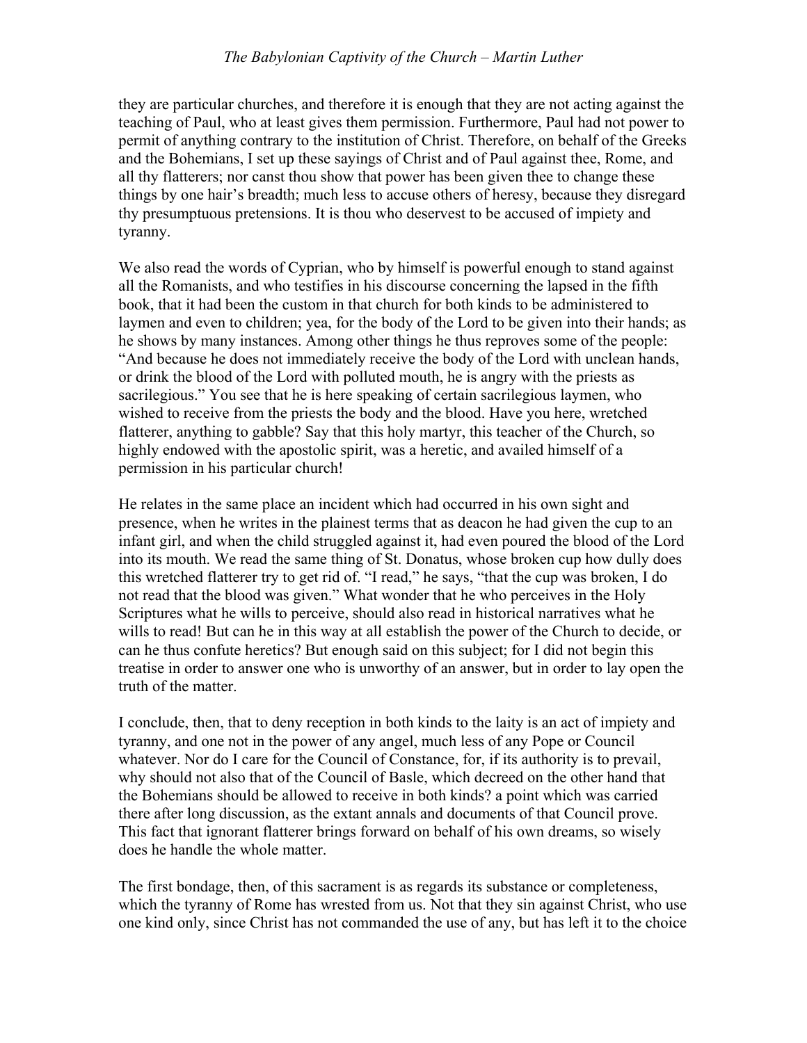they are particular churches, and therefore it is enough that they are not acting against the teaching of Paul, who at least gives them permission. Furthermore, Paul had not power to permit of anything contrary to the institution of Christ. Therefore, on behalf of the Greeks and the Bohemians, I set up these sayings of Christ and of Paul against thee, Rome, and all thy flatterers; nor canst thou show that power has been given thee to change these things by one hair's breadth; much less to accuse others of heresy, because they disregard thy presumptuous pretensions. It is thou who deservest to be accused of impiety and tyranny.

We also read the words of Cyprian, who by himself is powerful enough to stand against all the Romanists, and who testifies in his discourse concerning the lapsed in the fifth book, that it had been the custom in that church for both kinds to be administered to laymen and even to children; yea, for the body of the Lord to be given into their hands; as he shows by many instances. Among other things he thus reproves some of the people: "And because he does not immediately receive the body of the Lord with unclean hands, or drink the blood of the Lord with polluted mouth, he is angry with the priests as sacrilegious." You see that he is here speaking of certain sacrilegious laymen, who wished to receive from the priests the body and the blood. Have you here, wretched flatterer, anything to gabble? Say that this holy martyr, this teacher of the Church, so highly endowed with the apostolic spirit, was a heretic, and availed himself of a permission in his particular church!

He relates in the same place an incident which had occurred in his own sight and presence, when he writes in the plainest terms that as deacon he had given the cup to an infant girl, and when the child struggled against it, had even poured the blood of the Lord into its mouth. We read the same thing of St. Donatus, whose broken cup how dully does this wretched flatterer try to get rid of. "I read," he says, "that the cup was broken, I do not read that the blood was given." What wonder that he who perceives in the Holy Scriptures what he wills to perceive, should also read in historical narratives what he wills to read! But can he in this way at all establish the power of the Church to decide, or can he thus confute heretics? But enough said on this subject; for I did not begin this treatise in order to answer one who is unworthy of an answer, but in order to lay open the truth of the matter.

I conclude, then, that to deny reception in both kinds to the laity is an act of impiety and tyranny, and one not in the power of any angel, much less of any Pope or Council whatever. Nor do I care for the Council of Constance, for, if its authority is to prevail, why should not also that of the Council of Basle, which decreed on the other hand that the Bohemians should be allowed to receive in both kinds? a point which was carried there after long discussion, as the extant annals and documents of that Council prove. This fact that ignorant flatterer brings forward on behalf of his own dreams, so wisely does he handle the whole matter.

The first bondage, then, of this sacrament is as regards its substance or completeness, which the tyranny of Rome has wrested from us. Not that they sin against Christ, who use one kind only, since Christ has not commanded the use of any, but has left it to the choice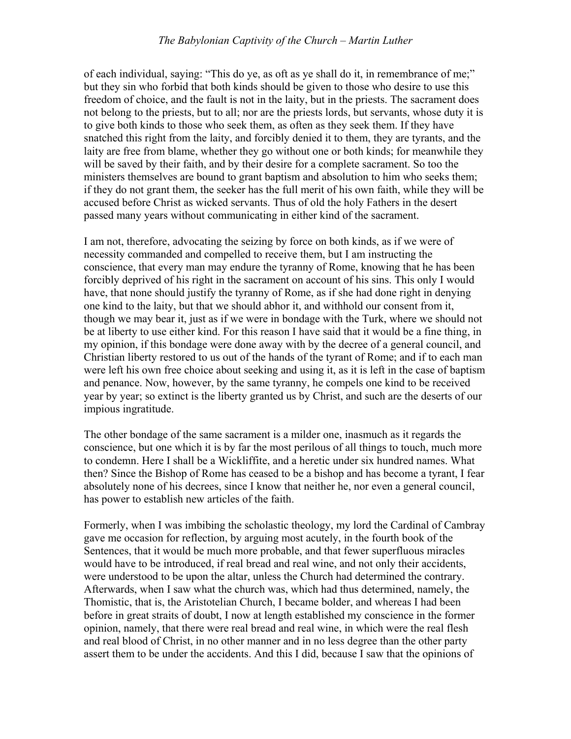of each individual, saying: "This do ye, as oft as ye shall do it, in remembrance of me;" but they sin who forbid that both kinds should be given to those who desire to use this freedom of choice, and the fault is not in the laity, but in the priests. The sacrament does not belong to the priests, but to all; nor are the priests lords, but servants, whose duty it is to give both kinds to those who seek them, as often as they seek them. If they have snatched this right from the laity, and forcibly denied it to them, they are tyrants, and the laity are free from blame, whether they go without one or both kinds; for meanwhile they will be saved by their faith, and by their desire for a complete sacrament. So too the ministers themselves are bound to grant baptism and absolution to him who seeks them; if they do not grant them, the seeker has the full merit of his own faith, while they will be accused before Christ as wicked servants. Thus of old the holy Fathers in the desert passed many years without communicating in either kind of the sacrament.

I am not, therefore, advocating the seizing by force on both kinds, as if we were of necessity commanded and compelled to receive them, but I am instructing the conscience, that every man may endure the tyranny of Rome, knowing that he has been forcibly deprived of his right in the sacrament on account of his sins. This only I would have, that none should justify the tyranny of Rome, as if she had done right in denying one kind to the laity, but that we should abhor it, and withhold our consent from it, though we may bear it, just as if we were in bondage with the Turk, where we should not be at liberty to use either kind. For this reason I have said that it would be a fine thing, in my opinion, if this bondage were done away with by the decree of a general council, and Christian liberty restored to us out of the hands of the tyrant of Rome; and if to each man were left his own free choice about seeking and using it, as it is left in the case of baptism and penance. Now, however, by the same tyranny, he compels one kind to be received year by year; so extinct is the liberty granted us by Christ, and such are the deserts of our impious ingratitude.

The other bondage of the same sacrament is a milder one, inasmuch as it regards the conscience, but one which it is by far the most perilous of all things to touch, much more to condemn. Here I shall be a Wickliffite, and a heretic under six hundred names. What then? Since the Bishop of Rome has ceased to be a bishop and has become a tyrant, I fear absolutely none of his decrees, since I know that neither he, nor even a general council, has power to establish new articles of the faith.

Formerly, when I was imbibing the scholastic theology, my lord the Cardinal of Cambray gave me occasion for reflection, by arguing most acutely, in the fourth book of the Sentences, that it would be much more probable, and that fewer superfluous miracles would have to be introduced, if real bread and real wine, and not only their accidents, were understood to be upon the altar, unless the Church had determined the contrary. Afterwards, when I saw what the church was, which had thus determined, namely, the Thomistic, that is, the Aristotelian Church, I became bolder, and whereas I had been before in great straits of doubt, I now at length established my conscience in the former opinion, namely, that there were real bread and real wine, in which were the real flesh and real blood of Christ, in no other manner and in no less degree than the other party assert them to be under the accidents. And this I did, because I saw that the opinions of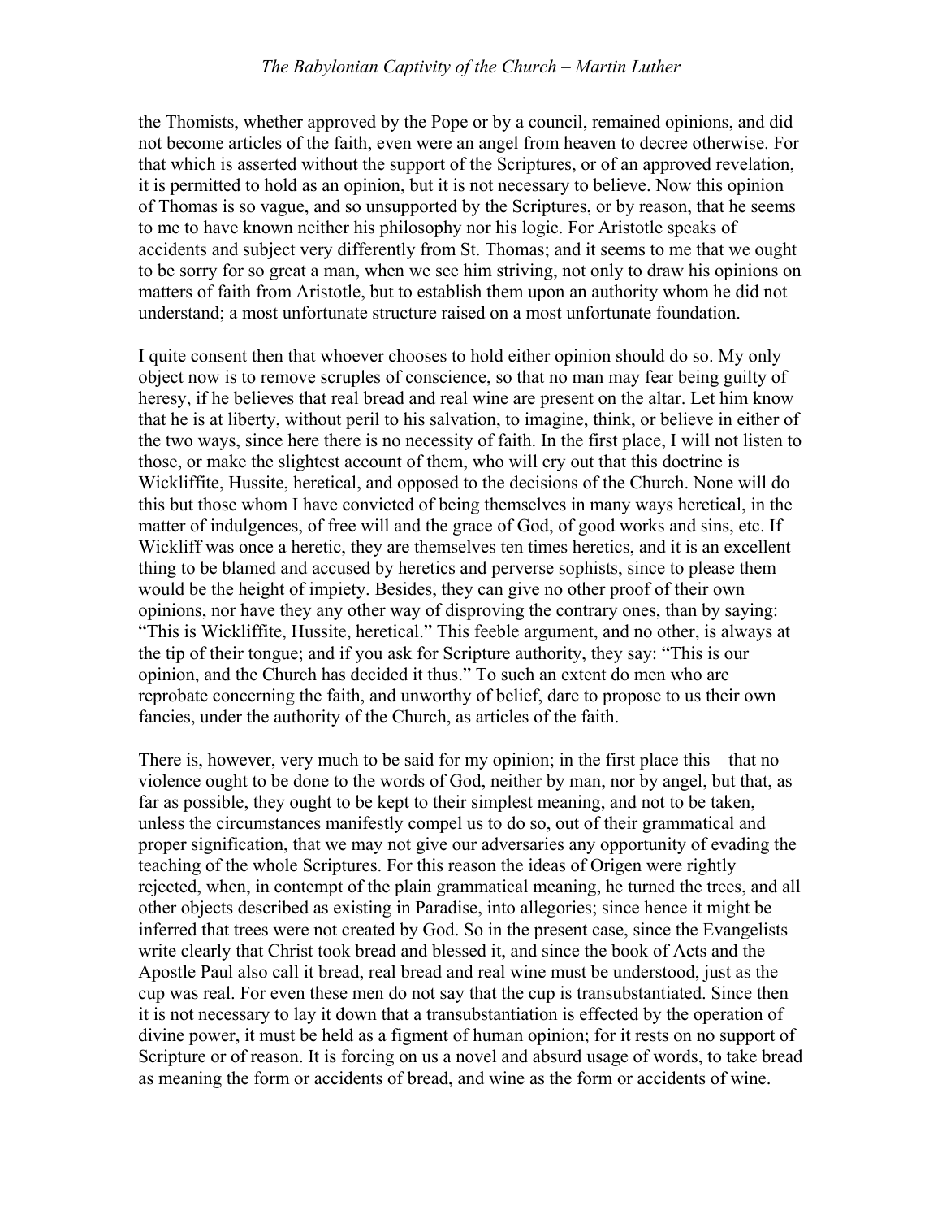the Thomists, whether approved by the Pope or by a council, remained opinions, and did not become articles of the faith, even were an angel from heaven to decree otherwise. For that which is asserted without the support of the Scriptures, or of an approved revelation, it is permitted to hold as an opinion, but it is not necessary to believe. Now this opinion of Thomas is so vague, and so unsupported by the Scriptures, or by reason, that he seems to me to have known neither his philosophy nor his logic. For Aristotle speaks of accidents and subject very differently from St. Thomas; and it seems to me that we ought to be sorry for so great a man, when we see him striving, not only to draw his opinions on matters of faith from Aristotle, but to establish them upon an authority whom he did not understand; a most unfortunate structure raised on a most unfortunate foundation.

I quite consent then that whoever chooses to hold either opinion should do so. My only object now is to remove scruples of conscience, so that no man may fear being guilty of heresy, if he believes that real bread and real wine are present on the altar. Let him know that he is at liberty, without peril to his salvation, to imagine, think, or believe in either of the two ways, since here there is no necessity of faith. In the first place, I will not listen to those, or make the slightest account of them, who will cry out that this doctrine is Wickliffite, Hussite, heretical, and opposed to the decisions of the Church. None will do this but those whom I have convicted of being themselves in many ways heretical, in the matter of indulgences, of free will and the grace of God, of good works and sins, etc. If Wickliff was once a heretic, they are themselves ten times heretics, and it is an excellent thing to be blamed and accused by heretics and perverse sophists, since to please them would be the height of impiety. Besides, they can give no other proof of their own opinions, nor have they any other way of disproving the contrary ones, than by saying: "This is Wickliffite, Hussite, heretical." This feeble argument, and no other, is always at the tip of their tongue; and if you ask for Scripture authority, they say: "This is our opinion, and the Church has decided it thus." To such an extent do men who are reprobate concerning the faith, and unworthy of belief, dare to propose to us their own fancies, under the authority of the Church, as articles of the faith.

There is, however, very much to be said for my opinion; in the first place this—that no violence ought to be done to the words of God, neither by man, nor by angel, but that, as far as possible, they ought to be kept to their simplest meaning, and not to be taken, unless the circumstances manifestly compel us to do so, out of their grammatical and proper signification, that we may not give our adversaries any opportunity of evading the teaching of the whole Scriptures. For this reason the ideas of Origen were rightly rejected, when, in contempt of the plain grammatical meaning, he turned the trees, and all other objects described as existing in Paradise, into allegories; since hence it might be inferred that trees were not created by God. So in the present case, since the Evangelists write clearly that Christ took bread and blessed it, and since the book of Acts and the Apostle Paul also call it bread, real bread and real wine must be understood, just as the cup was real. For even these men do not say that the cup is transubstantiated. Since then it is not necessary to lay it down that a transubstantiation is effected by the operation of divine power, it must be held as a figment of human opinion; for it rests on no support of Scripture or of reason. It is forcing on us a novel and absurd usage of words, to take bread as meaning the form or accidents of bread, and wine as the form or accidents of wine.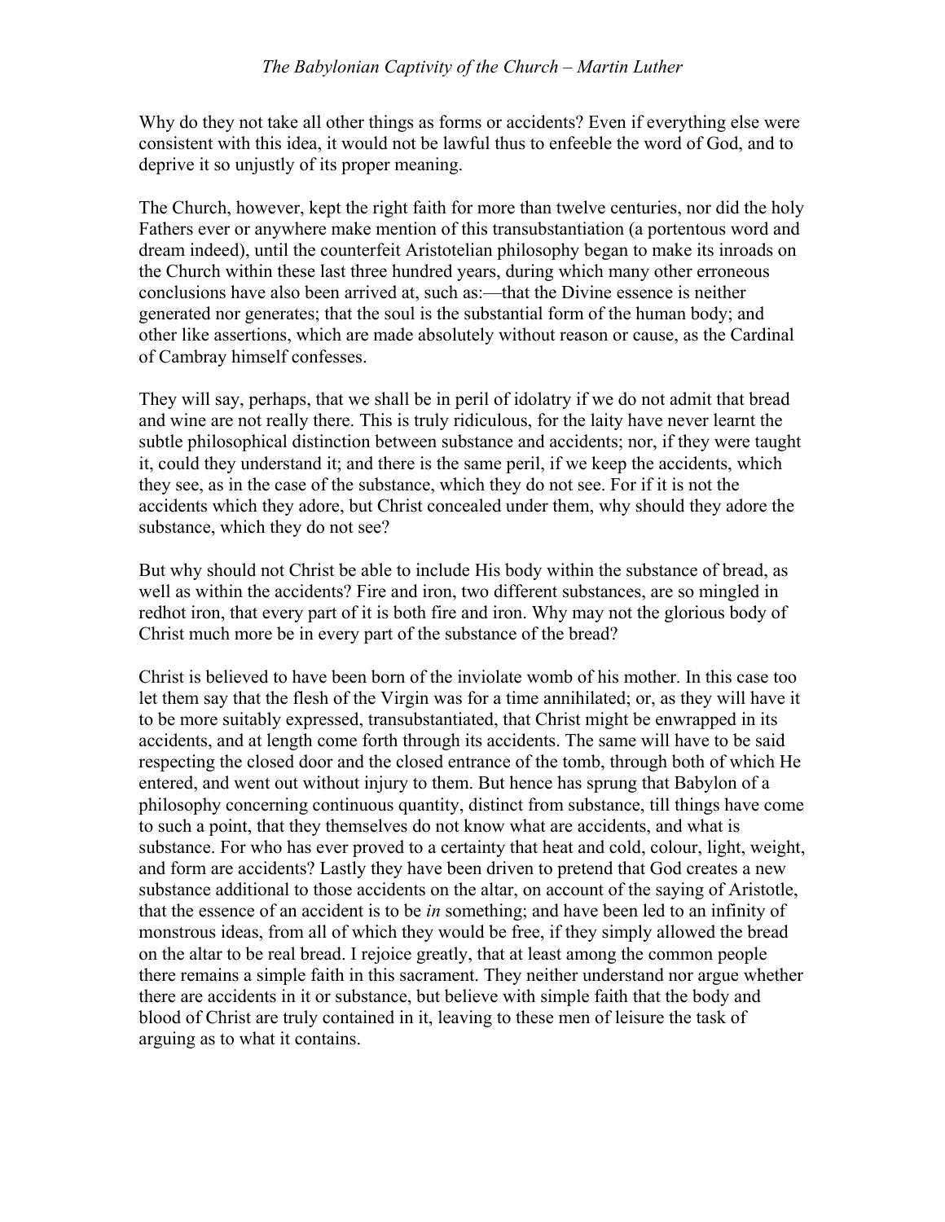Why do they not take all other things as forms or accidents? Even if everything else were consistent with this idea, it would not be lawful thus to enfeeble the word of God, and to deprive it so unjustly of its proper meaning.

The Church, however, kept the right faith for more than twelve centuries, nor did the holy Fathers ever or anywhere make mention of this transubstantiation (a portentous word and dream indeed), until the counterfeit Aristotelian philosophy began to make its inroads on the Church within these last three hundred years, during which many other erroneous conclusions have also been arrived at, such as:—that the Divine essence is neither generated nor generates; that the soul is the substantial form of the human body; and other like assertions, which are made absolutely without reason or cause, as the Cardinal of Cambray himself confesses.

They will say, perhaps, that we shall be in peril of idolatry if we do not admit that bread and wine are not really there. This is truly ridiculous, for the laity have never learnt the subtle philosophical distinction between substance and accidents; nor, if they were taught it, could they understand it; and there is the same peril, if we keep the accidents, which they see, as in the case of the substance, which they do not see. For if it is not the accidents which they adore, but Christ concealed under them, why should they adore the substance, which they do not see?

But why should not Christ be able to include His body within the substance of bread, as well as within the accidents? Fire and iron, two different substances, are so mingled in redhot iron, that every part of it is both fire and iron. Why may not the glorious body of Christ much more be in every part of the substance of the bread?

Christ is believed to have been born of the inviolate womb of his mother. In this case too let them say that the flesh of the Virgin was for a time annihilated; or, as they will have it to be more suitably expressed, transubstantiated, that Christ might be enwrapped in its accidents, and at length come forth through its accidents. The same will have to be said respecting the closed door and the closed entrance of the tomb, through both of which He entered, and went out without injury to them. But hence has sprung that Babylon of a philosophy concerning continuous quantity, distinct from substance, till things have come to such a point, that they themselves do not know what are accidents, and what is substance. For who has ever proved to a certainty that heat and cold, colour, light, weight, and form are accidents? Lastly they have been driven to pretend that God creates a new substance additional to those accidents on the altar, on account of the saying of Aristotle, that the essence of an accident is to be *in* something; and have been led to an infinity of monstrous ideas, from all of which they would be free, if they simply allowed the bread on the altar to be real bread. I rejoice greatly, that at least among the common people there remains a simple faith in this sacrament. They neither understand nor argue whether there are accidents in it or substance, but believe with simple faith that the body and blood of Christ are truly contained in it, leaving to these men of leisure the task of arguing as to what it contains.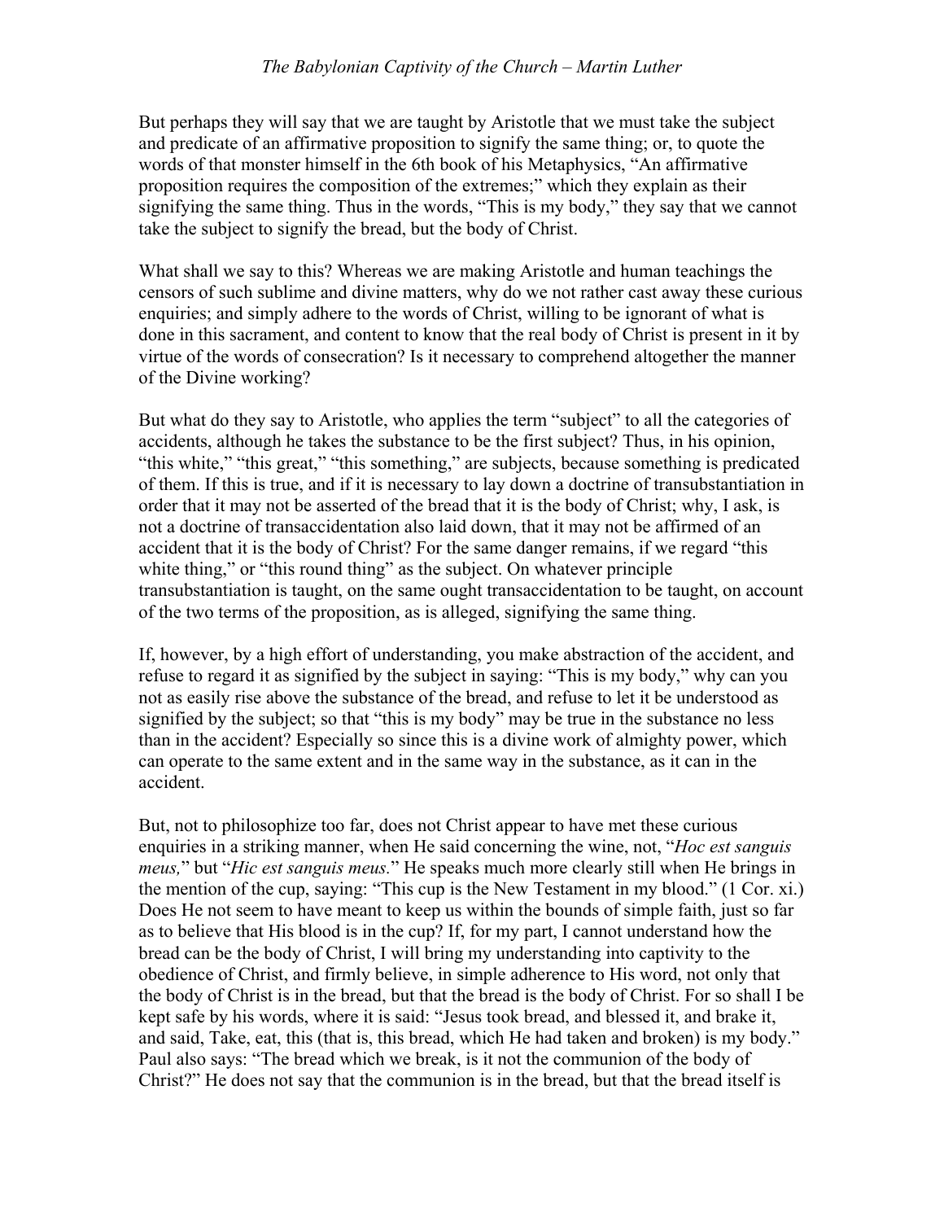But perhaps they will say that we are taught by Aristotle that we must take the subject and predicate of an affirmative proposition to signify the same thing; or, to quote the words of that monster himself in the 6th book of his Metaphysics, “An affirmative proposition requires the composition of the extremes;” which they explain as their signifying the same thing. Thus in the words, “This is my body,” they say that we cannot take the subject to signify the bread, but the body of Christ.

What shall we say to this? Whereas we are making Aristotle and human teachings the censors of such sublime and divine matters, why do we not rather cast away these curious enquiries; and simply adhere to the words of Christ, willing to be ignorant of what is done in this sacrament, and content to know that the real body of Christ is present in it by virtue of the words of consecration? Is it necessary to comprehend altogether the manner of the Divine working?

But what do they say to Aristotle, who applies the term “subject” to all the categories of accidents, although he takes the substance to be the first subject? Thus, in his opinion, “this white,” “this great,” “this something,” are subjects, because something is predicated of them. If this is true, and if it is necessary to lay down a doctrine of transubstantiation in order that it may not be asserted of the bread that it is the body of Christ; why, I ask, is not a doctrine of transaccidentation also laid down, that it may not be affirmed of an accident that it is the body of Christ? For the same danger remains, if we regard “this white thing,” or “this round thing” as the subject. On whatever principle transubstantiation is taught, on the same ought transaccidentation to be taught, on account of the two terms of the proposition, as is alleged, signifying the same thing.

If, however, by a high effort of understanding, you make abstraction of the accident, and refuse to regard it as signified by the subject in saying: “This is my body,” why can you not as easily rise above the substance of the bread, and refuse to let it be understood as signified by the subject; so that “this is my body” may be true in the substance no less than in the accident? Especially so since this is a divine work of almighty power, which can operate to the same extent and in the same way in the substance, as it can in the accident.

But, not to philosophize too far, does not Christ appear to have met these curious enquiries in a striking manner, when He said concerning the wine, not, “*Hoc est sanguis meus,*” but “*Hic est sanguis meus.*” He speaks much more clearly still when He brings in the mention of the cup, saying: “This cup is the New Testament in my blood.” (1 Cor. xi.) Does He not seem to have meant to keep us within the bounds of simple faith, just so far as to believe that His blood is in the cup? If, for my part, I cannot understand how the bread can be the body of Christ, I will bring my understanding into captivity to the obedience of Christ, and firmly believe, in simple adherence to His word, not only that the body of Christ is in the bread, but that the bread is the body of Christ. For so shall I be kept safe by his words, where it is said: “Jesus took bread, and blessed it, and brake it, and said, Take, eat, this (that is, this bread, which He had taken and broken) is my body.” Paul also says: “The bread which we break, is it not the communion of the body of Christ?” He does not say that the communion is in the bread, but that the bread itself is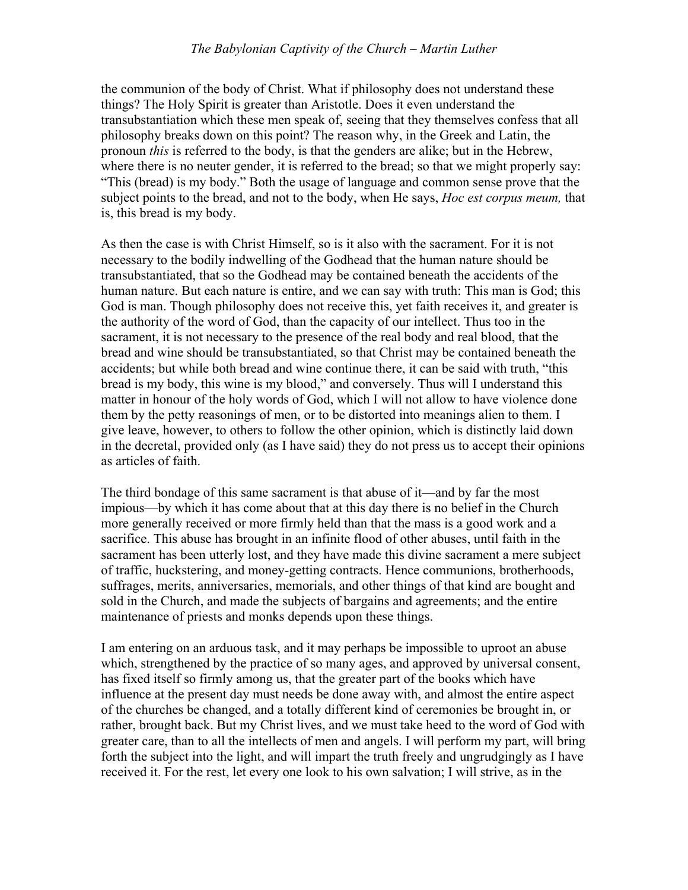the communion of the body of Christ. What if philosophy does not understand these things? The Holy Spirit is greater than Aristotle. Does it even understand the transubstantiation which these men speak of, seeing that they themselves confess that all philosophy breaks down on this point? The reason why, in the Greek and Latin, the pronoun *this* is referred to the body, is that the genders are alike; but in the Hebrew, where there is no neuter gender, it is referred to the bread; so that we might properly say: "This (bread) is my body." Both the usage of language and common sense prove that the subject points to the bread, and not to the body, when He says, *Hoc est corpus meum,* that is, this bread is my body.

As then the case is with Christ Himself, so is it also with the sacrament. For it is not necessary to the bodily indwelling of the Godhead that the human nature should be transubstantiated, that so the Godhead may be contained beneath the accidents of the human nature. But each nature is entire, and we can say with truth: This man is God; this God is man. Though philosophy does not receive this, yet faith receives it, and greater is the authority of the word of God, than the capacity of our intellect. Thus too in the sacrament, it is not necessary to the presence of the real body and real blood, that the bread and wine should be transubstantiated, so that Christ may be contained beneath the accidents; but while both bread and wine continue there, it can be said with truth, "this bread is my body, this wine is my blood," and conversely. Thus will I understand this matter in honour of the holy words of God, which I will not allow to have violence done them by the petty reasonings of men, or to be distorted into meanings alien to them. I give leave, however, to others to follow the other opinion, which is distinctly laid down in the decretal, provided only (as I have said) they do not press us to accept their opinions as articles of faith.

The third bondage of this same sacrament is that abuse of it—and by far the most impious—by which it has come about that at this day there is no belief in the Church more generally received or more firmly held than that the mass is a good work and a sacrifice. This abuse has brought in an infinite flood of other abuses, until faith in the sacrament has been utterly lost, and they have made this divine sacrament a mere subject of traffic, huckstering, and money-getting contracts. Hence communions, brotherhoods, suffrages, merits, anniversaries, memorials, and other things of that kind are bought and sold in the Church, and made the subjects of bargains and agreements; and the entire maintenance of priests and monks depends upon these things.

I am entering on an arduous task, and it may perhaps be impossible to uproot an abuse which, strengthened by the practice of so many ages, and approved by universal consent, has fixed itself so firmly among us, that the greater part of the books which have influence at the present day must needs be done away with, and almost the entire aspect of the churches be changed, and a totally different kind of ceremonies be brought in, or rather, brought back. But my Christ lives, and we must take heed to the word of God with greater care, than to all the intellects of men and angels. I will perform my part, will bring forth the subject into the light, and will impart the truth freely and ungrudgingly as I have received it. For the rest, let every one look to his own salvation; I will strive, as in the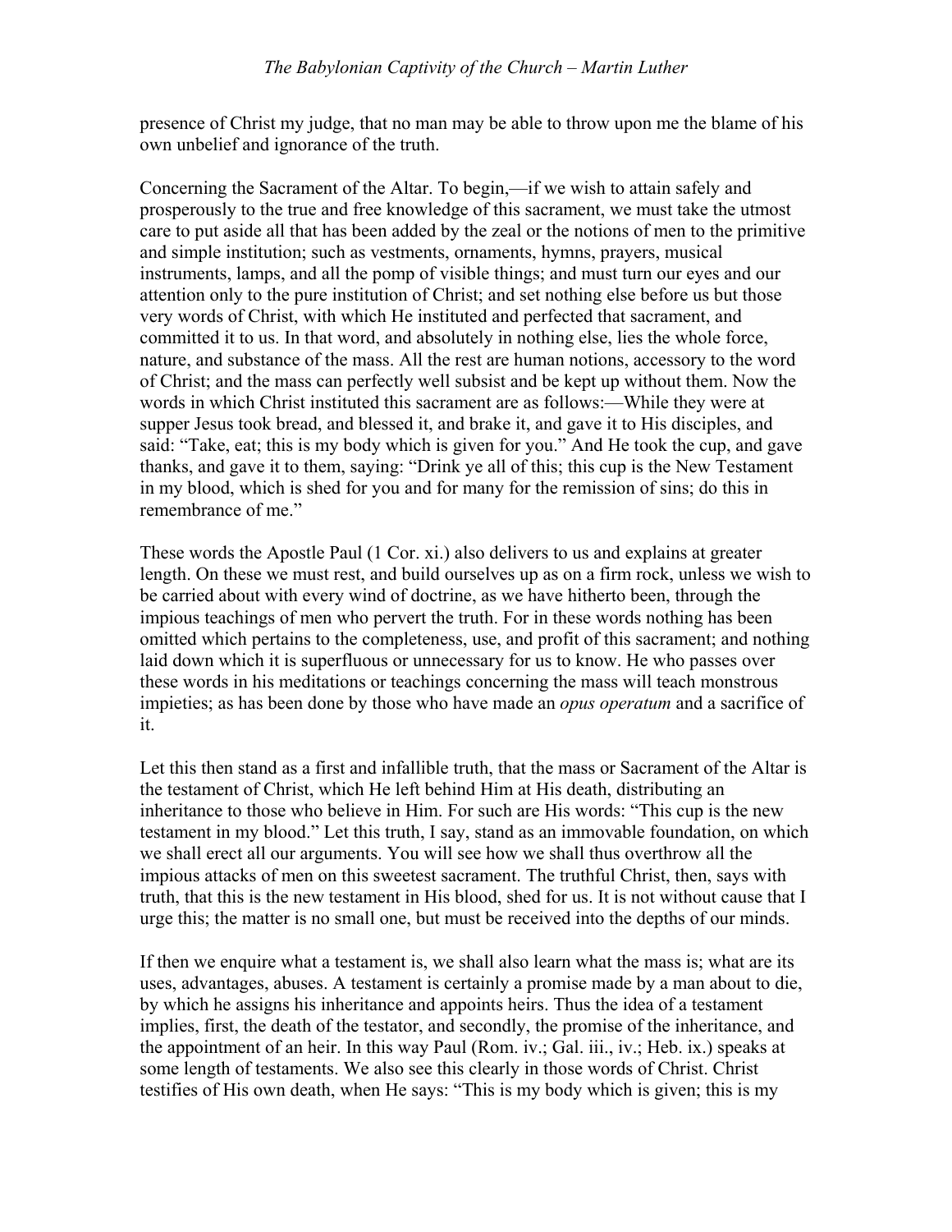presence of Christ my judge, that no man may be able to throw upon me the blame of his own unbelief and ignorance of the truth.

Concerning the Sacrament of the Altar. To begin,—if we wish to attain safely and prosperously to the true and free knowledge of this sacrament, we must take the utmost care to put aside all that has been added by the zeal or the notions of men to the primitive and simple institution; such as vestments, ornaments, hymns, prayers, musical instruments, lamps, and all the pomp of visible things; and must turn our eyes and our attention only to the pure institution of Christ; and set nothing else before us but those very words of Christ, with which He instituted and perfected that sacrament, and committed it to us. In that word, and absolutely in nothing else, lies the whole force, nature, and substance of the mass. All the rest are human notions, accessory to the word of Christ; and the mass can perfectly well subsist and be kept up without them. Now the words in which Christ instituted this sacrament are as follows:—While they were at supper Jesus took bread, and blessed it, and brake it, and gave it to His disciples, and said: "Take, eat; this is my body which is given for you." And He took the cup, and gave thanks, and gave it to them, saying: "Drink ye all of this; this cup is the New Testament in my blood, which is shed for you and for many for the remission of sins; do this in remembrance of me."

These words the Apostle Paul (1 Cor. xi.) also delivers to us and explains at greater length. On these we must rest, and build ourselves up as on a firm rock, unless we wish to be carried about with every wind of doctrine, as we have hitherto been, through the impious teachings of men who pervert the truth. For in these words nothing has been omitted which pertains to the completeness, use, and profit of this sacrament; and nothing laid down which it is superfluous or unnecessary for us to know. He who passes over these words in his meditations or teachings concerning the mass will teach monstrous impieties; as has been done by those who have made an *opus operatum* and a sacrifice of it.

Let this then stand as a first and infallible truth, that the mass or Sacrament of the Altar is the testament of Christ, which He left behind Him at His death, distributing an inheritance to those who believe in Him. For such are His words: "This cup is the new testament in my blood." Let this truth, I say, stand as an immovable foundation, on which we shall erect all our arguments. You will see how we shall thus overthrow all the impious attacks of men on this sweetest sacrament. The truthful Christ, then, says with truth, that this is the new testament in His blood, shed for us. It is not without cause that I urge this; the matter is no small one, but must be received into the depths of our minds.

If then we enquire what a testament is, we shall also learn what the mass is; what are its uses, advantages, abuses. A testament is certainly a promise made by a man about to die, by which he assigns his inheritance and appoints heirs. Thus the idea of a testament implies, first, the death of the testator, and secondly, the promise of the inheritance, and the appointment of an heir. In this way Paul (Rom. iv.; Gal. iii., iv.; Heb. ix.) speaks at some length of testaments. We also see this clearly in those words of Christ. Christ testifies of His own death, when He says: "This is my body which is given; this is my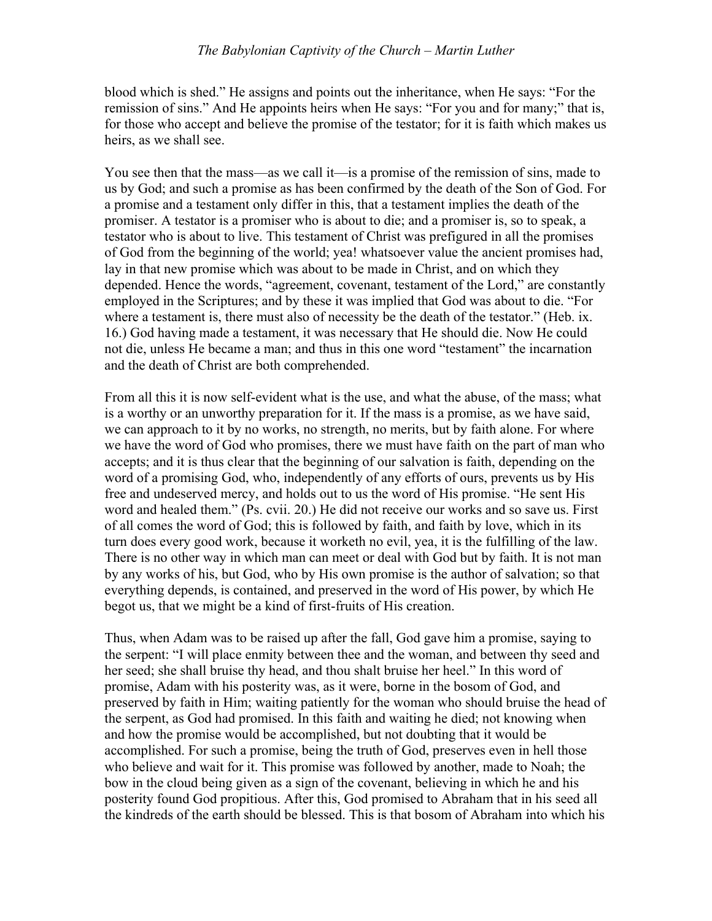blood which is shed." He assigns and points out the inheritance, when He says: "For the remission of sins." And He appoints heirs when He says: "For you and for many;" that is, for those who accept and believe the promise of the testator; for it is faith which makes us heirs, as we shall see.

You see then that the mass—as we call it—is a promise of the remission of sins, made to us by God; and such a promise as has been confirmed by the death of the Son of God. For a promise and a testament only differ in this, that a testament implies the death of the promiser. A testator is a promiser who is about to die; and a promiser is, so to speak, a testator who is about to live. This testament of Christ was prefigured in all the promises of God from the beginning of the world; yea! whatsoever value the ancient promises had, lay in that new promise which was about to be made in Christ, and on which they depended. Hence the words, "agreement, covenant, testament of the Lord," are constantly employed in the Scriptures; and by these it was implied that God was about to die. "For where a testament is, there must also of necessity be the death of the testator." (Heb. ix. 16.) God having made a testament, it was necessary that He should die. Now He could not die, unless He became a man; and thus in this one word "testament" the incarnation and the death of Christ are both comprehended.

From all this it is now self-evident what is the use, and what the abuse, of the mass; what is a worthy or an unworthy preparation for it. If the mass is a promise, as we have said, we can approach to it by no works, no strength, no merits, but by faith alone. For where we have the word of God who promises, there we must have faith on the part of man who accepts; and it is thus clear that the beginning of our salvation is faith, depending on the word of a promising God, who, independently of any efforts of ours, prevents us by His free and undeserved mercy, and holds out to us the word of His promise. "He sent His word and healed them." (Ps. cvii. 20.) He did not receive our works and so save us. First of all comes the word of God; this is followed by faith, and faith by love, which in its turn does every good work, because it worketh no evil, yea, it is the fulfilling of the law. There is no other way in which man can meet or deal with God but by faith. It is not man by any works of his, but God, who by His own promise is the author of salvation; so that everything depends, is contained, and preserved in the word of His power, by which He begot us, that we might be a kind of first-fruits of His creation.

Thus, when Adam was to be raised up after the fall, God gave him a promise, saying to the serpent: "I will place enmity between thee and the woman, and between thy seed and her seed; she shall bruise thy head, and thou shalt bruise her heel." In this word of promise, Adam with his posterity was, as it were, borne in the bosom of God, and preserved by faith in Him; waiting patiently for the woman who should bruise the head of the serpent, as God had promised. In this faith and waiting he died; not knowing when and how the promise would be accomplished, but not doubting that it would be accomplished. For such a promise, being the truth of God, preserves even in hell those who believe and wait for it. This promise was followed by another, made to Noah; the bow in the cloud being given as a sign of the covenant, believing in which he and his posterity found God propitious. After this, God promised to Abraham that in his seed all the kindreds of the earth should be blessed. This is that bosom of Abraham into which his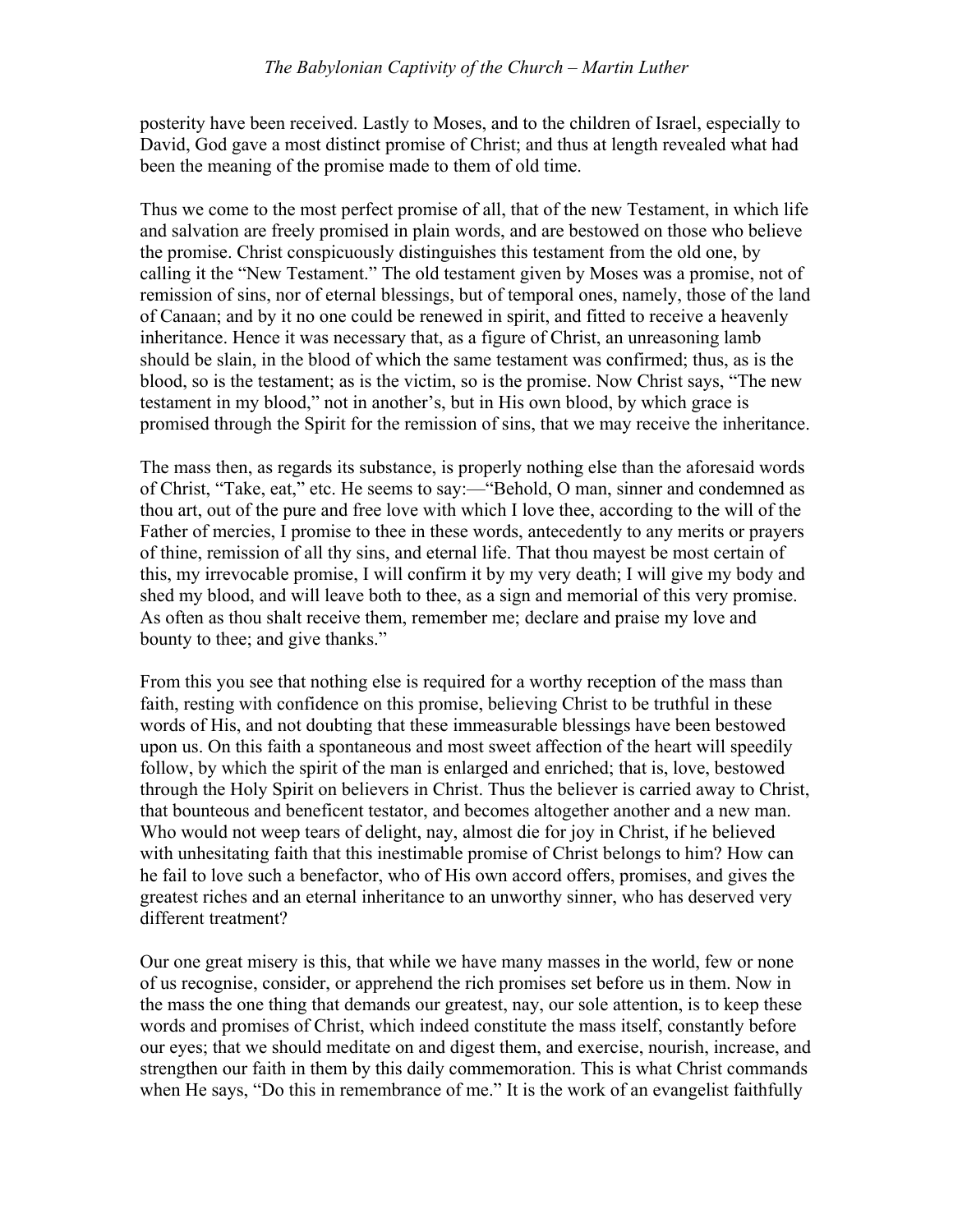posterity have been received. Lastly to Moses, and to the children of Israel, especially to David, God gave a most distinct promise of Christ; and thus at length revealed what had been the meaning of the promise made to them of old time.

Thus we come to the most perfect promise of all, that of the new Testament, in which life and salvation are freely promised in plain words, and are bestowed on those who believe the promise. Christ conspicuously distinguishes this testament from the old one, by calling it the "New Testament." The old testament given by Moses was a promise, not of remission of sins, nor of eternal blessings, but of temporal ones, namely, those of the land of Canaan; and by it no one could be renewed in spirit, and fitted to receive a heavenly inheritance. Hence it was necessary that, as a figure of Christ, an unreasoning lamb should be slain, in the blood of which the same testament was confirmed; thus, as is the blood, so is the testament; as is the victim, so is the promise. Now Christ says, "The new testament in my blood," not in another's, but in His own blood, by which grace is promised through the Spirit for the remission of sins, that we may receive the inheritance.

The mass then, as regards its substance, is properly nothing else than the aforesaid words of Christ, "Take, eat," etc. He seems to say:—"Behold, O man, sinner and condemned as thou art, out of the pure and free love with which I love thee, according to the will of the Father of mercies, I promise to thee in these words, antecedently to any merits or prayers of thine, remission of all thy sins, and eternal life. That thou mayest be most certain of this, my irrevocable promise, I will confirm it by my very death; I will give my body and shed my blood, and will leave both to thee, as a sign and memorial of this very promise. As often as thou shalt receive them, remember me; declare and praise my love and bounty to thee; and give thanks."

From this you see that nothing else is required for a worthy reception of the mass than faith, resting with confidence on this promise, believing Christ to be truthful in these words of His, and not doubting that these immeasurable blessings have been bestowed upon us. On this faith a spontaneous and most sweet affection of the heart will speedily follow, by which the spirit of the man is enlarged and enriched; that is, love, bestowed through the Holy Spirit on believers in Christ. Thus the believer is carried away to Christ, that bounteous and beneficent testator, and becomes altogether another and a new man. Who would not weep tears of delight, nay, almost die for joy in Christ, if he believed with unhesitating faith that this inestimable promise of Christ belongs to him? How can he fail to love such a benefactor, who of His own accord offers, promises, and gives the greatest riches and an eternal inheritance to an unworthy sinner, who has deserved very different treatment?

Our one great misery is this, that while we have many masses in the world, few or none of us recognise, consider, or apprehend the rich promises set before us in them. Now in the mass the one thing that demands our greatest, nay, our sole attention, is to keep these words and promises of Christ, which indeed constitute the mass itself, constantly before our eyes; that we should meditate on and digest them, and exercise, nourish, increase, and strengthen our faith in them by this daily commemoration. This is what Christ commands when He says, "Do this in remembrance of me." It is the work of an evangelist faithfully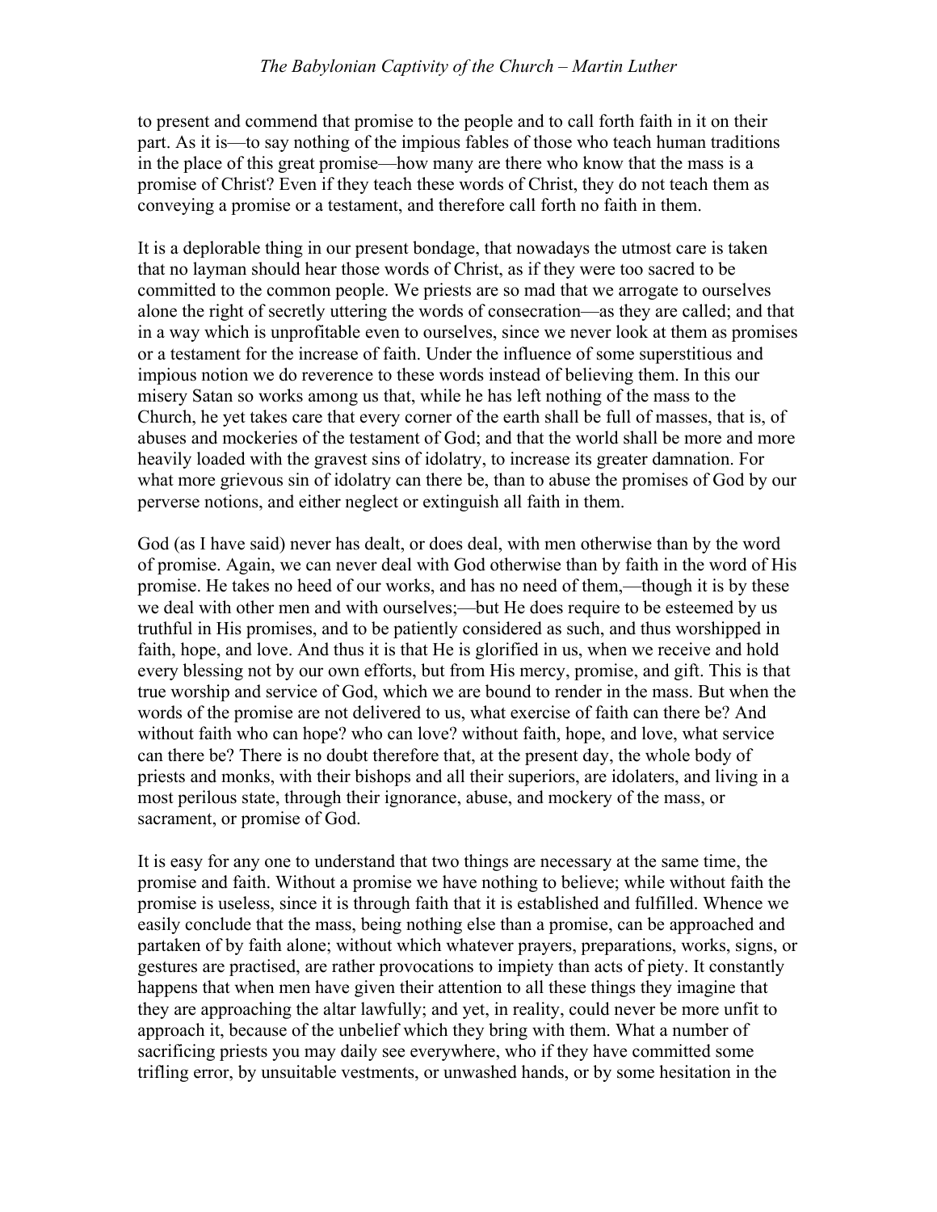to present and commend that promise to the people and to call forth faith in it on their part. As it is—to say nothing of the impious fables of those who teach human traditions in the place of this great promise—how many are there who know that the mass is a promise of Christ? Even if they teach these words of Christ, they do not teach them as conveying a promise or a testament, and therefore call forth no faith in them.

It is a deplorable thing in our present bondage, that nowadays the utmost care is taken that no layman should hear those words of Christ, as if they were too sacred to be committed to the common people. We priests are so mad that we arrogate to ourselves alone the right of secretly uttering the words of consecration—as they are called; and that in a way which is unprofitable even to ourselves, since we never look at them as promises or a testament for the increase of faith. Under the influence of some superstitious and impious notion we do reverence to these words instead of believing them. In this our misery Satan so works among us that, while he has left nothing of the mass to the Church, he yet takes care that every corner of the earth shall be full of masses, that is, of abuses and mockeries of the testament of God; and that the world shall be more and more heavily loaded with the gravest sins of idolatry, to increase its greater damnation. For what more grievous sin of idolatry can there be, than to abuse the promises of God by our perverse notions, and either neglect or extinguish all faith in them.

God (as I have said) never has dealt, or does deal, with men otherwise than by the word of promise. Again, we can never deal with God otherwise than by faith in the word of His promise. He takes no heed of our works, and has no need of them,—though it is by these we deal with other men and with ourselves;—but He does require to be esteemed by us truthful in His promises, and to be patiently considered as such, and thus worshipped in faith, hope, and love. And thus it is that He is glorified in us, when we receive and hold every blessing not by our own efforts, but from His mercy, promise, and gift. This is that true worship and service of God, which we are bound to render in the mass. But when the words of the promise are not delivered to us, what exercise of faith can there be? And without faith who can hope? who can love? without faith, hope, and love, what service can there be? There is no doubt therefore that, at the present day, the whole body of priests and monks, with their bishops and all their superiors, are idolaters, and living in a most perilous state, through their ignorance, abuse, and mockery of the mass, or sacrament, or promise of God.

It is easy for any one to understand that two things are necessary at the same time, the promise and faith. Without a promise we have nothing to believe; while without faith the promise is useless, since it is through faith that it is established and fulfilled. Whence we easily conclude that the mass, being nothing else than a promise, can be approached and partaken of by faith alone; without which whatever prayers, preparations, works, signs, or gestures are practised, are rather provocations to impiety than acts of piety. It constantly happens that when men have given their attention to all these things they imagine that they are approaching the altar lawfully; and yet, in reality, could never be more unfit to approach it, because of the unbelief which they bring with them. What a number of sacrificing priests you may daily see everywhere, who if they have committed some trifling error, by unsuitable vestments, or unwashed hands, or by some hesitation in the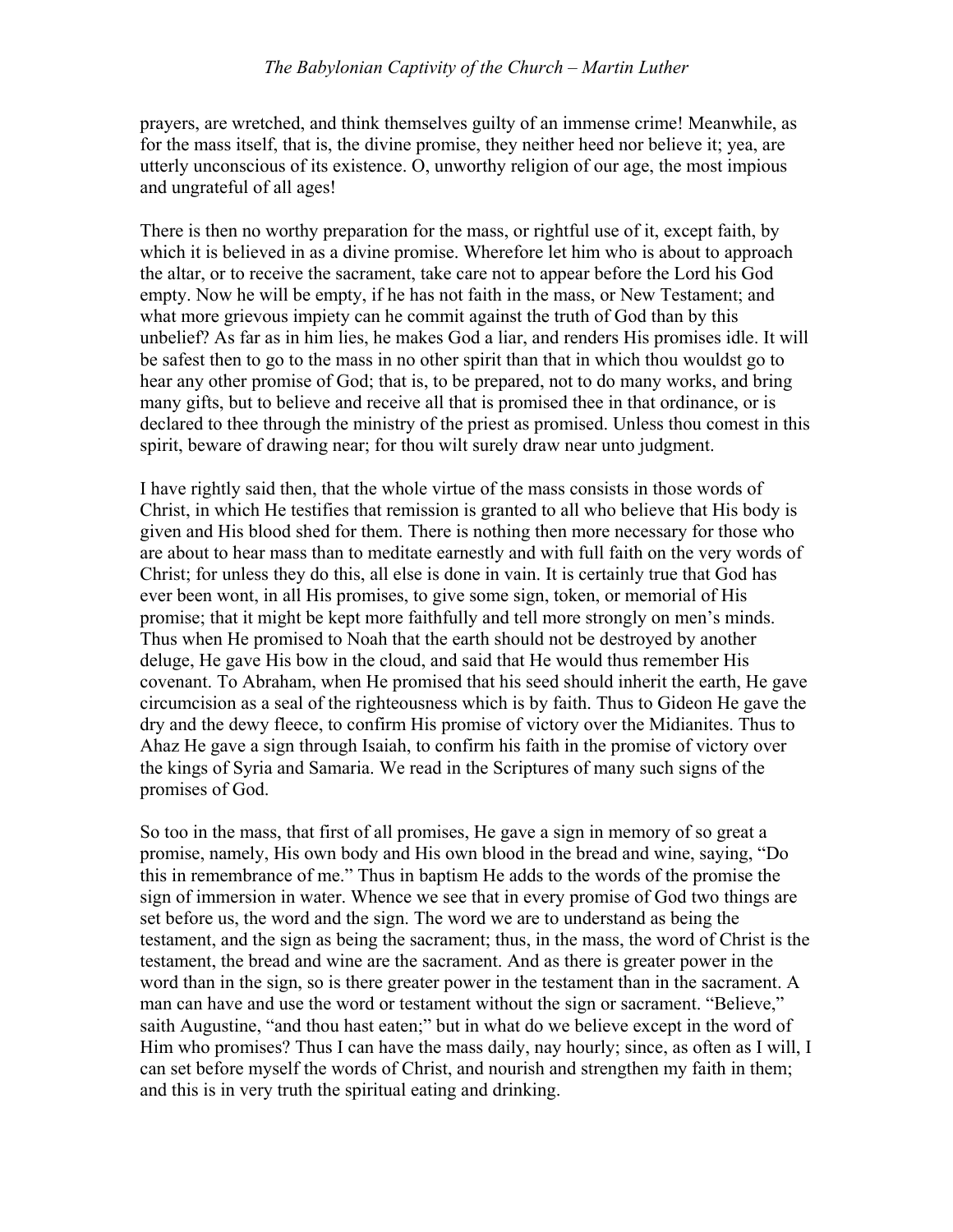prayers, are wretched, and think themselves guilty of an immense crime! Meanwhile, as for the mass itself, that is, the divine promise, they neither heed nor believe it; yea, are utterly unconscious of its existence. O, unworthy religion of our age, the most impious and ungrateful of all ages!

There is then no worthy preparation for the mass, or rightful use of it, except faith, by which it is believed in as a divine promise. Wherefore let him who is about to approach the altar, or to receive the sacrament, take care not to appear before the Lord his God empty. Now he will be empty, if he has not faith in the mass, or New Testament; and what more grievous impiety can he commit against the truth of God than by this unbelief? As far as in him lies, he makes God a liar, and renders His promises idle. It will be safest then to go to the mass in no other spirit than that in which thou wouldst go to hear any other promise of God; that is, to be prepared, not to do many works, and bring many gifts, but to believe and receive all that is promised thee in that ordinance, or is declared to thee through the ministry of the priest as promised. Unless thou comest in this spirit, beware of drawing near; for thou wilt surely draw near unto judgment.

I have rightly said then, that the whole virtue of the mass consists in those words of Christ, in which He testifies that remission is granted to all who believe that His body is given and His blood shed for them. There is nothing then more necessary for those who are about to hear mass than to meditate earnestly and with full faith on the very words of Christ; for unless they do this, all else is done in vain. It is certainly true that God has ever been wont, in all His promises, to give some sign, token, or memorial of His promise; that it might be kept more faithfully and tell more strongly on men's minds. Thus when He promised to Noah that the earth should not be destroyed by another deluge, He gave His bow in the cloud, and said that He would thus remember His covenant. To Abraham, when He promised that his seed should inherit the earth, He gave circumcision as a seal of the righteousness which is by faith. Thus to Gideon He gave the dry and the dewy fleece, to confirm His promise of victory over the Midianites. Thus to Ahaz He gave a sign through Isaiah, to confirm his faith in the promise of victory over the kings of Syria and Samaria. We read in the Scriptures of many such signs of the promises of God.

So too in the mass, that first of all promises, He gave a sign in memory of so great a promise, namely, His own body and His own blood in the bread and wine, saying, "Do this in remembrance of me." Thus in baptism He adds to the words of the promise the sign of immersion in water. Whence we see that in every promise of God two things are set before us, the word and the sign. The word we are to understand as being the testament, and the sign as being the sacrament; thus, in the mass, the word of Christ is the testament, the bread and wine are the sacrament. And as there is greater power in the word than in the sign, so is there greater power in the testament than in the sacrament. A man can have and use the word or testament without the sign or sacrament. "Believe," saith Augustine, "and thou hast eaten;" but in what do we believe except in the word of Him who promises? Thus I can have the mass daily, nay hourly; since, as often as I will, I can set before myself the words of Christ, and nourish and strengthen my faith in them; and this is in very truth the spiritual eating and drinking.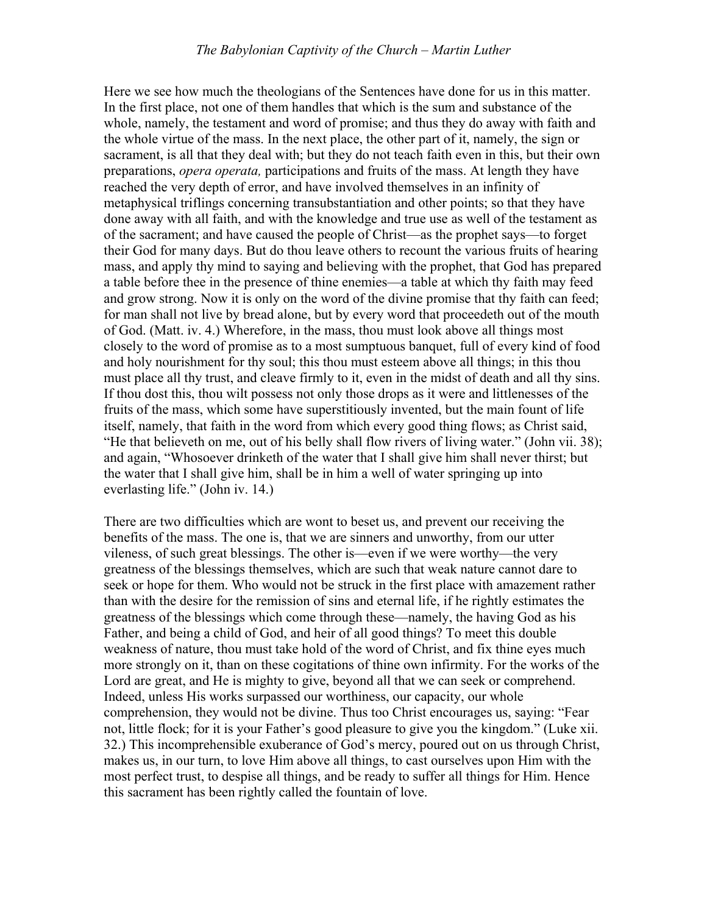Here we see how much the theologians of the Sentences have done for us in this matter. In the first place, not one of them handles that which is the sum and substance of the whole, namely, the testament and word of promise; and thus they do away with faith and the whole virtue of the mass. In the next place, the other part of it, namely, the sign or sacrament, is all that they deal with; but they do not teach faith even in this, but their own preparations, *opera operata,* participations and fruits of the mass. At length they have reached the very depth of error, and have involved themselves in an infinity of metaphysical triflings concerning transubstantiation and other points; so that they have done away with all faith, and with the knowledge and true use as well of the testament as of the sacrament; and have caused the people of Christ—as the prophet says—to forget their God for many days. But do thou leave others to recount the various fruits of hearing mass, and apply thy mind to saying and believing with the prophet, that God has prepared a table before thee in the presence of thine enemies—a table at which thy faith may feed and grow strong. Now it is only on the word of the divine promise that thy faith can feed; for man shall not live by bread alone, but by every word that proceedeth out of the mouth of God. (Matt. iv. 4.) Wherefore, in the mass, thou must look above all things most closely to the word of promise as to a most sumptuous banquet, full of every kind of food and holy nourishment for thy soul; this thou must esteem above all things; in this thou must place all thy trust, and cleave firmly to it, even in the midst of death and all thy sins. If thou dost this, thou wilt possess not only those drops as it were and littlenesses of the fruits of the mass, which some have superstitiously invented, but the main fount of life itself, namely, that faith in the word from which every good thing flows; as Christ said, "He that believeth on me, out of his belly shall flow rivers of living water." (John vii. 38); and again, "Whosoever drinketh of the water that I shall give him shall never thirst; but the water that I shall give him, shall be in him a well of water springing up into everlasting life." (John iv. 14.)

There are two difficulties which are wont to beset us, and prevent our receiving the benefits of the mass. The one is, that we are sinners and unworthy, from our utter vileness, of such great blessings. The other is—even if we were worthy—the very greatness of the blessings themselves, which are such that weak nature cannot dare to seek or hope for them. Who would not be struck in the first place with amazement rather than with the desire for the remission of sins and eternal life, if he rightly estimates the greatness of the blessings which come through these—namely, the having God as his Father, and being a child of God, and heir of all good things? To meet this double weakness of nature, thou must take hold of the word of Christ, and fix thine eyes much more strongly on it, than on these cogitations of thine own infirmity. For the works of the Lord are great, and He is mighty to give, beyond all that we can seek or comprehend. Indeed, unless His works surpassed our worthiness, our capacity, our whole comprehension, they would not be divine. Thus too Christ encourages us, saying: "Fear not, little flock; for it is your Father's good pleasure to give you the kingdom." (Luke xii. 32.) This incomprehensible exuberance of God's mercy, poured out on us through Christ, makes us, in our turn, to love Him above all things, to cast ourselves upon Him with the most perfect trust, to despise all things, and be ready to suffer all things for Him. Hence this sacrament has been rightly called the fountain of love.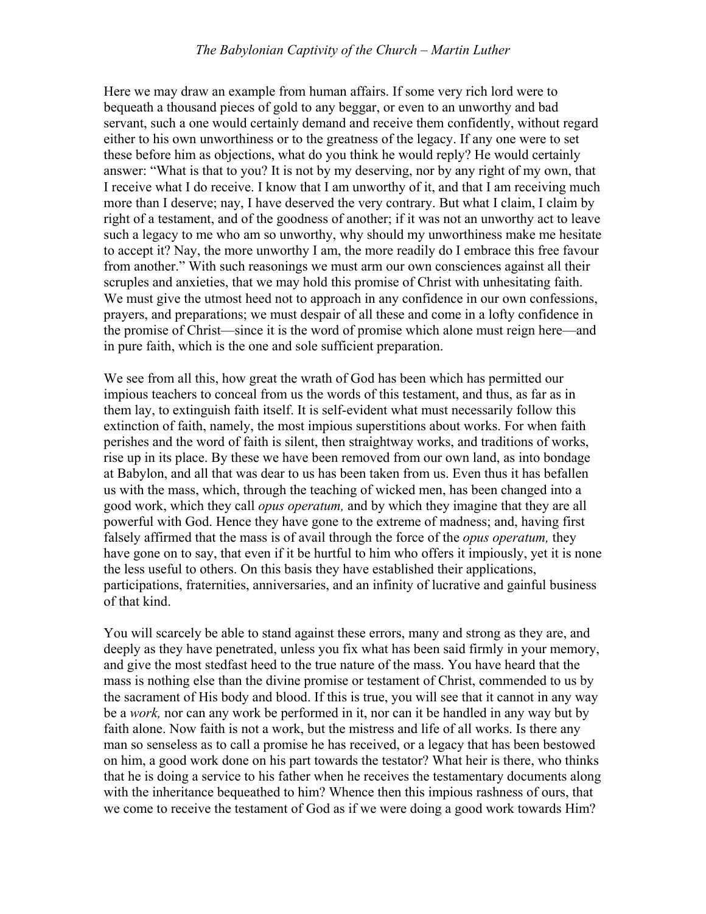Here we may draw an example from human affairs. If some very rich lord were to bequeath a thousand pieces of gold to any beggar, or even to an unworthy and bad servant, such a one would certainly demand and receive them confidently, without regard either to his own unworthiness or to the greatness of the legacy. If any one were to set these before him as objections, what do you think he would reply? He would certainly answer: "What is that to you? It is not by my deserving, nor by any right of my own, that I receive what I do receive. I know that I am unworthy of it, and that I am receiving much more than I deserve; nay, I have deserved the very contrary. But what I claim, I claim by right of a testament, and of the goodness of another; if it was not an unworthy act to leave such a legacy to me who am so unworthy, why should my unworthiness make me hesitate to accept it? Nay, the more unworthy I am, the more readily do I embrace this free favour from another." With such reasonings we must arm our own consciences against all their scruples and anxieties, that we may hold this promise of Christ with unhesitating faith. We must give the utmost heed not to approach in any confidence in our own confessions, prayers, and preparations; we must despair of all these and come in a lofty confidence in the promise of Christ—since it is the word of promise which alone must reign here—and in pure faith, which is the one and sole sufficient preparation.

We see from all this, how great the wrath of God has been which has permitted our impious teachers to conceal from us the words of this testament, and thus, as far as in them lay, to extinguish faith itself. It is self-evident what must necessarily follow this extinction of faith, namely, the most impious superstitions about works. For when faith perishes and the word of faith is silent, then straightway works, and traditions of works, rise up in its place. By these we have been removed from our own land, as into bondage at Babylon, and all that was dear to us has been taken from us. Even thus it has befallen us with the mass, which, through the teaching of wicked men, has been changed into a good work, which they call *opus operatum,* and by which they imagine that they are all powerful with God. Hence they have gone to the extreme of madness; and, having first falsely affirmed that the mass is of avail through the force of the *opus operatum,* they have gone on to say, that even if it be hurtful to him who offers it impiously, yet it is none the less useful to others. On this basis they have established their applications, participations, fraternities, anniversaries, and an infinity of lucrative and gainful business of that kind.

You will scarcely be able to stand against these errors, many and strong as they are, and deeply as they have penetrated, unless you fix what has been said firmly in your memory, and give the most stedfast heed to the true nature of the mass. You have heard that the mass is nothing else than the divine promise or testament of Christ, commended to us by the sacrament of His body and blood. If this is true, you will see that it cannot in any way be a *work,* nor can any work be performed in it, nor can it be handled in any way but by faith alone. Now faith is not a work, but the mistress and life of all works. Is there any man so senseless as to call a promise he has received, or a legacy that has been bestowed on him, a good work done on his part towards the testator? What heir is there, who thinks that he is doing a service to his father when he receives the testamentary documents along with the inheritance bequeathed to him? Whence then this impious rashness of ours, that we come to receive the testament of God as if we were doing a good work towards Him?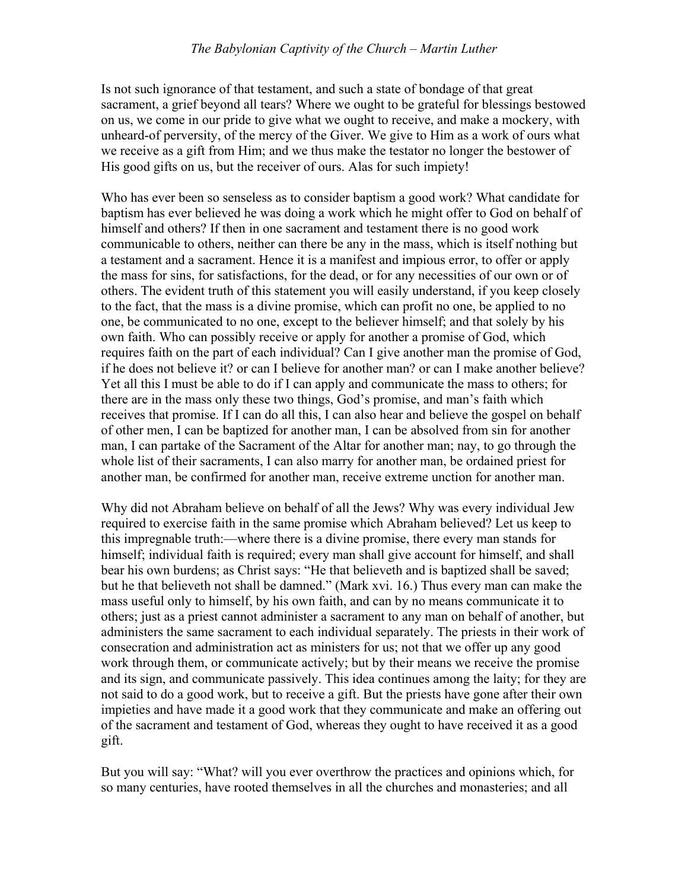Is not such ignorance of that testament, and such a state of bondage of that great sacrament, a grief beyond all tears? Where we ought to be grateful for blessings bestowed on us, we come in our pride to give what we ought to receive, and make a mockery, with unheard-of perversity, of the mercy of the Giver. We give to Him as a work of ours what we receive as a gift from Him; and we thus make the testator no longer the bestower of His good gifts on us, but the receiver of ours. Alas for such impiety!

Who has ever been so senseless as to consider baptism a good work? What candidate for baptism has ever believed he was doing a work which he might offer to God on behalf of himself and others? If then in one sacrament and testament there is no good work communicable to others, neither can there be any in the mass, which is itself nothing but a testament and a sacrament. Hence it is a manifest and impious error, to offer or apply the mass for sins, for satisfactions, for the dead, or for any necessities of our own or of others. The evident truth of this statement you will easily understand, if you keep closely to the fact, that the mass is a divine promise, which can profit no one, be applied to no one, be communicated to no one, except to the believer himself; and that solely by his own faith. Who can possibly receive or apply for another a promise of God, which requires faith on the part of each individual? Can I give another man the promise of God, if he does not believe it? or can I believe for another man? or can I make another believe? Yet all this I must be able to do if I can apply and communicate the mass to others; for there are in the mass only these two things, God's promise, and man's faith which receives that promise. If I can do all this, I can also hear and believe the gospel on behalf of other men, I can be baptized for another man, I can be absolved from sin for another man, I can partake of the Sacrament of the Altar for another man; nay, to go through the whole list of their sacraments, I can also marry for another man, be ordained priest for another man, be confirmed for another man, receive extreme unction for another man.

Why did not Abraham believe on behalf of all the Jews? Why was every individual Jew required to exercise faith in the same promise which Abraham believed? Let us keep to this impregnable truth:—where there is a divine promise, there every man stands for himself; individual faith is required; every man shall give account for himself, and shall bear his own burdens; as Christ says: "He that believeth and is baptized shall be saved; but he that believeth not shall be damned." (Mark xvi. 16.) Thus every man can make the mass useful only to himself, by his own faith, and can by no means communicate it to others; just as a priest cannot administer a sacrament to any man on behalf of another, but administers the same sacrament to each individual separately. The priests in their work of consecration and administration act as ministers for us; not that we offer up any good work through them, or communicate actively; but by their means we receive the promise and its sign, and communicate passively. This idea continues among the laity; for they are not said to do a good work, but to receive a gift. But the priests have gone after their own impieties and have made it a good work that they communicate and make an offering out of the sacrament and testament of God, whereas they ought to have received it as a good gift.

But you will say: "What? will you ever overthrow the practices and opinions which, for so many centuries, have rooted themselves in all the churches and monasteries; and all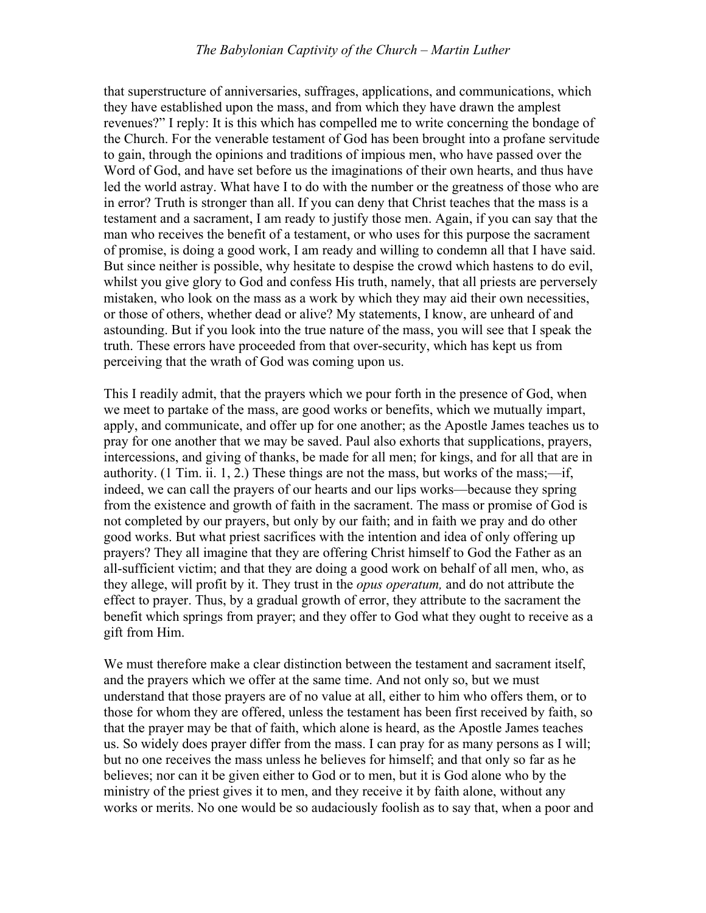that superstructure of anniversaries, suffrages, applications, and communications, which they have established upon the mass, and from which they have drawn the amplest revenues?" I reply: It is this which has compelled me to write concerning the bondage of the Church. For the venerable testament of God has been brought into a profane servitude to gain, through the opinions and traditions of impious men, who have passed over the Word of God, and have set before us the imaginations of their own hearts, and thus have led the world astray. What have I to do with the number or the greatness of those who are in error? Truth is stronger than all. If you can deny that Christ teaches that the mass is a testament and a sacrament, I am ready to justify those men. Again, if you can say that the man who receives the benefit of a testament, or who uses for this purpose the sacrament of promise, is doing a good work, I am ready and willing to condemn all that I have said. But since neither is possible, why hesitate to despise the crowd which hastens to do evil, whilst you give glory to God and confess His truth, namely, that all priests are perversely mistaken, who look on the mass as a work by which they may aid their own necessities, or those of others, whether dead or alive? My statements, I know, are unheard of and astounding. But if you look into the true nature of the mass, you will see that I speak the truth. These errors have proceeded from that over-security, which has kept us from perceiving that the wrath of God was coming upon us.

This I readily admit, that the prayers which we pour forth in the presence of God, when we meet to partake of the mass, are good works or benefits, which we mutually impart, apply, and communicate, and offer up for one another; as the Apostle James teaches us to pray for one another that we may be saved. Paul also exhorts that supplications, prayers, intercessions, and giving of thanks, be made for all men; for kings, and for all that are in authority. (1 Tim. ii. 1, 2.) These things are not the mass, but works of the mass;—if, indeed, we can call the prayers of our hearts and our lips works—because they spring from the existence and growth of faith in the sacrament. The mass or promise of God is not completed by our prayers, but only by our faith; and in faith we pray and do other good works. But what priest sacrifices with the intention and idea of only offering up prayers? They all imagine that they are offering Christ himself to God the Father as an all-sufficient victim; and that they are doing a good work on behalf of all men, who, as they allege, will profit by it. They trust in the *opus operatum,* and do not attribute the effect to prayer. Thus, by a gradual growth of error, they attribute to the sacrament the benefit which springs from prayer; and they offer to God what they ought to receive as a gift from Him.

We must therefore make a clear distinction between the testament and sacrament itself, and the prayers which we offer at the same time. And not only so, but we must understand that those prayers are of no value at all, either to him who offers them, or to those for whom they are offered, unless the testament has been first received by faith, so that the prayer may be that of faith, which alone is heard, as the Apostle James teaches us. So widely does prayer differ from the mass. I can pray for as many persons as I will; but no one receives the mass unless he believes for himself; and that only so far as he believes; nor can it be given either to God or to men, but it is God alone who by the ministry of the priest gives it to men, and they receive it by faith alone, without any works or merits. No one would be so audaciously foolish as to say that, when a poor and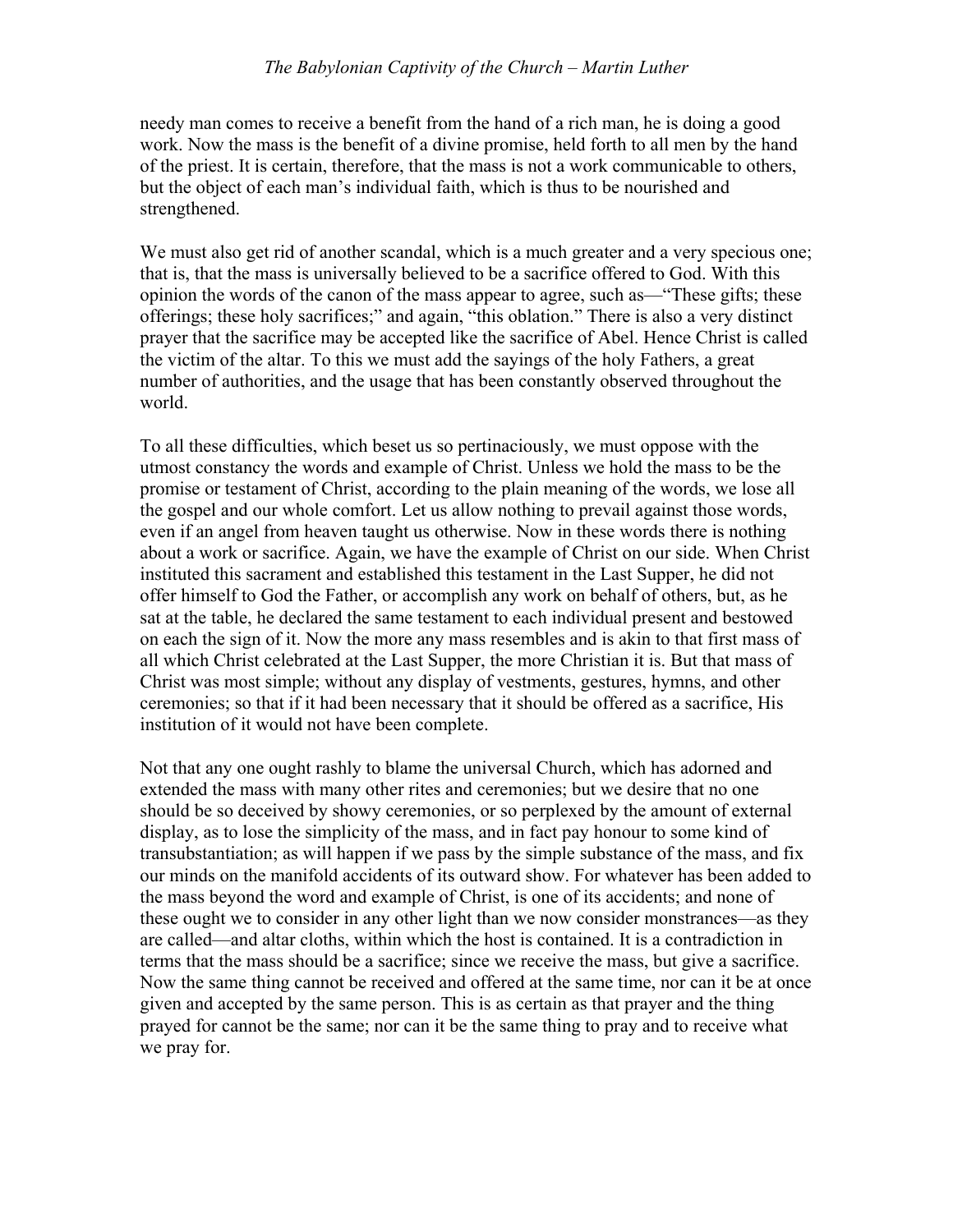needy man comes to receive a benefit from the hand of a rich man, he is doing a good work. Now the mass is the benefit of a divine promise, held forth to all men by the hand of the priest. It is certain, therefore, that the mass is not a work communicable to others, but the object of each man's individual faith, which is thus to be nourished and strengthened.

We must also get rid of another scandal, which is a much greater and a very specious one; that is, that the mass is universally believed to be a sacrifice offered to God. With this opinion the words of the canon of the mass appear to agree, such as—"These gifts; these offerings; these holy sacrifices;" and again, "this oblation." There is also a very distinct prayer that the sacrifice may be accepted like the sacrifice of Abel. Hence Christ is called the victim of the altar. To this we must add the sayings of the holy Fathers, a great number of authorities, and the usage that has been constantly observed throughout the world.

To all these difficulties, which beset us so pertinaciously, we must oppose with the utmost constancy the words and example of Christ. Unless we hold the mass to be the promise or testament of Christ, according to the plain meaning of the words, we lose all the gospel and our whole comfort. Let us allow nothing to prevail against those words, even if an angel from heaven taught us otherwise. Now in these words there is nothing about a work or sacrifice. Again, we have the example of Christ on our side. When Christ instituted this sacrament and established this testament in the Last Supper, he did not offer himself to God the Father, or accomplish any work on behalf of others, but, as he sat at the table, he declared the same testament to each individual present and bestowed on each the sign of it. Now the more any mass resembles and is akin to that first mass of all which Christ celebrated at the Last Supper, the more Christian it is. But that mass of Christ was most simple; without any display of vestments, gestures, hymns, and other ceremonies; so that if it had been necessary that it should be offered as a sacrifice, His institution of it would not have been complete.

Not that any one ought rashly to blame the universal Church, which has adorned and extended the mass with many other rites and ceremonies; but we desire that no one should be so deceived by showy ceremonies, or so perplexed by the amount of external display, as to lose the simplicity of the mass, and in fact pay honour to some kind of transubstantiation; as will happen if we pass by the simple substance of the mass, and fix our minds on the manifold accidents of its outward show. For whatever has been added to the mass beyond the word and example of Christ, is one of its accidents; and none of these ought we to consider in any other light than we now consider monstrances—as they are called—and altar cloths, within which the host is contained. It is a contradiction in terms that the mass should be a sacrifice; since we receive the mass, but give a sacrifice. Now the same thing cannot be received and offered at the same time, nor can it be at once given and accepted by the same person. This is as certain as that prayer and the thing prayed for cannot be the same; nor can it be the same thing to pray and to receive what we pray for.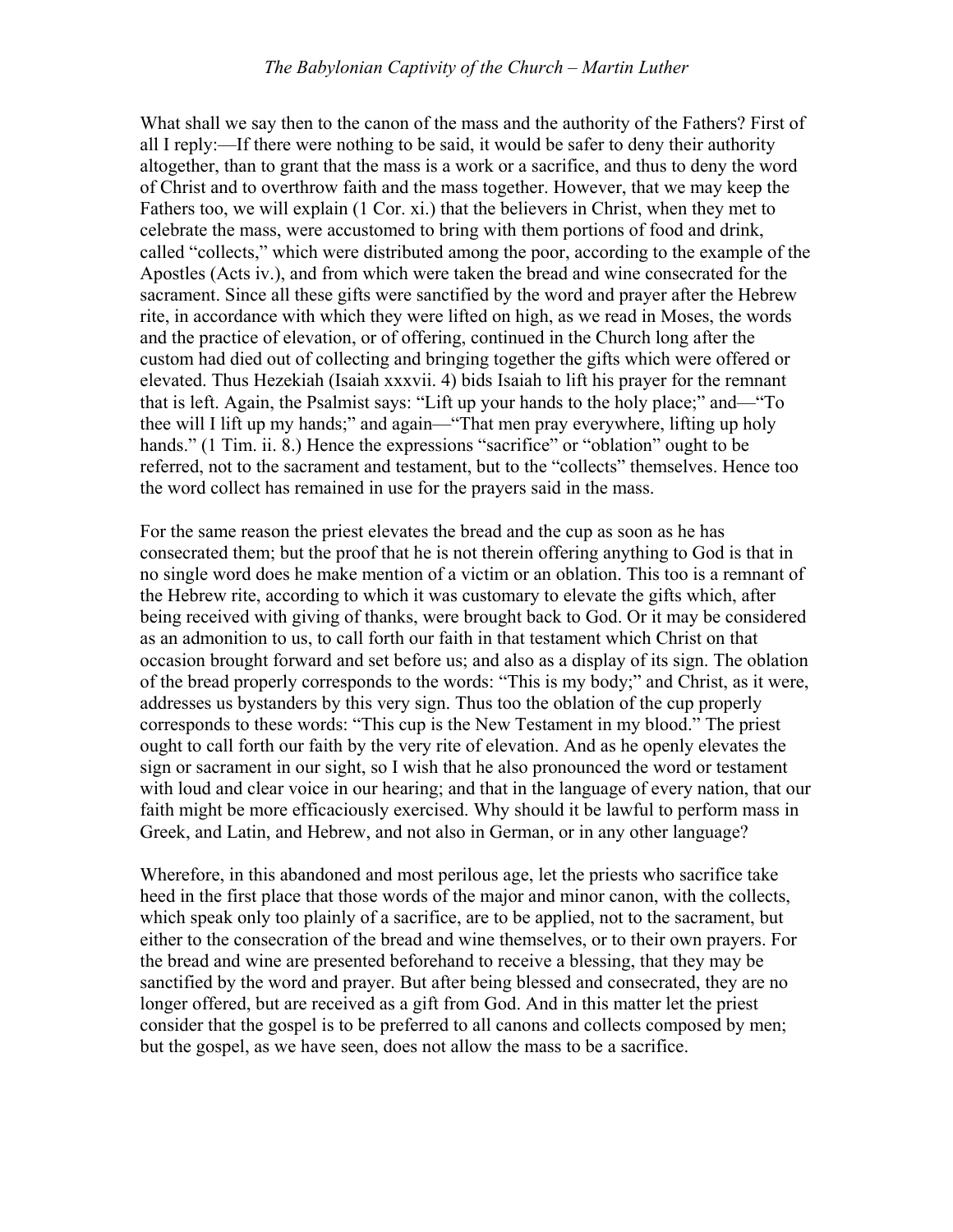What shall we say then to the canon of the mass and the authority of the Fathers? First of all I reply:—If there were nothing to be said, it would be safer to deny their authority altogether, than to grant that the mass is a work or a sacrifice, and thus to deny the word of Christ and to overthrow faith and the mass together. However, that we may keep the Fathers too, we will explain (1 Cor. xi.) that the believers in Christ, when they met to celebrate the mass, were accustomed to bring with them portions of food and drink, called "collects," which were distributed among the poor, according to the example of the Apostles (Acts iv.), and from which were taken the bread and wine consecrated for the sacrament. Since all these gifts were sanctified by the word and prayer after the Hebrew rite, in accordance with which they were lifted on high, as we read in Moses, the words and the practice of elevation, or of offering, continued in the Church long after the custom had died out of collecting and bringing together the gifts which were offered or elevated. Thus Hezekiah (Isaiah xxxvii. 4) bids Isaiah to lift his prayer for the remnant that is left. Again, the Psalmist says: "Lift up your hands to the holy place;" and—"To thee will I lift up my hands;" and again—"That men pray everywhere, lifting up holy hands." (1 Tim. ii. 8.) Hence the expressions "sacrifice" or "oblation" ought to be referred, not to the sacrament and testament, but to the "collects" themselves. Hence too the word collect has remained in use for the prayers said in the mass.

For the same reason the priest elevates the bread and the cup as soon as he has consecrated them; but the proof that he is not therein offering anything to God is that in no single word does he make mention of a victim or an oblation. This too is a remnant of the Hebrew rite, according to which it was customary to elevate the gifts which, after being received with giving of thanks, were brought back to God. Or it may be considered as an admonition to us, to call forth our faith in that testament which Christ on that occasion brought forward and set before us; and also as a display of its sign. The oblation of the bread properly corresponds to the words: "This is my body;" and Christ, as it were, addresses us bystanders by this very sign. Thus too the oblation of the cup properly corresponds to these words: "This cup is the New Testament in my blood." The priest ought to call forth our faith by the very rite of elevation. And as he openly elevates the sign or sacrament in our sight, so I wish that he also pronounced the word or testament with loud and clear voice in our hearing; and that in the language of every nation, that our faith might be more efficaciously exercised. Why should it be lawful to perform mass in Greek, and Latin, and Hebrew, and not also in German, or in any other language?

Wherefore, in this abandoned and most perilous age, let the priests who sacrifice take heed in the first place that those words of the major and minor canon, with the collects, which speak only too plainly of a sacrifice, are to be applied, not to the sacrament, but either to the consecration of the bread and wine themselves, or to their own prayers. For the bread and wine are presented beforehand to receive a blessing, that they may be sanctified by the word and prayer. But after being blessed and consecrated, they are no longer offered, but are received as a gift from God. And in this matter let the priest consider that the gospel is to be preferred to all canons and collects composed by men; but the gospel, as we have seen, does not allow the mass to be a sacrifice.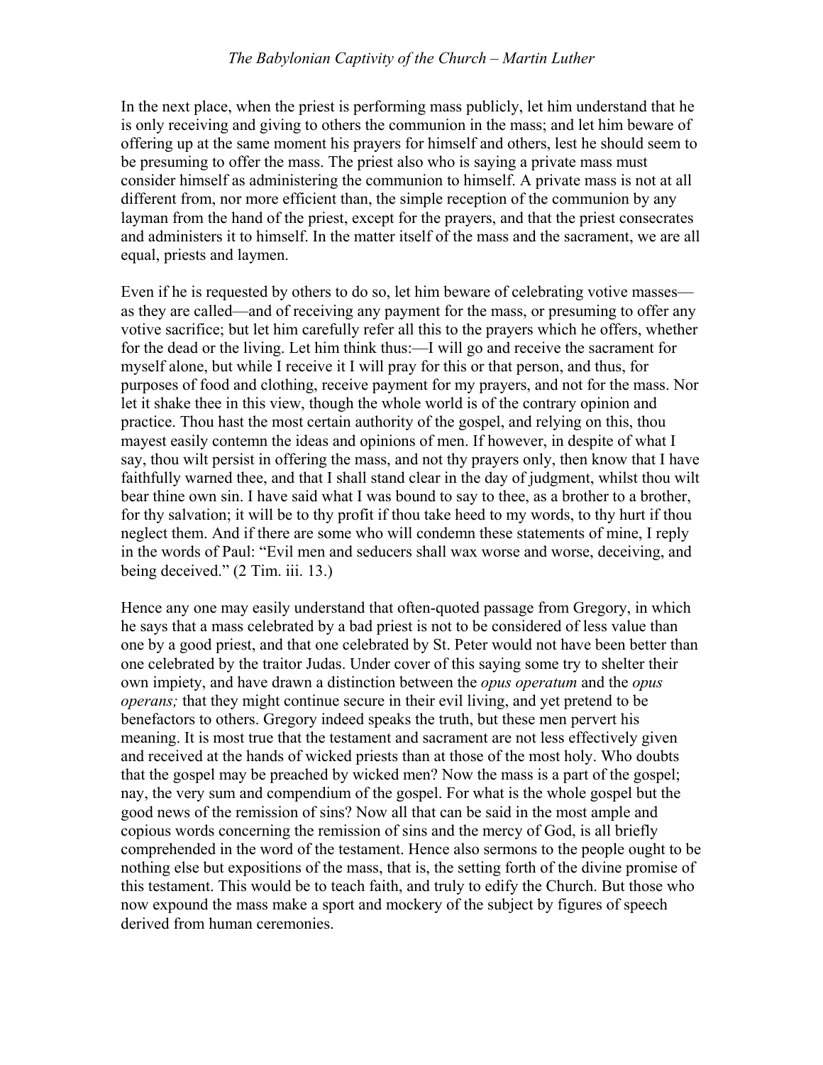In the next place, when the priest is performing mass publicly, let him understand that he is only receiving and giving to others the communion in the mass; and let him beware of offering up at the same moment his prayers for himself and others, lest he should seem to be presuming to offer the mass. The priest also who is saying a private mass must consider himself as administering the communion to himself. A private mass is not at all different from, nor more efficient than, the simple reception of the communion by any layman from the hand of the priest, except for the prayers, and that the priest consecrates and administers it to himself. In the matter itself of the mass and the sacrament, we are all equal, priests and laymen.

Even if he is requested by others to do so, let him beware of celebrating votive masses—as they are called—and of receiving any payment for the mass, or presuming to offer any votive sacrifice; but let him carefully refer all this to the prayers which he offers, whether for the dead or the living. Let him think thus:—I will go and receive the sacrament for myself alone, but while I receive it I will pray for this or that person, and thus, for purposes of food and clothing, receive payment for my prayers, and not for the mass. Nor let it shake thee in this view, though the whole world is of the contrary opinion and practice. Thou hast the most certain authority of the gospel, and relying on this, thou mayest easily contemn the ideas and opinions of men. If however, in despite of what I say, thou wilt persist in offering the mass, and not thy prayers only, then know that I have faithfully warned thee, and that I shall stand clear in the day of judgment, whilst thou wilt bear thine own sin. I have said what I was bound to say to thee, as a brother to a brother, for thy salvation; it will be to thy profit if thou take heed to my words, to thy hurt if thou neglect them. And if there are some who will condemn these statements of mine, I reply in the words of Paul: "Evil men and seducers shall wax worse and worse, deceiving, and being deceived." (2 Tim. iii. 13.)

Hence any one may easily understand that often-quoted passage from Gregory, in which he says that a mass celebrated by a bad priest is not to be considered of less value than one by a good priest, and that one celebrated by St. Peter would not have been better than one celebrated by the traitor Judas. Under cover of this saying some try to shelter their own impiety, and have drawn a distinction between the *opus operatum* and the *opus operans;* that they might continue secure in their evil living, and yet pretend to be benefactors to others. Gregory indeed speaks the truth, but these men pervert his meaning. It is most true that the testament and sacrament are not less effectively given and received at the hands of wicked priests than at those of the most holy. Who doubts that the gospel may be preached by wicked men? Now the mass is a part of the gospel; nay, the very sum and compendium of the gospel. For what is the whole gospel but the good news of the remission of sins? Now all that can be said in the most ample and copious words concerning the remission of sins and the mercy of God, is all briefly comprehended in the word of the testament. Hence also sermons to the people ought to be nothing else but expositions of the mass, that is, the setting forth of the divine promise of this testament. This would be to teach faith, and truly to edify the Church. But those who now expound the mass make a sport and mockery of the subject by figures of speech derived from human ceremonies.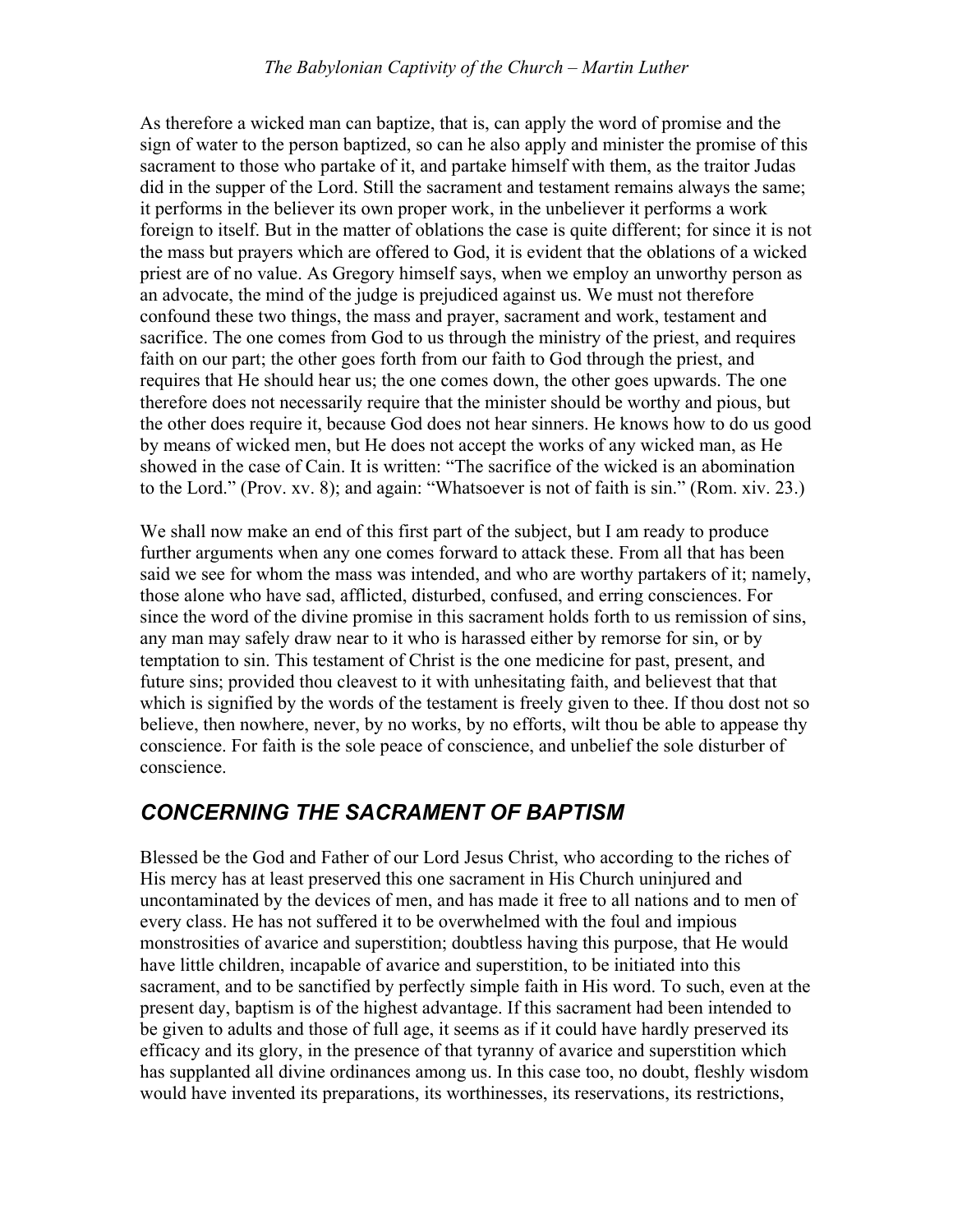As therefore a wicked man can baptize, that is, can apply the word of promise and the sign of water to the person baptized, so can he also apply and minister the promise of this sacrament to those who partake of it, and partake himself with them, as the traitor Judas did in the supper of the Lord. Still the sacrament and testament remains always the same; it performs in the believer its own proper work, in the unbeliever it performs a work foreign to itself. But in the matter of oblations the case is quite different; for since it is not the mass but prayers which are offered to God, it is evident that the oblations of a wicked priest are of no value. As Gregory himself says, when we employ an unworthy person as an advocate, the mind of the judge is prejudiced against us. We must not therefore confound these two things, the mass and prayer, sacrament and work, testament and sacrifice. The one comes from God to us through the ministry of the priest, and requires faith on our part; the other goes forth from our faith to God through the priest, and requires that He should hear us; the one comes down, the other goes upwards. The one therefore does not necessarily require that the minister should be worthy and pious, but the other does require it, because God does not hear sinners. He knows how to do us good by means of wicked men, but He does not accept the works of any wicked man, as He showed in the case of Cain. It is written: "The sacrifice of the wicked is an abomination to the Lord." (Prov. xv. 8); and again: "Whatsoever is not of faith is sin." (Rom. xiv. 23.)

We shall now make an end of this first part of the subject, but I am ready to produce further arguments when any one comes forward to attack these. From all that has been said we see for whom the mass was intended, and who are worthy partakers of it; namely, those alone who have sad, afflicted, disturbed, confused, and erring consciences. For since the word of the divine promise in this sacrament holds forth to us remission of sins, any man may safely draw near to it who is harassed either by remorse for sin, or by temptation to sin. This testament of Christ is the one medicine for past, present, and future sins; provided thou cleavest to it with unhesitating faith, and believest that that which is signified by the words of the testament is freely given to thee. If thou dost not so believe, then nowhere, never, by no works, by no efforts, wilt thou be able to appease thy conscience. For faith is the sole peace of conscience, and unbelief the sole disturber of conscience.

## *CONCERNING THE SACRAMENT OF BAPTISM*

Blessed be the God and Father of our Lord Jesus Christ, who according to the riches of His mercy has at least preserved this one sacrament in His Church uninjured and uncontaminated by the devices of men, and has made it free to all nations and to men of every class. He has not suffered it to be overwhelmed with the foul and impious monstrosities of avarice and superstition; doubtless having this purpose, that He would have little children, incapable of avarice and superstition, to be initiated into this sacrament, and to be sanctified by perfectly simple faith in His word. To such, even at the present day, baptism is of the highest advantage. If this sacrament had been intended to be given to adults and those of full age, it seems as if it could have hardly preserved its efficacy and its glory, in the presence of that tyranny of avarice and superstition which has supplanted all divine ordinances among us. In this case too, no doubt, fleshly wisdom would have invented its preparations, its worthinesses, its reservations, its restrictions,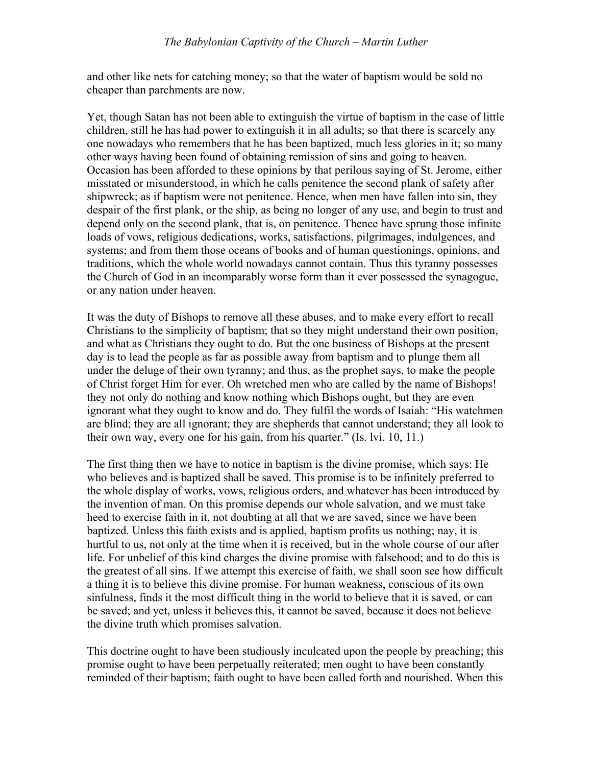and other like nets for catching money; so that the water of baptism would be sold no cheaper than parchments are now.

Yet, though Satan has not been able to extinguish the virtue of baptism in the case of little children, still he has had power to extinguish it in all adults; so that there is scarcely any one nowadays who remembers that he has been baptized, much less glories in it; so many other ways having been found of obtaining remission of sins and going to heaven. Occasion has been afforded to these opinions by that perilous saying of St. Jerome, either misstated or misunderstood, in which he calls penitence the second plank of safety after shipwreck; as if baptism were not penitence. Hence, when men have fallen into sin, they despair of the first plank, or the ship, as being no longer of any use, and begin to trust and depend only on the second plank, that is, on penitence. Thence have sprung those infinite loads of vows, religious dedications, works, satisfactions, pilgrimages, indulgences, and systems; and from them those oceans of books and of human questionings, opinions, and traditions, which the whole world nowadays cannot contain. Thus this tyranny possesses the Church of God in an incomparably worse form than it ever possessed the synagogue, or any nation under heaven.

It was the duty of Bishops to remove all these abuses, and to make every effort to recall Christians to the simplicity of baptism; that so they might understand their own position, and what as Christians they ought to do. But the one business of Bishops at the present day is to lead the people as far as possible away from baptism and to plunge them all under the deluge of their own tyranny; and thus, as the prophet says, to make the people of Christ forget Him for ever. Oh wretched men who are called by the name of Bishops! they not only do nothing and know nothing which Bishops ought, but they are even ignorant what they ought to know and do. They fulfil the words of Isaiah: "His watchmen are blind; they are all ignorant; they are shepherds that cannot understand; they all look to their own way, every one for his gain, from his quarter." (Is. lvi. 10, 11.)

The first thing then we have to notice in baptism is the divine promise, which says: He who believes and is baptized shall be saved. This promise is to be infinitely preferred to the whole display of works, vows, religious orders, and whatever has been introduced by the invention of man. On this promise depends our whole salvation, and we must take heed to exercise faith in it, not doubting at all that we are saved, since we have been baptized. Unless this faith exists and is applied, baptism profits us nothing; nay, it is hurtful to us, not only at the time when it is received, but in the whole course of our after life. For unbelief of this kind charges the divine promise with falsehood; and to do this is the greatest of all sins. If we attempt this exercise of faith, we shall soon see how difficult a thing it is to believe this divine promise. For human weakness, conscious of its own sinfulness, finds it the most difficult thing in the world to believe that it is saved, or can be saved; and yet, unless it believes this, it cannot be saved, because it does not believe the divine truth which promises salvation.

This doctrine ought to have been studiously inculcated upon the people by preaching; this promise ought to have been perpetually reiterated; men ought to have been constantly reminded of their baptism; faith ought to have been called forth and nourished. When this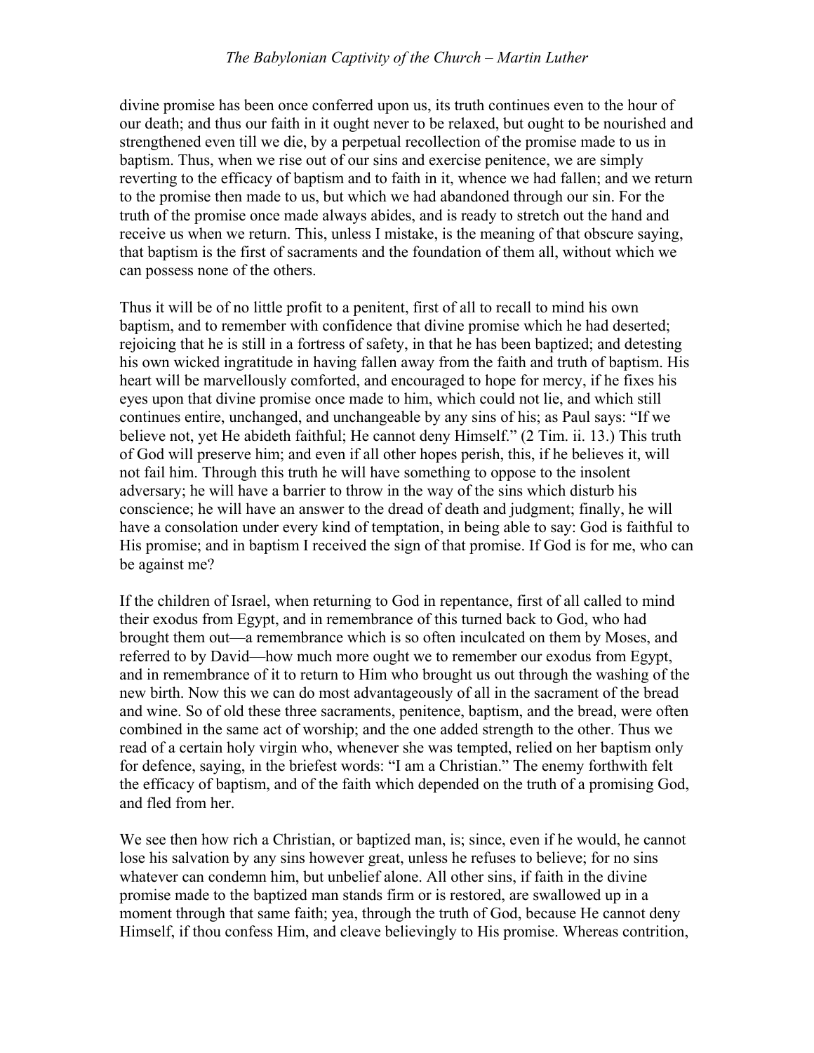divine promise has been once conferred upon us, its truth continues even to the hour of our death; and thus our faith in it ought never to be relaxed, but ought to be nourished and strengthened even till we die, by a perpetual recollection of the promise made to us in baptism. Thus, when we rise out of our sins and exercise penitence, we are simply reverting to the efficacy of baptism and to faith in it, whence we had fallen; and we return to the promise then made to us, but which we had abandoned through our sin. For the truth of the promise once made always abides, and is ready to stretch out the hand and receive us when we return. This, unless I mistake, is the meaning of that obscure saying, that baptism is the first of sacraments and the foundation of them all, without which we can possess none of the others.

Thus it will be of no little profit to a penitent, first of all to recall to mind his own baptism, and to remember with confidence that divine promise which he had deserted; rejoicing that he is still in a fortress of safety, in that he has been baptized; and detesting his own wicked ingratitude in having fallen away from the faith and truth of baptism. His heart will be marvellously comforted, and encouraged to hope for mercy, if he fixes his eyes upon that divine promise once made to him, which could not lie, and which still continues entire, unchanged, and unchangeable by any sins of his; as Paul says: "If we believe not, yet He abideth faithful; He cannot deny Himself." (2 Tim. ii. 13.) This truth of God will preserve him; and even if all other hopes perish, this, if he believes it, will not fail him. Through this truth he will have something to oppose to the insolent adversary; he will have a barrier to throw in the way of the sins which disturb his conscience; he will have an answer to the dread of death and judgment; finally, he will have a consolation under every kind of temptation, in being able to say: God is faithful to His promise; and in baptism I received the sign of that promise. If God is for me, who can be against me?

If the children of Israel, when returning to God in repentance, first of all called to mind their exodus from Egypt, and in remembrance of this turned back to God, who had brought them out—a remembrance which is so often inculcated on them by Moses, and referred to by David—how much more ought we to remember our exodus from Egypt, and in remembrance of it to return to Him who brought us out through the washing of the new birth. Now this we can do most advantageously of all in the sacrament of the bread and wine. So of old these three sacraments, penitence, baptism, and the bread, were often combined in the same act of worship; and the one added strength to the other. Thus we read of a certain holy virgin who, whenever she was tempted, relied on her baptism only for defence, saying, in the briefest words: "I am a Christian." The enemy forthwith felt the efficacy of baptism, and of the faith which depended on the truth of a promising God, and fled from her.

We see then how rich a Christian, or baptized man, is; since, even if he would, he cannot lose his salvation by any sins however great, unless he refuses to believe; for no sins whatever can condemn him, but unbelief alone. All other sins, if faith in the divine promise made to the baptized man stands firm or is restored, are swallowed up in a moment through that same faith; yea, through the truth of God, because He cannot deny Himself, if thou confess Him, and cleave believingly to His promise. Whereas contrition,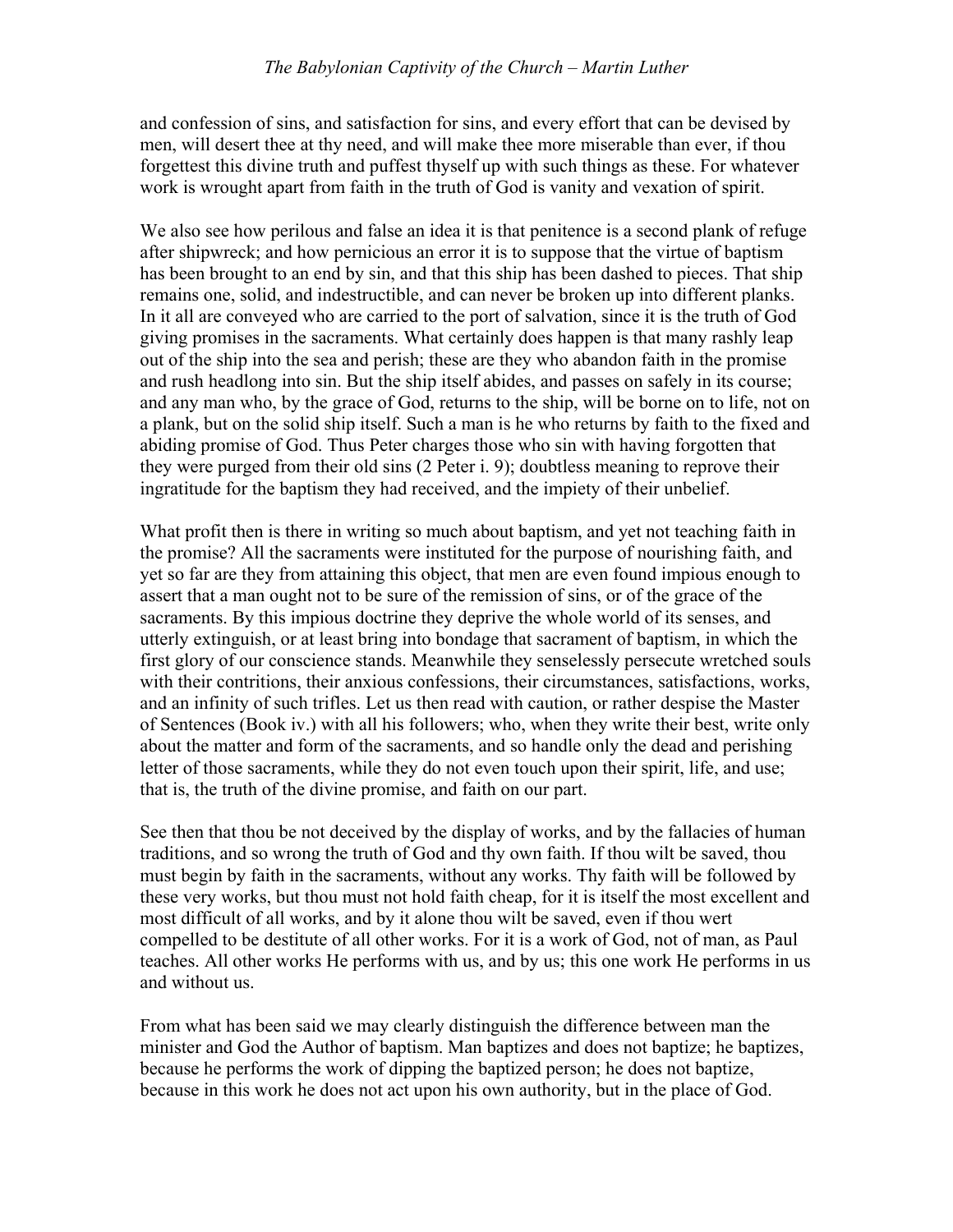and confession of sins, and satisfaction for sins, and every effort that can be devised by men, will desert thee at thy need, and will make thee more miserable than ever, if thou forgettest this divine truth and puffest thyself up with such things as these. For whatever work is wrought apart from faith in the truth of God is vanity and vexation of spirit.

We also see how perilous and false an idea it is that penitence is a second plank of refuge after shipwreck; and how pernicious an error it is to suppose that the virtue of baptism has been brought to an end by sin, and that this ship has been dashed to pieces. That ship remains one, solid, and indestructible, and can never be broken up into different planks. In it all are conveyed who are carried to the port of salvation, since it is the truth of God giving promises in the sacraments. What certainly does happen is that many rashly leap out of the ship into the sea and perish; these are they who abandon faith in the promise and rush headlong into sin. But the ship itself abides, and passes on safely in its course; and any man who, by the grace of God, returns to the ship, will be borne on to life, not on a plank, but on the solid ship itself. Such a man is he who returns by faith to the fixed and abiding promise of God. Thus Peter charges those who sin with having forgotten that they were purged from their old sins (2 Peter i. 9); doubtless meaning to reprove their ingratitude for the baptism they had received, and the impiety of their unbelief.

What profit then is there in writing so much about baptism, and yet not teaching faith in the promise? All the sacraments were instituted for the purpose of nourishing faith, and yet so far are they from attaining this object, that men are even found impious enough to assert that a man ought not to be sure of the remission of sins, or of the grace of the sacraments. By this impious doctrine they deprive the whole world of its senses, and utterly extinguish, or at least bring into bondage that sacrament of baptism, in which the first glory of our conscience stands. Meanwhile they senselessly persecute wretched souls with their contritions, their anxious confessions, their circumstances, satisfactions, works, and an infinity of such trifles. Let us then read with caution, or rather despise the Master of Sentences (Book iv.) with all his followers; who, when they write their best, write only about the matter and form of the sacraments, and so handle only the dead and perishing letter of those sacraments, while they do not even touch upon their spirit, life, and use; that is, the truth of the divine promise, and faith on our part.

See then that thou be not deceived by the display of works, and by the fallacies of human traditions, and so wrong the truth of God and thy own faith. If thou wilt be saved, thou must begin by faith in the sacraments, without any works. Thy faith will be followed by these very works, but thou must not hold faith cheap, for it is itself the most excellent and most difficult of all works, and by it alone thou wilt be saved, even if thou wert compelled to be destitute of all other works. For it is a work of God, not of man, as Paul teaches. All other works He performs with us, and by us; this one work He performs in us and without us.

From what has been said we may clearly distinguish the difference between man the minister and God the Author of baptism. Man baptizes and does not baptize; he baptizes, because he performs the work of dipping the baptized person; he does not baptize, because in this work he does not act upon his own authority, but in the place of God.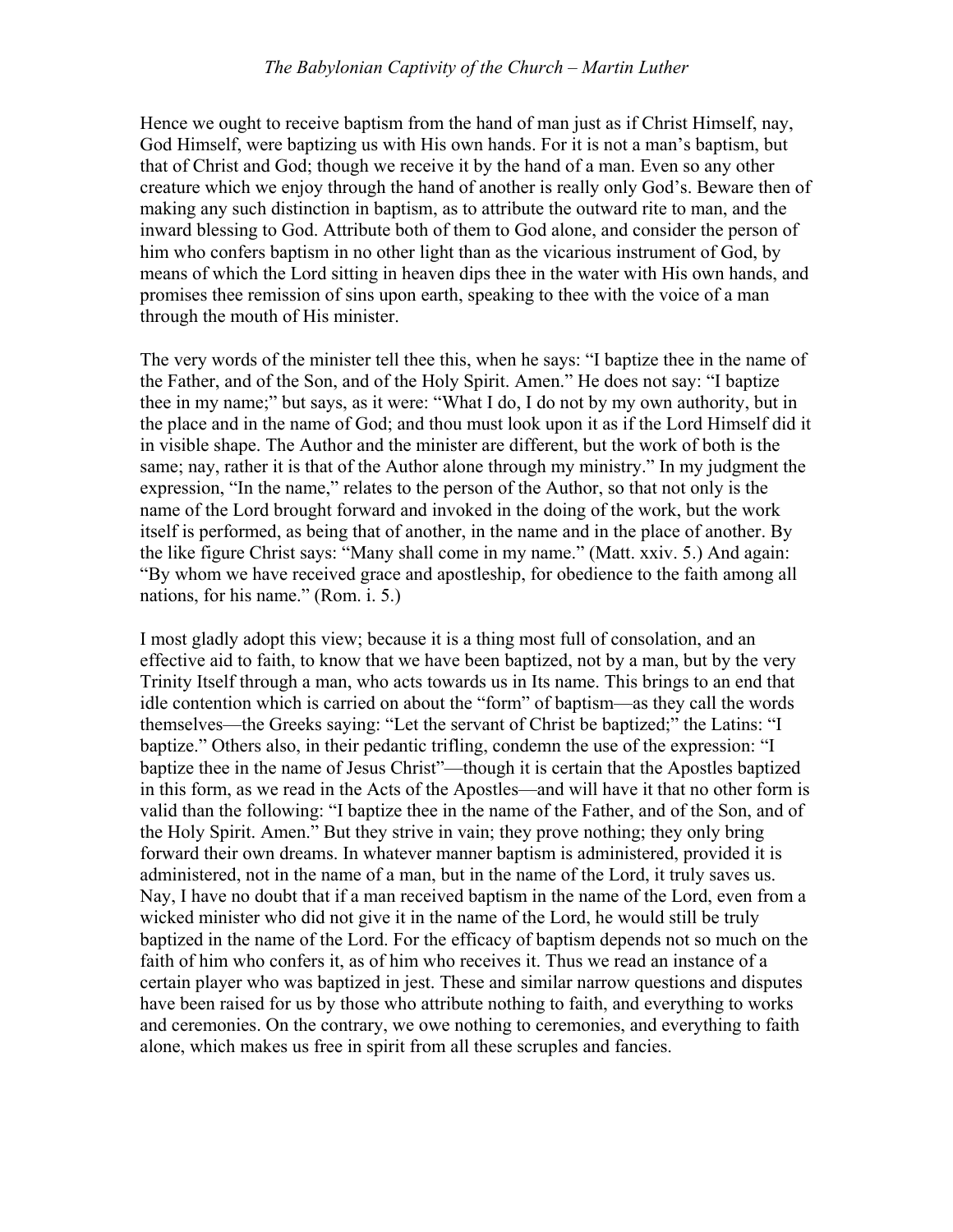Hence we ought to receive baptism from the hand of man just as if Christ Himself, nay, God Himself, were baptizing us with His own hands. For it is not a man's baptism, but that of Christ and God; though we receive it by the hand of a man. Even so any other creature which we enjoy through the hand of another is really only God's. Beware then of making any such distinction in baptism, as to attribute the outward rite to man, and the inward blessing to God. Attribute both of them to God alone, and consider the person of him who confers baptism in no other light than as the vicarious instrument of God, by means of which the Lord sitting in heaven dips thee in the water with His own hands, and promises thee remission of sins upon earth, speaking to thee with the voice of a man through the mouth of His minister.

The very words of the minister tell thee this, when he says: "I baptize thee in the name of the Father, and of the Son, and of the Holy Spirit. Amen." He does not say: "I baptize thee in my name;" but says, as it were: "What I do, I do not by my own authority, but in the place and in the name of God; and thou must look upon it as if the Lord Himself did it in visible shape. The Author and the minister are different, but the work of both is the same; nay, rather it is that of the Author alone through my ministry." In my judgment the expression, "In the name," relates to the person of the Author, so that not only is the name of the Lord brought forward and invoked in the doing of the work, but the work itself is performed, as being that of another, in the name and in the place of another. By the like figure Christ says: "Many shall come in my name." (Matt. xxiv. 5.) And again: "By whom we have received grace and apostleship, for obedience to the faith among all nations, for his name." (Rom. i. 5.)

I most gladly adopt this view; because it is a thing most full of consolation, and an effective aid to faith, to know that we have been baptized, not by a man, but by the very Trinity Itself through a man, who acts towards us in Its name. This brings to an end that idle contention which is carried on about the "form" of baptism—as they call the words themselves—the Greeks saying: "Let the servant of Christ be baptized;" the Latins: "I baptize." Others also, in their pedantic trifling, condemn the use of the expression: "I baptize thee in the name of Jesus Christ"—though it is certain that the Apostles baptized in this form, as we read in the Acts of the Apostles—and will have it that no other form is valid than the following: "I baptize thee in the name of the Father, and of the Son, and of the Holy Spirit. Amen." But they strive in vain; they prove nothing; they only bring forward their own dreams. In whatever manner baptism is administered, provided it is administered, not in the name of a man, but in the name of the Lord, it truly saves us. Nay, I have no doubt that if a man received baptism in the name of the Lord, even from a wicked minister who did not give it in the name of the Lord, he would still be truly baptized in the name of the Lord. For the efficacy of baptism depends not so much on the faith of him who confers it, as of him who receives it. Thus we read an instance of a certain player who was baptized in jest. These and similar narrow questions and disputes have been raised for us by those who attribute nothing to faith, and everything to works and ceremonies. On the contrary, we owe nothing to ceremonies, and everything to faith alone, which makes us free in spirit from all these scruples and fancies.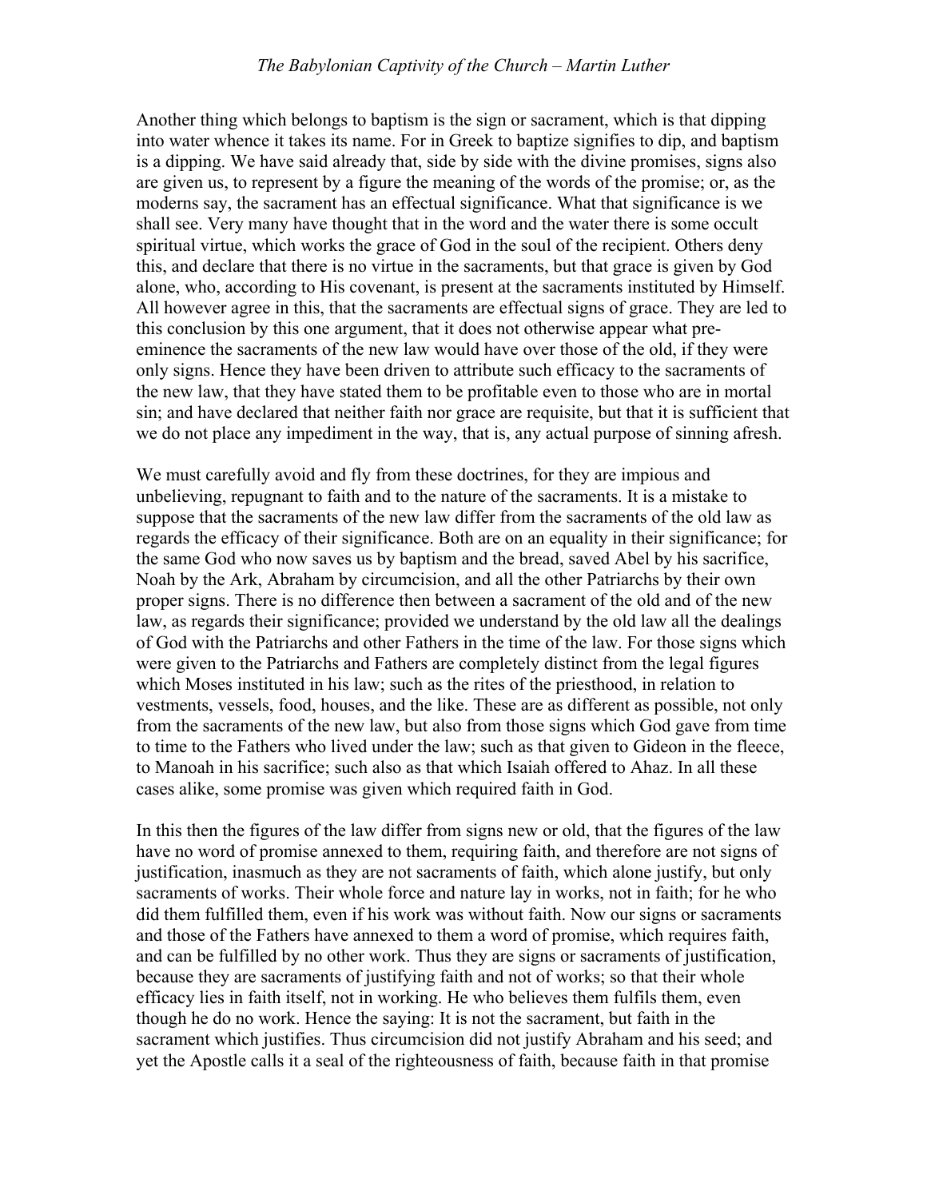Another thing which belongs to baptism is the sign or sacrament, which is that dipping into water whence it takes its name. For in Greek to baptize signifies to dip, and baptism is a dipping. We have said already that, side by side with the divine promises, signs also are given us, to represent by a figure the meaning of the words of the promise; or, as the moderns say, the sacrament has an effectual significance. What that significance is we shall see. Very many have thought that in the word and the water there is some occult spiritual virtue, which works the grace of God in the soul of the recipient. Others deny this, and declare that there is no virtue in the sacraments, but that grace is given by God alone, who, according to His covenant, is present at the sacraments instituted by Himself. All however agree in this, that the sacraments are effectual signs of grace. They are led to this conclusion by this one argument, that it does not otherwise appear what pre-eminence the sacraments of the new law would have over those of the old, if they were only signs. Hence they have been driven to attribute such efficacy to the sacraments of the new law, that they have stated them to be profitable even to those who are in mortal sin; and have declared that neither faith nor grace are requisite, but that it is sufficient that we do not place any impediment in the way, that is, any actual purpose of sinning afresh.

We must carefully avoid and fly from these doctrines, for they are impious and unbelieving, repugnant to faith and to the nature of the sacraments. It is a mistake to suppose that the sacraments of the new law differ from the sacraments of the old law as regards the efficacy of their significance. Both are on an equality in their significance; for the same God who now saves us by baptism and the bread, saved Abel by his sacrifice, Noah by the Ark, Abraham by circumcision, and all the other Patriarchs by their own proper signs. There is no difference then between a sacrament of the old and of the new law, as regards their significance; provided we understand by the old law all the dealings of God with the Patriarchs and other Fathers in the time of the law. For those signs which were given to the Patriarchs and Fathers are completely distinct from the legal figures which Moses instituted in his law; such as the rites of the priesthood, in relation to vestments, vessels, food, houses, and the like. These are as different as possible, not only from the sacraments of the new law, but also from those signs which God gave from time to time to the Fathers who lived under the law; such as that given to Gideon in the fleece, to Manoah in his sacrifice; such also as that which Isaiah offered to Ahaz. In all these cases alike, some promise was given which required faith in God.

In this then the figures of the law differ from signs new or old, that the figures of the law have no word of promise annexed to them, requiring faith, and therefore are not signs of justification, inasmuch as they are not sacraments of faith, which alone justify, but only sacraments of works. Their whole force and nature lay in works, not in faith; for he who did them fulfilled them, even if his work was without faith. Now our signs or sacraments and those of the Fathers have annexed to them a word of promise, which requires faith, and can be fulfilled by no other work. Thus they are signs or sacraments of justification, because they are sacraments of justifying faith and not of works; so that their whole efficacy lies in faith itself, not in working. He who believes them fulfils them, even though he do no work. Hence the saying: It is not the sacrament, but faith in the sacrament which justifies. Thus circumcision did not justify Abraham and his seed; and yet the Apostle calls it a seal of the righteousness of faith, because faith in that promise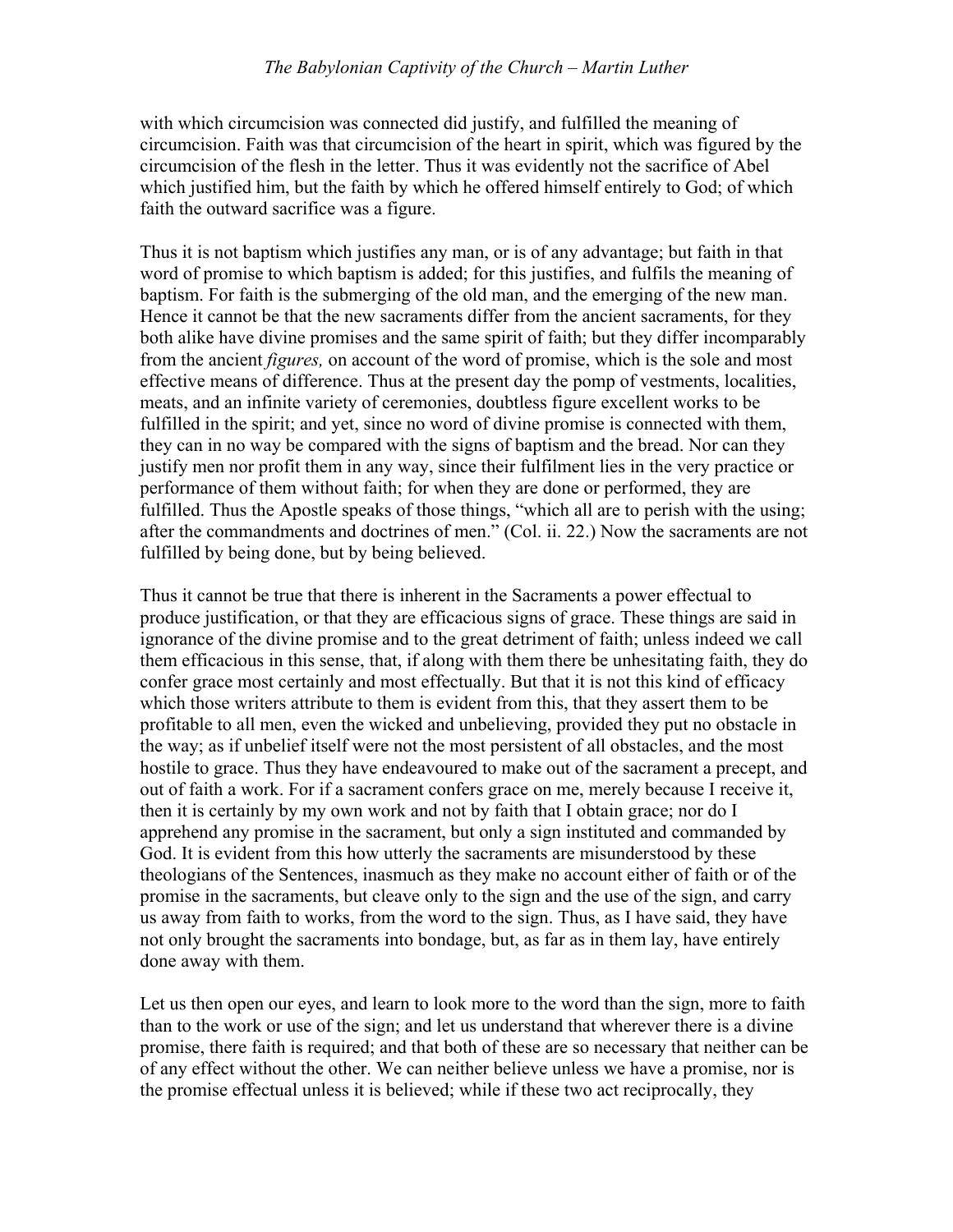with which circumcision was connected did justify, and fulfilled the meaning of circumcision. Faith was that circumcision of the heart in spirit, which was figured by the circumcision of the flesh in the letter. Thus it was evidently not the sacrifice of Abel which justified him, but the faith by which he offered himself entirely to God; of which faith the outward sacrifice was a figure.

Thus it is not baptism which justifies any man, or is of any advantage; but faith in that word of promise to which baptism is added; for this justifies, and fulfils the meaning of baptism. For faith is the submerging of the old man, and the emerging of the new man. Hence it cannot be that the new sacraments differ from the ancient sacraments, for they both alike have divine promises and the same spirit of faith; but they differ incomparably from the ancient *figures,* on account of the word of promise, which is the sole and most effective means of difference. Thus at the present day the pomp of vestments, localities, meats, and an infinite variety of ceremonies, doubtless figure excellent works to be fulfilled in the spirit; and yet, since no word of divine promise is connected with them, they can in no way be compared with the signs of baptism and the bread. Nor can they justify men nor profit them in any way, since their fulfilment lies in the very practice or performance of them without faith; for when they are done or performed, they are fulfilled. Thus the Apostle speaks of those things, "which all are to perish with the using; after the commandments and doctrines of men." (Col. ii. 22.) Now the sacraments are not fulfilled by being done, but by being believed.

Thus it cannot be true that there is inherent in the Sacraments a power effectual to produce justification, or that they are efficacious signs of grace. These things are said in ignorance of the divine promise and to the great detriment of faith; unless indeed we call them efficacious in this sense, that, if along with them there be unhesitating faith, they do confer grace most certainly and most effectually. But that it is not this kind of efficacy which those writers attribute to them is evident from this, that they assert them to be profitable to all men, even the wicked and unbelieving, provided they put no obstacle in the way; as if unbelief itself were not the most persistent of all obstacles, and the most hostile to grace. Thus they have endeavoured to make out of the sacrament a precept, and out of faith a work. For if a sacrament confers grace on me, merely because I receive it, then it is certainly by my own work and not by faith that I obtain grace; nor do I apprehend any promise in the sacrament, but only a sign instituted and commanded by God. It is evident from this how utterly the sacraments are misunderstood by these theologians of the Sentences, inasmuch as they make no account either of faith or of the promise in the sacraments, but cleave only to the sign and the use of the sign, and carry us away from faith to works, from the word to the sign. Thus, as I have said, they have not only brought the sacraments into bondage, but, as far as in them lay, have entirely done away with them.

Let us then open our eyes, and learn to look more to the word than the sign, more to faith than to the work or use of the sign; and let us understand that wherever there is a divine promise, there faith is required; and that both of these are so necessary that neither can be of any effect without the other. We can neither believe unless we have a promise, nor is the promise effectual unless it is believed; while if these two act reciprocally, they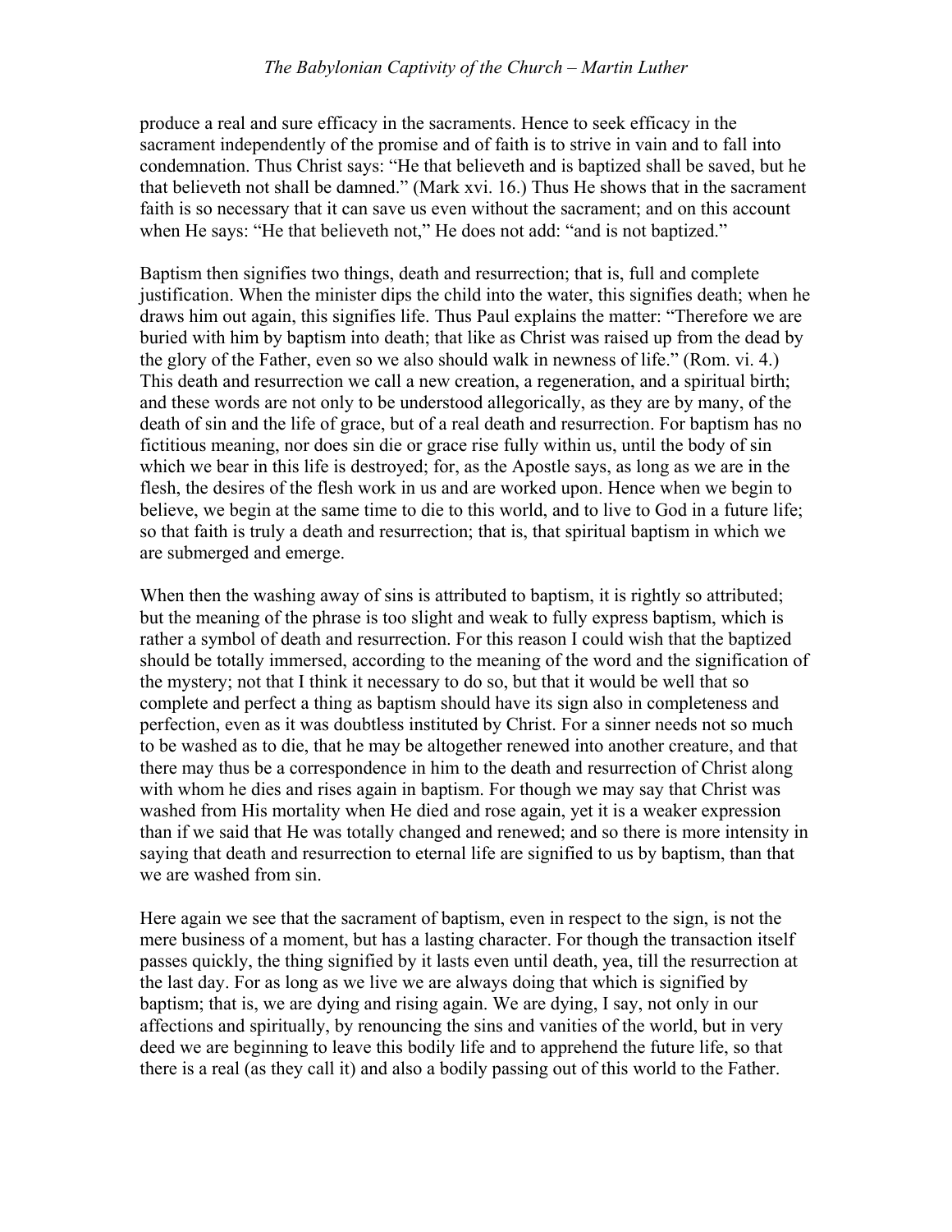produce a real and sure efficacy in the sacraments. Hence to seek efficacy in the sacrament independently of the promise and of faith is to strive in vain and to fall into condemnation. Thus Christ says: "He that believeth and is baptized shall be saved, but he that believeth not shall be damned." (Mark xvi. 16.) Thus He shows that in the sacrament faith is so necessary that it can save us even without the sacrament; and on this account when He says: "He that believeth not," He does not add: "and is not baptized."

Baptism then signifies two things, death and resurrection; that is, full and complete justification. When the minister dips the child into the water, this signifies death; when he draws him out again, this signifies life. Thus Paul explains the matter: "Therefore we are buried with him by baptism into death; that like as Christ was raised up from the dead by the glory of the Father, even so we also should walk in newness of life." (Rom. vi. 4.) This death and resurrection we call a new creation, a regeneration, and a spiritual birth; and these words are not only to be understood allegorically, as they are by many, of the death of sin and the life of grace, but of a real death and resurrection. For baptism has no fictitious meaning, nor does sin die or grace rise fully within us, until the body of sin which we bear in this life is destroyed; for, as the Apostle says, as long as we are in the flesh, the desires of the flesh work in us and are worked upon. Hence when we begin to believe, we begin at the same time to die to this world, and to live to God in a future life; so that faith is truly a death and resurrection; that is, that spiritual baptism in which we are submerged and emerge.

When then the washing away of sins is attributed to baptism, it is rightly so attributed; but the meaning of the phrase is too slight and weak to fully express baptism, which is rather a symbol of death and resurrection. For this reason I could wish that the baptized should be totally immersed, according to the meaning of the word and the signification of the mystery; not that I think it necessary to do so, but that it would be well that so complete and perfect a thing as baptism should have its sign also in completeness and perfection, even as it was doubtless instituted by Christ. For a sinner needs not so much to be washed as to die, that he may be altogether renewed into another creature, and that there may thus be a correspondence in him to the death and resurrection of Christ along with whom he dies and rises again in baptism. For though we may say that Christ was washed from His mortality when He died and rose again, yet it is a weaker expression than if we said that He was totally changed and renewed; and so there is more intensity in saying that death and resurrection to eternal life are signified to us by baptism, than that we are washed from sin.

Here again we see that the sacrament of baptism, even in respect to the sign, is not the mere business of a moment, but has a lasting character. For though the transaction itself passes quickly, the thing signified by it lasts even until death, yea, till the resurrection at the last day. For as long as we live we are always doing that which is signified by baptism; that is, we are dying and rising again. We are dying, I say, not only in our affections and spiritually, by renouncing the sins and vanities of the world, but in very deed we are beginning to leave this bodily life and to apprehend the future life, so that there is a real (as they call it) and also a bodily passing out of this world to the Father.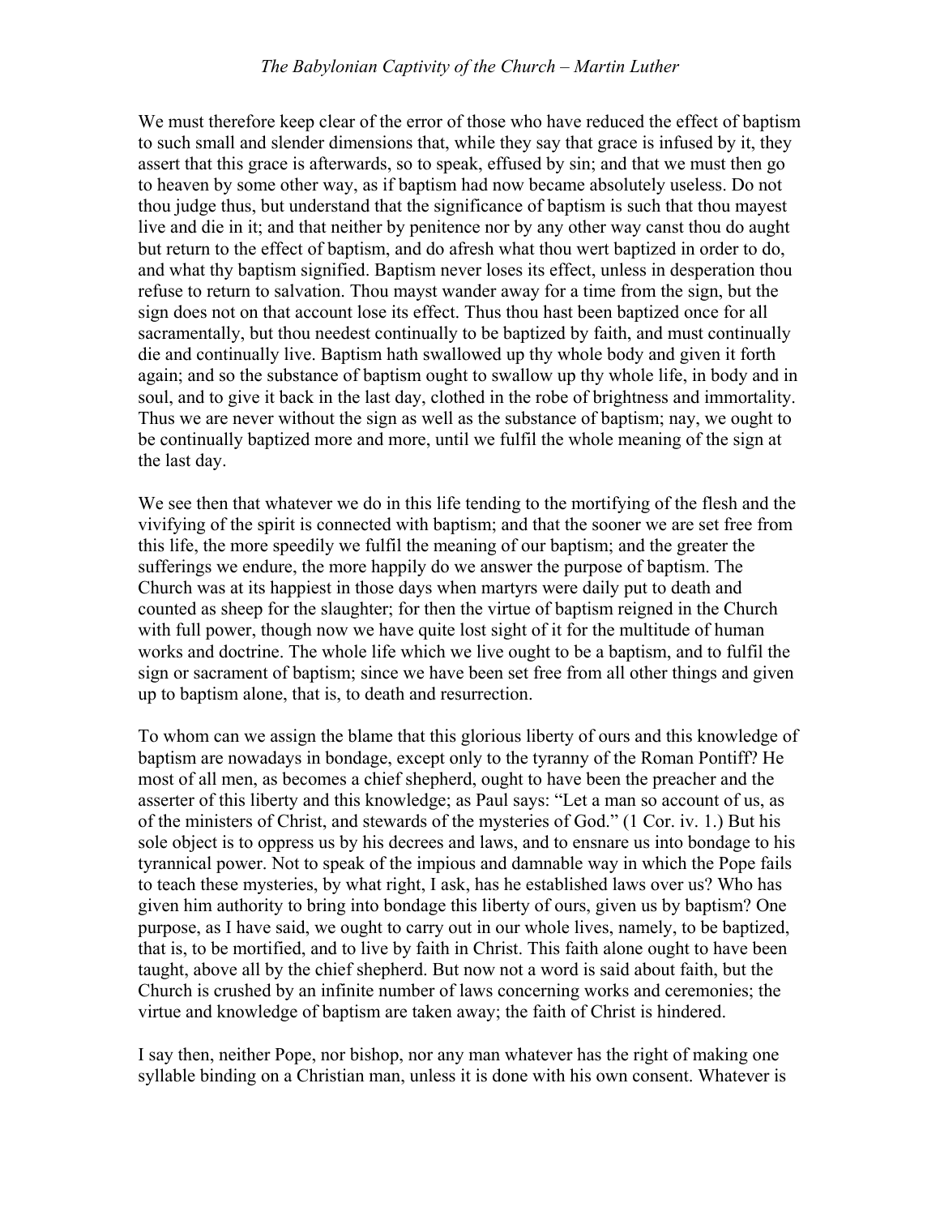We must therefore keep clear of the error of those who have reduced the effect of baptism to such small and slender dimensions that, while they say that grace is infused by it, they assert that this grace is afterwards, so to speak, effused by sin; and that we must then go to heaven by some other way, as if baptism had now became absolutely useless. Do not thou judge thus, but understand that the significance of baptism is such that thou mayest live and die in it; and that neither by penitence nor by any other way canst thou do aught but return to the effect of baptism, and do afresh what thou wert baptized in order to do, and what thy baptism signified. Baptism never loses its effect, unless in desperation thou refuse to return to salvation. Thou mayst wander away for a time from the sign, but the sign does not on that account lose its effect. Thus thou hast been baptized once for all sacramentally, but thou needest continually to be baptized by faith, and must continually die and continually live. Baptism hath swallowed up thy whole body and given it forth again; and so the substance of baptism ought to swallow up thy whole life, in body and in soul, and to give it back in the last day, clothed in the robe of brightness and immortality. Thus we are never without the sign as well as the substance of baptism; nay, we ought to be continually baptized more and more, until we fulfil the whole meaning of the sign at the last day.

We see then that whatever we do in this life tending to the mortifying of the flesh and the vivifying of the spirit is connected with baptism; and that the sooner we are set free from this life, the more speedily we fulfil the meaning of our baptism; and the greater the sufferings we endure, the more happily do we answer the purpose of baptism. The Church was at its happiest in those days when martyrs were daily put to death and counted as sheep for the slaughter; for then the virtue of baptism reigned in the Church with full power, though now we have quite lost sight of it for the multitude of human works and doctrine. The whole life which we live ought to be a baptism, and to fulfil the sign or sacrament of baptism; since we have been set free from all other things and given up to baptism alone, that is, to death and resurrection.

To whom can we assign the blame that this glorious liberty of ours and this knowledge of baptism are nowadays in bondage, except only to the tyranny of the Roman Pontiff? He most of all men, as becomes a chief shepherd, ought to have been the preacher and the asserter of this liberty and this knowledge; as Paul says: "Let a man so account of us, as of the ministers of Christ, and stewards of the mysteries of God." (1 Cor. iv. 1.) But his sole object is to oppress us by his decrees and laws, and to ensnare us into bondage to his tyrannical power. Not to speak of the impious and damnable way in which the Pope fails to teach these mysteries, by what right, I ask, has he established laws over us? Who has given him authority to bring into bondage this liberty of ours, given us by baptism? One purpose, as I have said, we ought to carry out in our whole lives, namely, to be baptized, that is, to be mortified, and to live by faith in Christ. This faith alone ought to have been taught, above all by the chief shepherd. But now not a word is said about faith, but the Church is crushed by an infinite number of laws concerning works and ceremonies; the virtue and knowledge of baptism are taken away; the faith of Christ is hindered.

I say then, neither Pope, nor bishop, nor any man whatever has the right of making one syllable binding on a Christian man, unless it is done with his own consent. Whatever is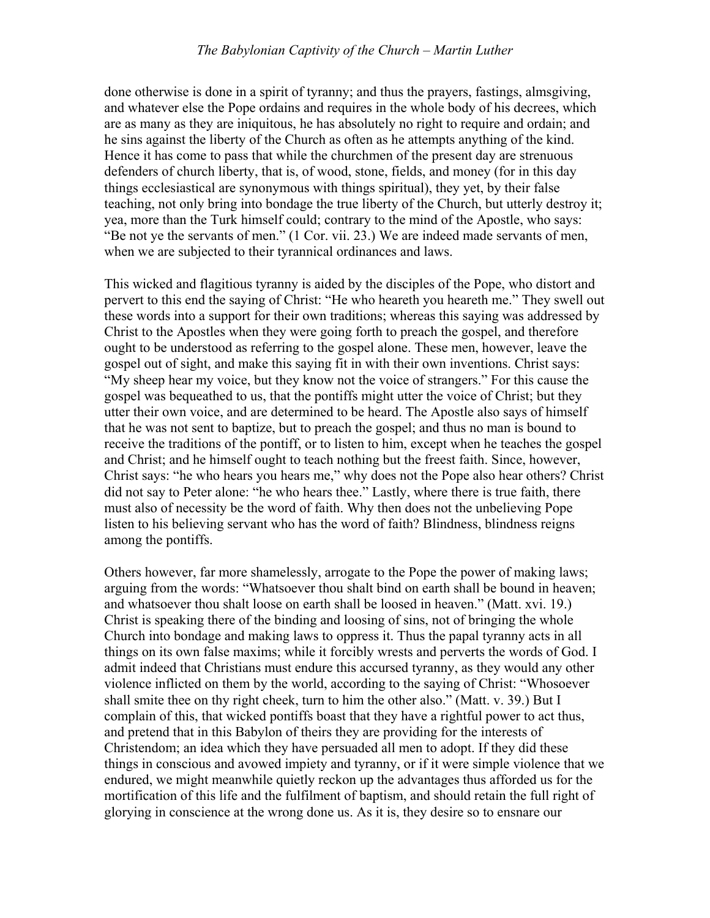done otherwise is done in a spirit of tyranny; and thus the prayers, fastings, almsgiving, and whatever else the Pope ordains and requires in the whole body of his decrees, which are as many as they are iniquitous, he has absolutely no right to require and ordain; and he sins against the liberty of the Church as often as he attempts anything of the kind. Hence it has come to pass that while the churchmen of the present day are strenuous defenders of church liberty, that is, of wood, stone, fields, and money (for in this day things ecclesiastical are synonymous with things spiritual), they yet, by their false teaching, not only bring into bondage the true liberty of the Church, but utterly destroy it; yea, more than the Turk himself could; contrary to the mind of the Apostle, who says: "Be not ye the servants of men." (1 Cor. vii. 23.) We are indeed made servants of men, when we are subjected to their tyrannical ordinances and laws.

This wicked and flagitious tyranny is aided by the disciples of the Pope, who distort and pervert to this end the saying of Christ: "He who heareth you heareth me." They swell out these words into a support for their own traditions; whereas this saying was addressed by Christ to the Apostles when they were going forth to preach the gospel, and therefore ought to be understood as referring to the gospel alone. These men, however, leave the gospel out of sight, and make this saying fit in with their own inventions. Christ says: "My sheep hear my voice, but they know not the voice of strangers." For this cause the gospel was bequeathed to us, that the pontiffs might utter the voice of Christ; but they utter their own voice, and are determined to be heard. The Apostle also says of himself that he was not sent to baptize, but to preach the gospel; and thus no man is bound to receive the traditions of the pontiff, or to listen to him, except when he teaches the gospel and Christ; and he himself ought to teach nothing but the freest faith. Since, however, Christ says: "he who hears you hears me," why does not the Pope also hear others? Christ did not say to Peter alone: "he who hears thee." Lastly, where there is true faith, there must also of necessity be the word of faith. Why then does not the unbelieving Pope listen to his believing servant who has the word of faith? Blindness, blindness reigns among the pontiffs.

Others however, far more shamelessly, arrogate to the Pope the power of making laws; arguing from the words: "Whatsoever thou shalt bind on earth shall be bound in heaven; and whatsoever thou shalt loose on earth shall be loosed in heaven." (Matt. xvi. 19.) Christ is speaking there of the binding and loosing of sins, not of bringing the whole Church into bondage and making laws to oppress it. Thus the papal tyranny acts in all things on its own false maxims; while it forcibly wrests and perverts the words of God. I admit indeed that Christians must endure this accursed tyranny, as they would any other violence inflicted on them by the world, according to the saying of Christ: "Whosoever shall smite thee on thy right cheek, turn to him the other also." (Matt. v. 39.) But I complain of this, that wicked pontiffs boast that they have a rightful power to act thus, and pretend that in this Babylon of theirs they are providing for the interests of Christendom; an idea which they have persuaded all men to adopt. If they did these things in conscious and avowed impiety and tyranny, or if it were simple violence that we endured, we might meanwhile quietly reckon up the advantages thus afforded us for the mortification of this life and the fulfilment of baptism, and should retain the full right of glorying in conscience at the wrong done us. As it is, they desire so to ensnare our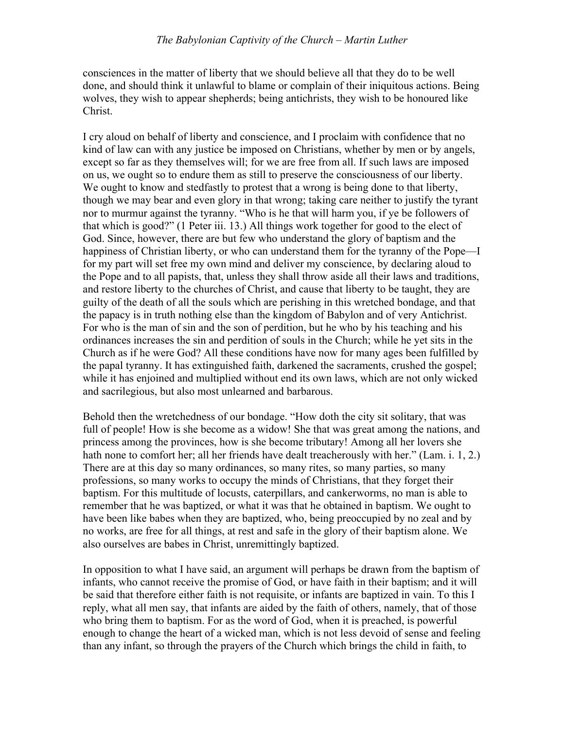consciences in the matter of liberty that we should believe all that they do to be well done, and should think it unlawful to blame or complain of their iniquitous actions. Being wolves, they wish to appear shepherds; being antichrists, they wish to be honoured like Christ.

I cry aloud on behalf of liberty and conscience, and I proclaim with confidence that no kind of law can with any justice be imposed on Christians, whether by men or by angels, except so far as they themselves will; for we are free from all. If such laws are imposed on us, we ought so to endure them as still to preserve the consciousness of our liberty. We ought to know and stedfastly to protest that a wrong is being done to that liberty, though we may bear and even glory in that wrong; taking care neither to justify the tyrant nor to murmur against the tyranny. "Who is he that will harm you, if ye be followers of that which is good?" (1 Peter iii. 13.) All things work together for good to the elect of God. Since, however, there are but few who understand the glory of baptism and the happiness of Christian liberty, or who can understand them for the tyranny of the Pope—I for my part will set free my own mind and deliver my conscience, by declaring aloud to the Pope and to all papists, that, unless they shall throw aside all their laws and traditions, and restore liberty to the churches of Christ, and cause that liberty to be taught, they are guilty of the death of all the souls which are perishing in this wretched bondage, and that the papacy is in truth nothing else than the kingdom of Babylon and of very Antichrist. For who is the man of sin and the son of perdition, but he who by his teaching and his ordinances increases the sin and perdition of souls in the Church; while he yet sits in the Church as if he were God? All these conditions have now for many ages been fulfilled by the papal tyranny. It has extinguished faith, darkened the sacraments, crushed the gospel; while it has enjoined and multiplied without end its own laws, which are not only wicked and sacrilegious, but also most unlearned and barbarous.

Behold then the wretchedness of our bondage. "How doth the city sit solitary, that was full of people! How is she become as a widow! She that was great among the nations, and princess among the provinces, how is she become tributary! Among all her lovers she hath none to comfort her; all her friends have dealt treacherously with her." (Lam. i. 1, 2.) There are at this day so many ordinances, so many rites, so many parties, so many professions, so many works to occupy the minds of Christians, that they forget their baptism. For this multitude of locusts, caterpillars, and cankerworms, no man is able to remember that he was baptized, or what it was that he obtained in baptism. We ought to have been like babes when they are baptized, who, being preoccupied by no zeal and by no works, are free for all things, at rest and safe in the glory of their baptism alone. We also ourselves are babes in Christ, unremittingly baptized.

In opposition to what I have said, an argument will perhaps be drawn from the baptism of infants, who cannot receive the promise of God, or have faith in their baptism; and it will be said that therefore either faith is not requisite, or infants are baptized in vain. To this I reply, what all men say, that infants are aided by the faith of others, namely, that of those who bring them to baptism. For as the word of God, when it is preached, is powerful enough to change the heart of a wicked man, which is not less devoid of sense and feeling than any infant, so through the prayers of the Church which brings the child in faith, to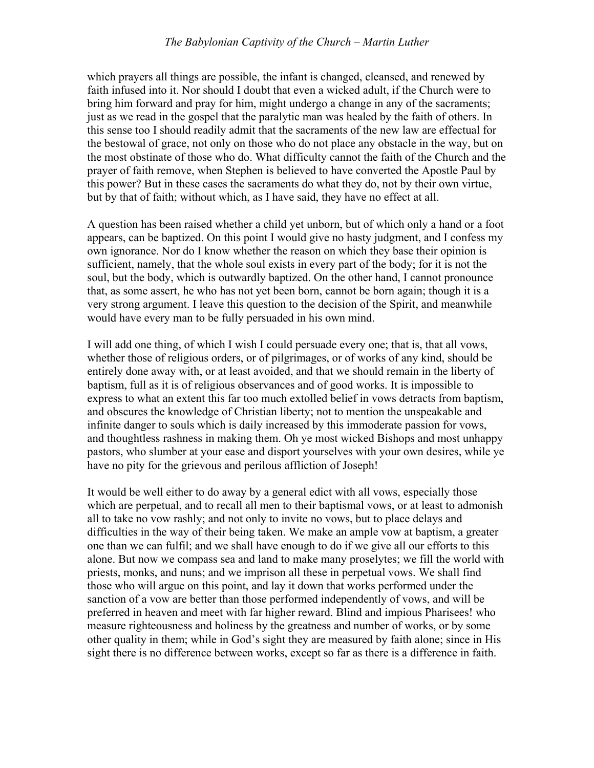which prayers all things are possible, the infant is changed, cleansed, and renewed by faith infused into it. Nor should I doubt that even a wicked adult, if the Church were to bring him forward and pray for him, might undergo a change in any of the sacraments; just as we read in the gospel that the paralytic man was healed by the faith of others. In this sense too I should readily admit that the sacraments of the new law are effectual for the bestowal of grace, not only on those who do not place any obstacle in the way, but on the most obstinate of those who do. What difficulty cannot the faith of the Church and the prayer of faith remove, when Stephen is believed to have converted the Apostle Paul by this power? But in these cases the sacraments do what they do, not by their own virtue, but by that of faith; without which, as I have said, they have no effect at all.

A question has been raised whether a child yet unborn, but of which only a hand or a foot appears, can be baptized. On this point I would give no hasty judgment, and I confess my own ignorance. Nor do I know whether the reason on which they base their opinion is sufficient, namely, that the whole soul exists in every part of the body; for it is not the soul, but the body, which is outwardly baptized. On the other hand, I cannot pronounce that, as some assert, he who has not yet been born, cannot be born again; though it is a very strong argument. I leave this question to the decision of the Spirit, and meanwhile would have every man to be fully persuaded in his own mind.

I will add one thing, of which I wish I could persuade every one; that is, that all vows, whether those of religious orders, or of pilgrimages, or of works of any kind, should be entirely done away with, or at least avoided, and that we should remain in the liberty of baptism, full as it is of religious observances and of good works. It is impossible to express to what an extent this far too much extolled belief in vows detracts from baptism, and obscures the knowledge of Christian liberty; not to mention the unspeakable and infinite danger to souls which is daily increased by this immoderate passion for vows, and thoughtless rashness in making them. Oh ye most wicked Bishops and most unhappy pastors, who slumber at your ease and disport yourselves with your own desires, while ye have no pity for the grievous and perilous affliction of Joseph!

It would be well either to do away by a general edict with all vows, especially those which are perpetual, and to recall all men to their baptismal vows, or at least to admonish all to take no vow rashly; and not only to invite no vows, but to place delays and difficulties in the way of their being taken. We make an ample vow at baptism, a greater one than we can fulfil; and we shall have enough to do if we give all our efforts to this alone. But now we compass sea and land to make many proselytes; we fill the world with priests, monks, and nuns; and we imprison all these in perpetual vows. We shall find those who will argue on this point, and lay it down that works performed under the sanction of a vow are better than those performed independently of vows, and will be preferred in heaven and meet with far higher reward. Blind and impious Pharisees! who measure righteousness and holiness by the greatness and number of works, or by some other quality in them; while in God's sight they are measured by faith alone; since in His sight there is no difference between works, except so far as there is a difference in faith.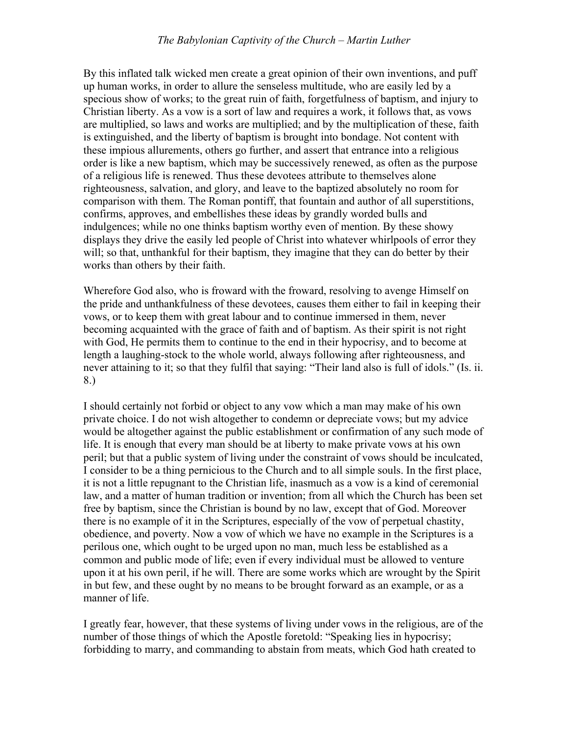By this inflated talk wicked men create a great opinion of their own inventions, and puff up human works, in order to allure the senseless multitude, who are easily led by a specious show of works; to the great ruin of faith, forgetfulness of baptism, and injury to Christian liberty. As a vow is a sort of law and requires a work, it follows that, as vows are multiplied, so laws and works are multiplied; and by the multiplication of these, faith is extinguished, and the liberty of baptism is brought into bondage. Not content with these impious allurements, others go further, and assert that entrance into a religious order is like a new baptism, which may be successively renewed, as often as the purpose of a religious life is renewed. Thus these devotees attribute to themselves alone righteousness, salvation, and glory, and leave to the baptized absolutely no room for comparison with them. The Roman pontiff, that fountain and author of all superstitions, confirms, approves, and embellishes these ideas by grandly worded bulls and indulgences; while no one thinks baptism worthy even of mention. By these showy displays they drive the easily led people of Christ into whatever whirlpools of error they will; so that, unthankful for their baptism, they imagine that they can do better by their works than others by their faith.

Wherefore God also, who is froward with the froward, resolving to avenge Himself on the pride and unthankfulness of these devotees, causes them either to fail in keeping their vows, or to keep them with great labour and to continue immersed in them, never becoming acquainted with the grace of faith and of baptism. As their spirit is not right with God, He permits them to continue to the end in their hypocrisy, and to become at length a laughing-stock to the whole world, always following after righteousness, and never attaining to it; so that they fulfil that saying: "Their land also is full of idols." (Is. ii. 8.)

I should certainly not forbid or object to any vow which a man may make of his own private choice. I do not wish altogether to condemn or depreciate vows; but my advice would be altogether against the public establishment or confirmation of any such mode of life. It is enough that every man should be at liberty to make private vows at his own peril; but that a public system of living under the constraint of vows should be inculcated, I consider to be a thing pernicious to the Church and to all simple souls. In the first place, it is not a little repugnant to the Christian life, inasmuch as a vow is a kind of ceremonial law, and a matter of human tradition or invention; from all which the Church has been set free by baptism, since the Christian is bound by no law, except that of God. Moreover there is no example of it in the Scriptures, especially of the vow of perpetual chastity, obedience, and poverty. Now a vow of which we have no example in the Scriptures is a perilous one, which ought to be urged upon no man, much less be established as a common and public mode of life; even if every individual must be allowed to venture upon it at his own peril, if he will. There are some works which are wrought by the Spirit in but few, and these ought by no means to be brought forward as an example, or as a manner of life.

I greatly fear, however, that these systems of living under vows in the religious, are of the number of those things of which the Apostle foretold: "Speaking lies in hypocrisy; forbidding to marry, and commanding to abstain from meats, which God hath created to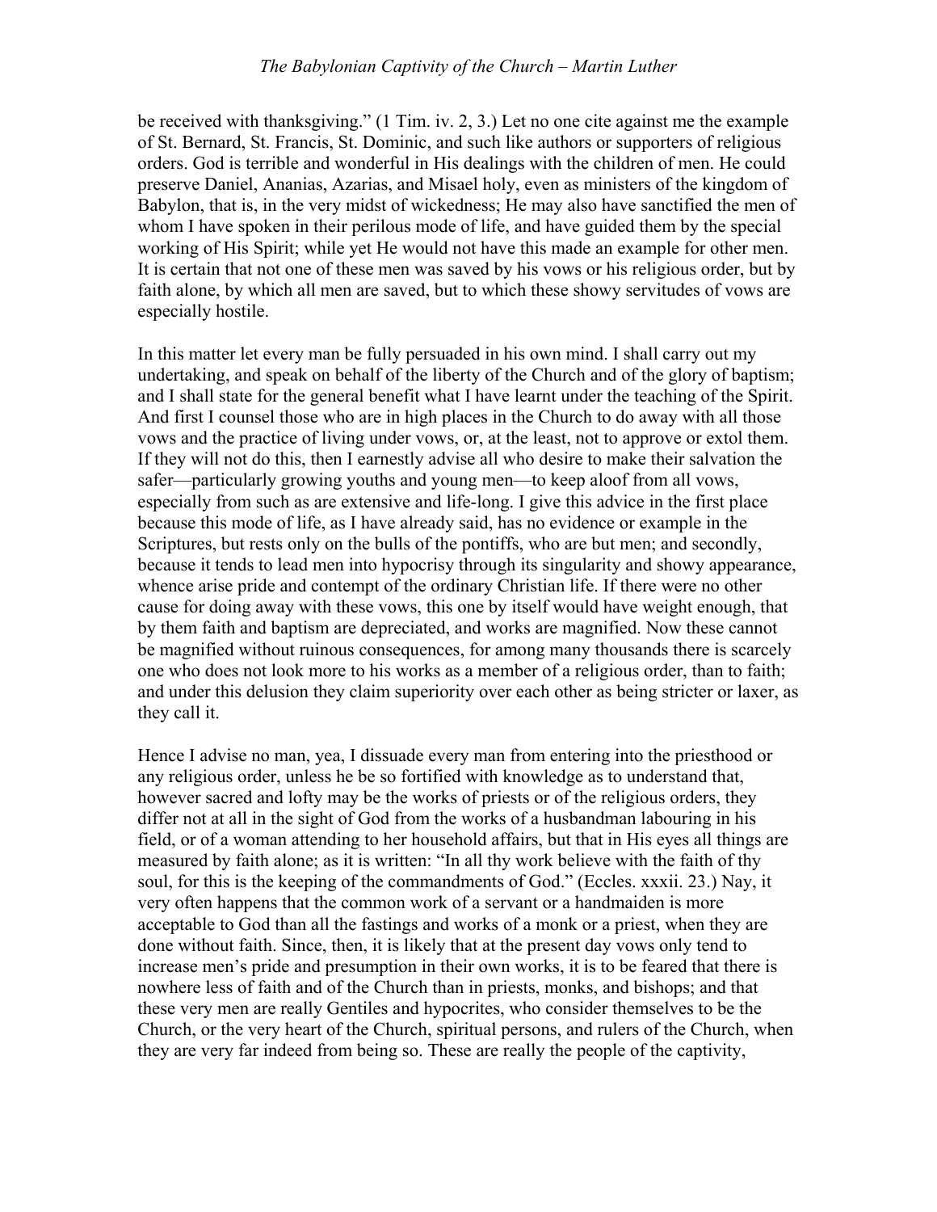be received with thanksgiving." (1 Tim. iv. 2, 3.) Let no one cite against me the example of St. Bernard, St. Francis, St. Dominic, and such like authors or supporters of religious orders. God is terrible and wonderful in His dealings with the children of men. He could preserve Daniel, Ananias, Azarias, and Misael holy, even as ministers of the kingdom of Babylon, that is, in the very midst of wickedness; He may also have sanctified the men of whom I have spoken in their perilous mode of life, and have guided them by the special working of His Spirit; while yet He would not have this made an example for other men. It is certain that not one of these men was saved by his vows or his religious order, but by faith alone, by which all men are saved, but to which these showy servitudes of vows are especially hostile.

In this matter let every man be fully persuaded in his own mind. I shall carry out my undertaking, and speak on behalf of the liberty of the Church and of the glory of baptism; and I shall state for the general benefit what I have learnt under the teaching of the Spirit. And first I counsel those who are in high places in the Church to do away with all those vows and the practice of living under vows, or, at the least, not to approve or extol them. If they will not do this, then I earnestly advise all who desire to make their salvation the safer—particularly growing youths and young men—to keep aloof from all vows, especially from such as are extensive and life-long. I give this advice in the first place because this mode of life, as I have already said, has no evidence or example in the Scriptures, but rests only on the bulls of the pontiffs, who are but men; and secondly, because it tends to lead men into hypocrisy through its singularity and showy appearance, whence arise pride and contempt of the ordinary Christian life. If there were no other cause for doing away with these vows, this one by itself would have weight enough, that by them faith and baptism are depreciated, and works are magnified. Now these cannot be magnified without ruinous consequences, for among many thousands there is scarcely one who does not look more to his works as a member of a religious order, than to faith; and under this delusion they claim superiority over each other as being stricter or laxer, as they call it.

Hence I advise no man, yea, I dissuade every man from entering into the priesthood or any religious order, unless he be so fortified with knowledge as to understand that, however sacred and lofty may be the works of priests or of the religious orders, they differ not at all in the sight of God from the works of a husbandman labouring in his field, or of a woman attending to her household affairs, but that in His eyes all things are measured by faith alone; as it is written: "In all thy work believe with the faith of thy soul, for this is the keeping of the commandments of God." (Eccles. xxxii. 23.) Nay, it very often happens that the common work of a servant or a handmaiden is more acceptable to God than all the fastings and works of a monk or a priest, when they are done without faith. Since, then, it is likely that at the present day vows only tend to increase men's pride and presumption in their own works, it is to be feared that there is nowhere less of faith and of the Church than in priests, monks, and bishops; and that these very men are really Gentiles and hypocrites, who consider themselves to be the Church, or the very heart of the Church, spiritual persons, and rulers of the Church, when they are very far indeed from being so. These are really the people of the captivity,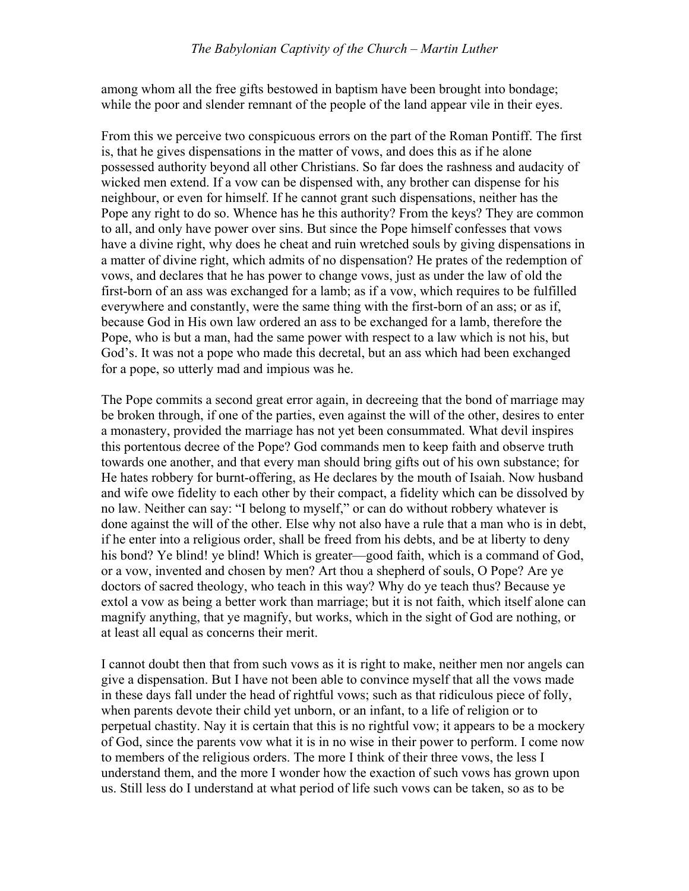among whom all the free gifts bestowed in baptism have been brought into bondage; while the poor and slender remnant of the people of the land appear vile in their eyes.

From this we perceive two conspicuous errors on the part of the Roman Pontiff. The first is, that he gives dispensations in the matter of vows, and does this as if he alone possessed authority beyond all other Christians. So far does the rashness and audacity of wicked men extend. If a vow can be dispensed with, any brother can dispense for his neighbour, or even for himself. If he cannot grant such dispensations, neither has the Pope any right to do so. Whence has he this authority? From the keys? They are common to all, and only have power over sins. But since the Pope himself confesses that vows have a divine right, why does he cheat and ruin wretched souls by giving dispensations in a matter of divine right, which admits of no dispensation? He prates of the redemption of vows, and declares that he has power to change vows, just as under the law of old the first-born of an ass was exchanged for a lamb; as if a vow, which requires to be fulfilled everywhere and constantly, were the same thing with the first-born of an ass; or as if, because God in His own law ordered an ass to be exchanged for a lamb, therefore the Pope, who is but a man, had the same power with respect to a law which is not his, but God's. It was not a pope who made this decretal, but an ass which had been exchanged for a pope, so utterly mad and impious was he.

The Pope commits a second great error again, in decreeing that the bond of marriage may be broken through, if one of the parties, even against the will of the other, desires to enter a monastery, provided the marriage has not yet been consummated. What devil inspires this portentous decree of the Pope? God commands men to keep faith and observe truth towards one another, and that every man should bring gifts out of his own substance; for He hates robbery for burnt-offering, as He declares by the mouth of Isaiah. Now husband and wife owe fidelity to each other by their compact, a fidelity which can be dissolved by no law. Neither can say: "I belong to myself," or can do without robbery whatever is done against the will of the other. Else why not also have a rule that a man who is in debt, if he enter into a religious order, shall be freed from his debts, and be at liberty to deny his bond? Ye blind! ye blind! Which is greater—good faith, which is a command of God, or a vow, invented and chosen by men? Art thou a shepherd of souls, O Pope? Are ye doctors of sacred theology, who teach in this way? Why do ye teach thus? Because ye extol a vow as being a better work than marriage; but it is not faith, which itself alone can magnify anything, that ye magnify, but works, which in the sight of God are nothing, or at least all equal as concerns their merit.

I cannot doubt then that from such vows as it is right to make, neither men nor angels can give a dispensation. But I have not been able to convince myself that all the vows made in these days fall under the head of rightful vows; such as that ridiculous piece of folly, when parents devote their child yet unborn, or an infant, to a life of religion or to perpetual chastity. Nay it is certain that this is no rightful vow; it appears to be a mockery of God, since the parents vow what it is in no wise in their power to perform. I come now to members of the religious orders. The more I think of their three vows, the less I understand them, and the more I wonder how the exaction of such vows has grown upon us. Still less do I understand at what period of life such vows can be taken, so as to be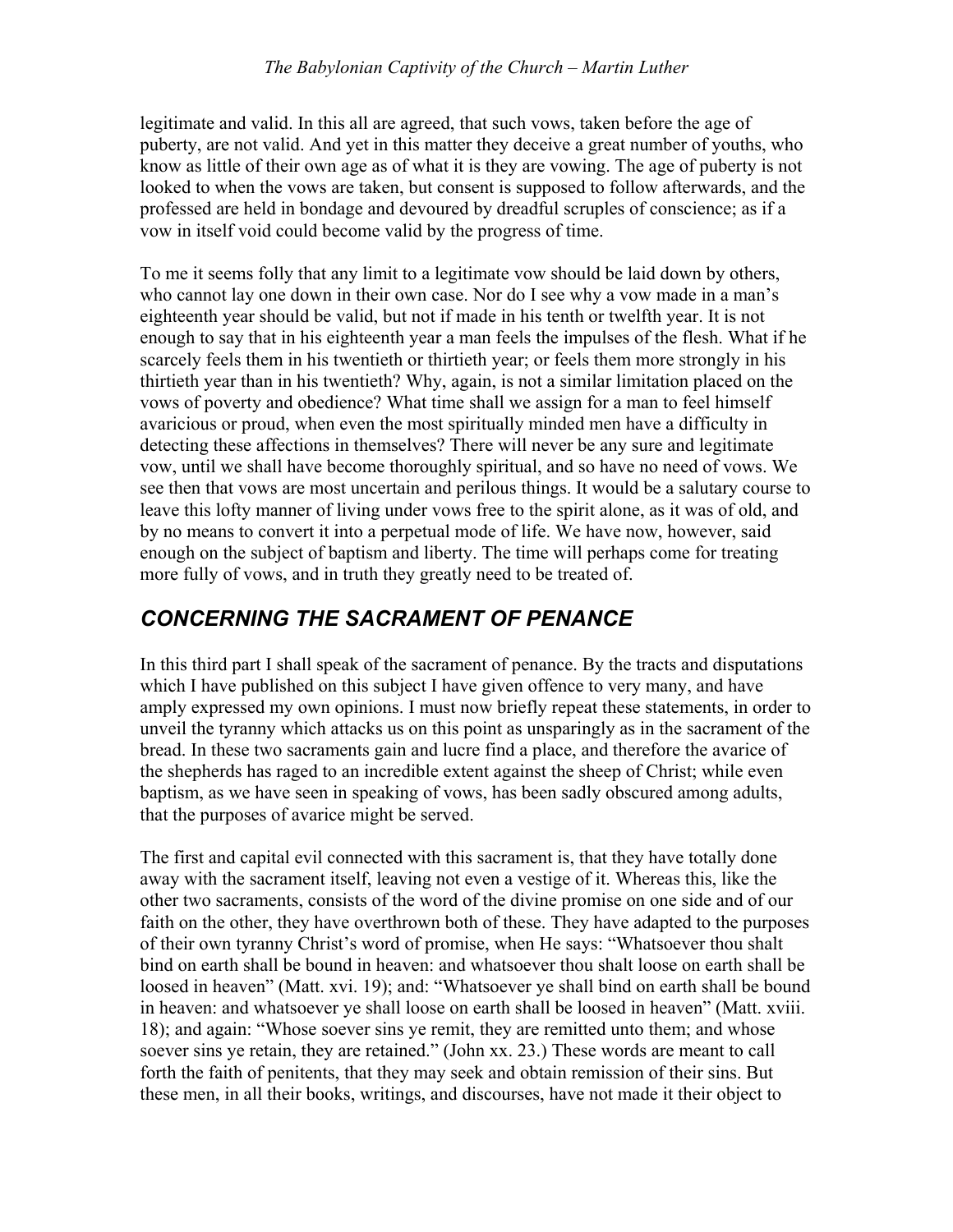legitimate and valid. In this all are agreed, that such vows, taken before the age of puberty, are not valid. And yet in this matter they deceive a great number of youths, who know as little of their own age as of what it is they are vowing. The age of puberty is not looked to when the vows are taken, but consent is supposed to follow afterwards, and the professed are held in bondage and devoured by dreadful scruples of conscience; as if a vow in itself void could become valid by the progress of time.

To me it seems folly that any limit to a legitimate vow should be laid down by others, who cannot lay one down in their own case. Nor do I see why a vow made in a man's eighteenth year should be valid, but not if made in his tenth or twelfth year. It is not enough to say that in his eighteenth year a man feels the impulses of the flesh. What if he scarcely feels them in his twentieth or thirtieth year; or feels them more strongly in his thirtieth year than in his twentieth? Why, again, is not a similar limitation placed on the vows of poverty and obedience? What time shall we assign for a man to feel himself avaricious or proud, when even the most spiritually minded men have a difficulty in detecting these affections in themselves? There will never be any sure and legitimate vow, until we shall have become thoroughly spiritual, and so have no need of vows. We see then that vows are most uncertain and perilous things. It would be a salutary course to leave this lofty manner of living under vows free to the spirit alone, as it was of old, and by no means to convert it into a perpetual mode of life. We have now, however, said enough on the subject of baptism and liberty. The time will perhaps come for treating more fully of vows, and in truth they greatly need to be treated of.

## *CONCERNING THE SACRAMENT OF PENANCE*

In this third part I shall speak of the sacrament of penance. By the tracts and disputations which I have published on this subject I have given offence to very many, and have amply expressed my own opinions. I must now briefly repeat these statements, in order to unveil the tyranny which attacks us on this point as unsparingly as in the sacrament of the bread. In these two sacraments gain and lucre find a place, and therefore the avarice of the shepherds has raged to an incredible extent against the sheep of Christ; while even baptism, as we have seen in speaking of vows, has been sadly obscured among adults, that the purposes of avarice might be served.

The first and capital evil connected with this sacrament is, that they have totally done away with the sacrament itself, leaving not even a vestige of it. Whereas this, like the other two sacraments, consists of the word of the divine promise on one side and of our faith on the other, they have overthrown both of these. They have adapted to the purposes of their own tyranny Christ's word of promise, when He says: "Whatsoever thou shalt bind on earth shall be bound in heaven: and whatsoever thou shalt loose on earth shall be loosed in heaven" (Matt. xvi. 19); and: "Whatsoever ye shall bind on earth shall be bound in heaven: and whatsoever ye shall loose on earth shall be loosed in heaven" (Matt. xviii. 18); and again: "Whose soever sins ye remit, they are remitted unto them; and whose soever sins ye retain, they are retained." (John xx. 23.) These words are meant to call forth the faith of penitents, that they may seek and obtain remission of their sins. But these men, in all their books, writings, and discourses, have not made it their object to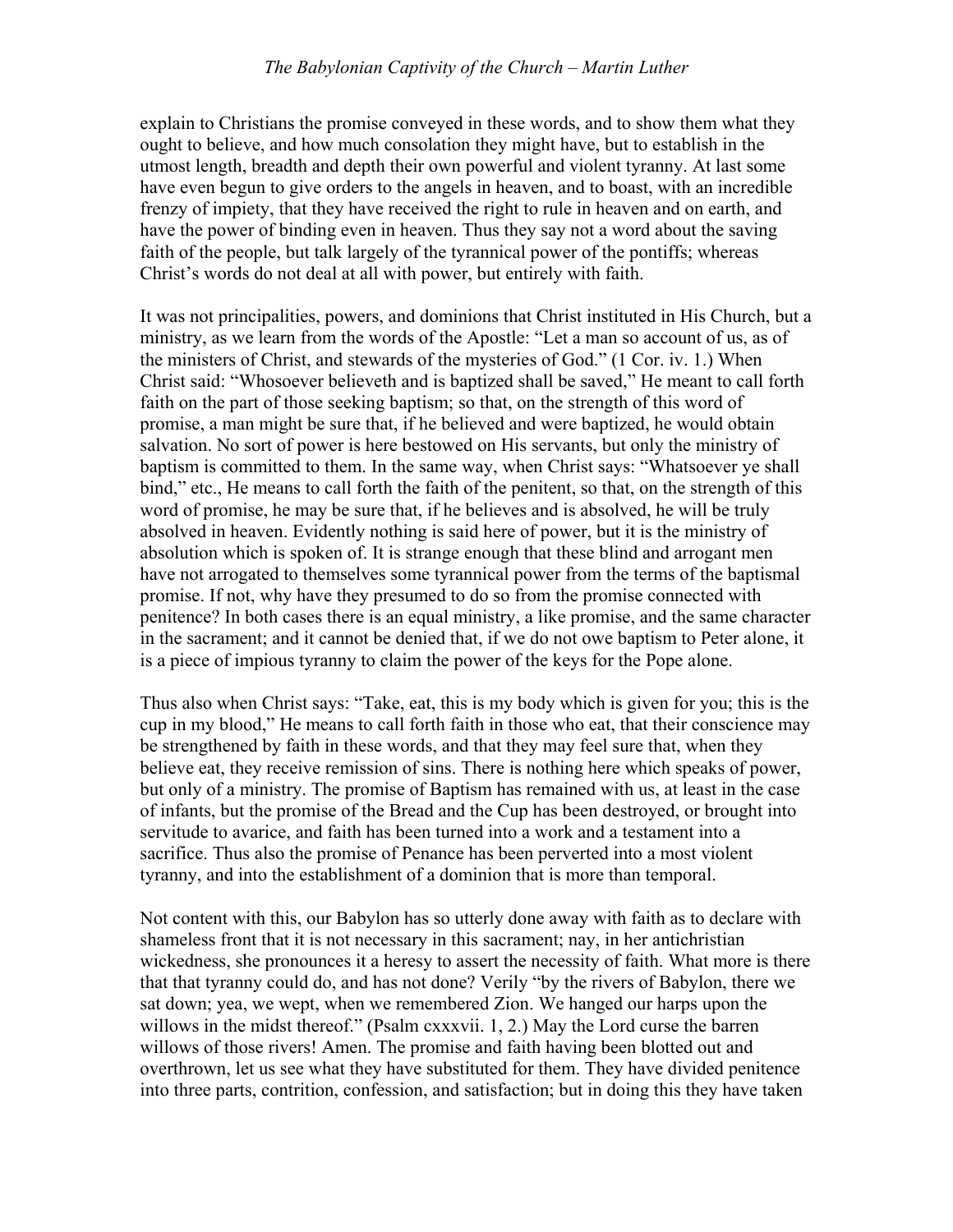explain to Christians the promise conveyed in these words, and to show them what they ought to believe, and how much consolation they might have, but to establish in the utmost length, breadth and depth their own powerful and violent tyranny. At last some have even begun to give orders to the angels in heaven, and to boast, with an incredible frenzy of impiety, that they have received the right to rule in heaven and on earth, and have the power of binding even in heaven. Thus they say not a word about the saving faith of the people, but talk largely of the tyrannical power of the pontiffs; whereas Christ's words do not deal at all with power, but entirely with faith.

It was not principalities, powers, and dominions that Christ instituted in His Church, but a ministry, as we learn from the words of the Apostle: "Let a man so account of us, as of the ministers of Christ, and stewards of the mysteries of God." (1 Cor. iv. 1.) When Christ said: "Whosoever believeth and is baptized shall be saved," He meant to call forth faith on the part of those seeking baptism; so that, on the strength of this word of promise, a man might be sure that, if he believed and were baptized, he would obtain salvation. No sort of power is here bestowed on His servants, but only the ministry of baptism is committed to them. In the same way, when Christ says: "Whatsoever ye shall bind," etc., He means to call forth the faith of the penitent, so that, on the strength of this word of promise, he may be sure that, if he believes and is absolved, he will be truly absolved in heaven. Evidently nothing is said here of power, but it is the ministry of absolution which is spoken of. It is strange enough that these blind and arrogant men have not arrogated to themselves some tyrannical power from the terms of the baptismal promise. If not, why have they presumed to do so from the promise connected with penitence? In both cases there is an equal ministry, a like promise, and the same character in the sacrament; and it cannot be denied that, if we do not owe baptism to Peter alone, it is a piece of impious tyranny to claim the power of the keys for the Pope alone.

Thus also when Christ says: "Take, eat, this is my body which is given for you; this is the cup in my blood," He means to call forth faith in those who eat, that their conscience may be strengthened by faith in these words, and that they may feel sure that, when they believe eat, they receive remission of sins. There is nothing here which speaks of power, but only of a ministry. The promise of Baptism has remained with us, at least in the case of infants, but the promise of the Bread and the Cup has been destroyed, or brought into servitude to avarice, and faith has been turned into a work and a testament into a sacrifice. Thus also the promise of Penance has been perverted into a most violent tyranny, and into the establishment of a dominion that is more than temporal.

Not content with this, our Babylon has so utterly done away with faith as to declare with shameless front that it is not necessary in this sacrament; nay, in her antichristian wickedness, she pronounces it a heresy to assert the necessity of faith. What more is there that that tyranny could do, and has not done? Verily "by the rivers of Babylon, there we sat down; yea, we wept, when we remembered Zion. We hanged our harps upon the willows in the midst thereof." (Psalm cxxxvii. 1, 2.) May the Lord curse the barren willows of those rivers! Amen. The promise and faith having been blotted out and overthrown, let us see what they have substituted for them. They have divided penitence into three parts, contrition, confession, and satisfaction; but in doing this they have taken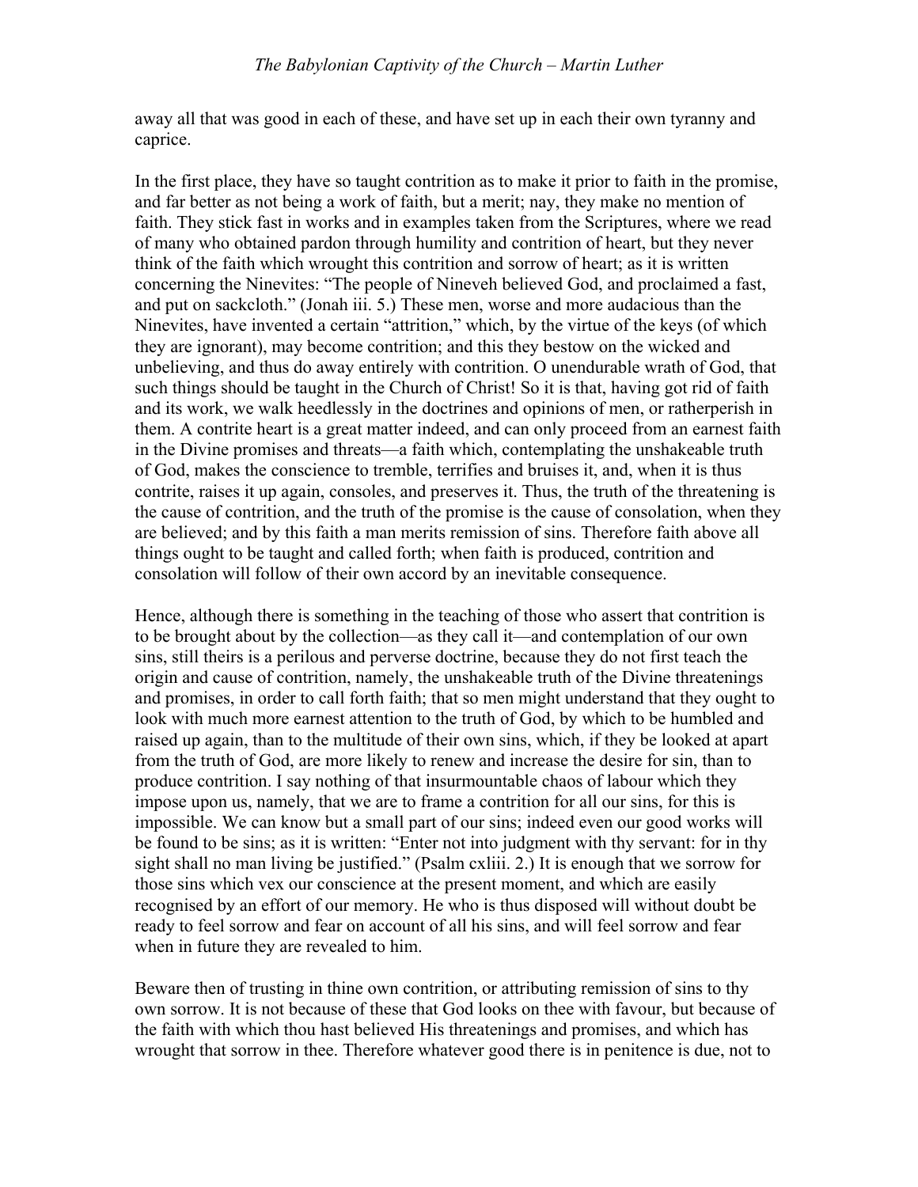away all that was good in each of these, and have set up in each their own tyranny and caprice.

In the first place, they have so taught contrition as to make it prior to faith in the promise, and far better as not being a work of faith, but a merit; nay, they make no mention of faith. They stick fast in works and in examples taken from the Scriptures, where we read of many who obtained pardon through humility and contrition of heart, but they never think of the faith which wrought this contrition and sorrow of heart; as it is written concerning the Ninevites: "The people of Nineveh believed God, and proclaimed a fast, and put on sackcloth." (Jonah iii. 5.) These men, worse and more audacious than the Ninevites, have invented a certain "attrition," which, by the virtue of the keys (of which they are ignorant), may become contrition; and this they bestow on the wicked and unbelieving, and thus do away entirely with contrition. O unendurable wrath of God, that such things should be taught in the Church of Christ! So it is that, having got rid of faith and its work, we walk heedlessly in the doctrines and opinions of men, or ratherperish in them. A contrite heart is a great matter indeed, and can only proceed from an earnest faith in the Divine promises and threats—a faith which, contemplating the unshakeable truth of God, makes the conscience to tremble, terrifies and bruises it, and, when it is thus contrite, raises it up again, consoles, and preserves it. Thus, the truth of the threatening is the cause of contrition, and the truth of the promise is the cause of consolation, when they are believed; and by this faith a man merits remission of sins. Therefore faith above all things ought to be taught and called forth; when faith is produced, contrition and consolation will follow of their own accord by an inevitable consequence.

Hence, although there is something in the teaching of those who assert that contrition is to be brought about by the collection—as they call it—and contemplation of our own sins, still theirs is a perilous and perverse doctrine, because they do not first teach the origin and cause of contrition, namely, the unshakeable truth of the Divine threatenings and promises, in order to call forth faith; that so men might understand that they ought to look with much more earnest attention to the truth of God, by which to be humbled and raised up again, than to the multitude of their own sins, which, if they be looked at apart from the truth of God, are more likely to renew and increase the desire for sin, than to produce contrition. I say nothing of that insurmountable chaos of labour which they impose upon us, namely, that we are to frame a contrition for all our sins, for this is impossible. We can know but a small part of our sins; indeed even our good works will be found to be sins; as it is written: "Enter not into judgment with thy servant: for in thy sight shall no man living be justified." (Psalm cxliii. 2.) It is enough that we sorrow for those sins which vex our conscience at the present moment, and which are easily recognised by an effort of our memory. He who is thus disposed will without doubt be ready to feel sorrow and fear on account of all his sins, and will feel sorrow and fear when in future they are revealed to him.

Beware then of trusting in thine own contrition, or attributing remission of sins to thy own sorrow. It is not because of these that God looks on thee with favour, but because of the faith with which thou hast believed His threatenings and promises, and which has wrought that sorrow in thee. Therefore whatever good there is in penitence is due, not to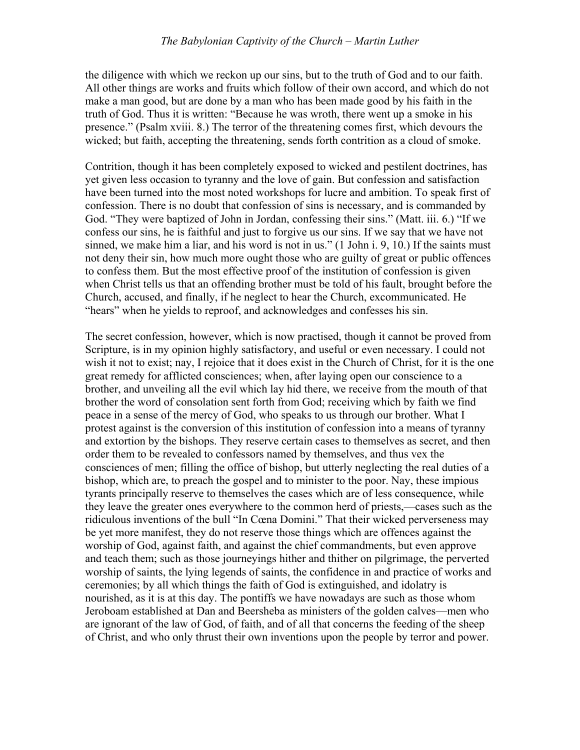the diligence with which we reckon up our sins, but to the truth of God and to our faith. All other things are works and fruits which follow of their own accord, and which do not make a man good, but are done by a man who has been made good by his faith in the truth of God. Thus it is written: "Because he was wroth, there went up a smoke in his presence." (Psalm xviii. 8.) The terror of the threatening comes first, which devours the wicked; but faith, accepting the threatening, sends forth contrition as a cloud of smoke.

Contrition, though it has been completely exposed to wicked and pestilent doctrines, has yet given less occasion to tyranny and the love of gain. But confession and satisfaction have been turned into the most noted workshops for lucre and ambition. To speak first of confession. There is no doubt that confession of sins is necessary, and is commanded by God. "They were baptized of John in Jordan, confessing their sins." (Matt. iii. 6.) "If we confess our sins, he is faithful and just to forgive us our sins. If we say that we have not sinned, we make him a liar, and his word is not in us." (1 John i. 9, 10.) If the saints must not deny their sin, how much more ought those who are guilty of great or public offences to confess them. But the most effective proof of the institution of confession is given when Christ tells us that an offending brother must be told of his fault, brought before the Church, accused, and finally, if he neglect to hear the Church, excommunicated. He "hears" when he yields to reproof, and acknowledges and confesses his sin.

The secret confession, however, which is now practised, though it cannot be proved from Scripture, is in my opinion highly satisfactory, and useful or even necessary. I could not wish it not to exist; nay, I rejoice that it does exist in the Church of Christ, for it is the one great remedy for afflicted consciences; when, after laying open our conscience to a brother, and unveiling all the evil which lay hid there, we receive from the mouth of that brother the word of consolation sent forth from God; receiving which by faith we find peace in a sense of the mercy of God, who speaks to us through our brother. What I protest against is the conversion of this institution of confession into a means of tyranny and extortion by the bishops. They reserve certain cases to themselves as secret, and then order them to be revealed to confessors named by themselves, and thus vex the consciences of men; filling the office of bishop, but utterly neglecting the real duties of a bishop, which are, to preach the gospel and to minister to the poor. Nay, these impious tyrants principally reserve to themselves the cases which are of less consequence, while they leave the greater ones everywhere to the common herd of priests,—cases such as the ridiculous inventions of the bull "In Cœna Domini." That their wicked perverseness may be yet more manifest, they do not reserve those things which are offences against the worship of God, against faith, and against the chief commandments, but even approve and teach them; such as those journeyings hither and thither on pilgrimage, the perverted worship of saints, the lying legends of saints, the confidence in and practice of works and ceremonies; by all which things the faith of God is extinguished, and idolatry is nourished, as it is at this day. The pontiffs we have nowadays are such as those whom Jeroboam established at Dan and Beersheba as ministers of the golden calves—men who are ignorant of the law of God, of faith, and of all that concerns the feeding of the sheep of Christ, and who only thrust their own inventions upon the people by terror and power.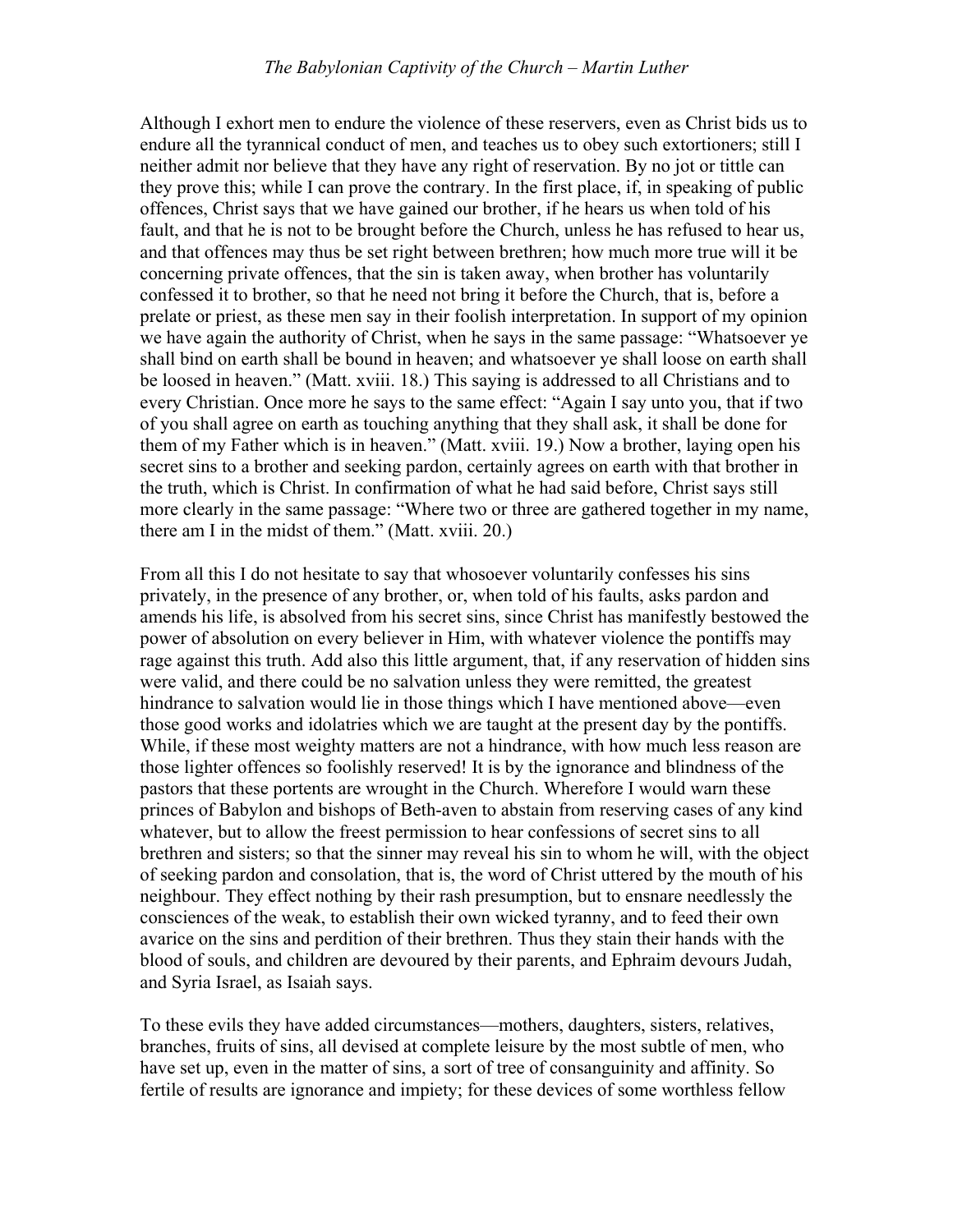Although I exhort men to endure the violence of these reservers, even as Christ bids us to endure all the tyrannical conduct of men, and teaches us to obey such extortioners; still I neither admit nor believe that they have any right of reservation. By no jot or tittle can they prove this; while I can prove the contrary. In the first place, if, in speaking of public offences, Christ says that we have gained our brother, if he hears us when told of his fault, and that he is not to be brought before the Church, unless he has refused to hear us, and that offences may thus be set right between brethren; how much more true will it be concerning private offences, that the sin is taken away, when brother has voluntarily confessed it to brother, so that he need not bring it before the Church, that is, before a prelate or priest, as these men say in their foolish interpretation. In support of my opinion we have again the authority of Christ, when he says in the same passage: "Whatsoever ye shall bind on earth shall be bound in heaven; and whatsoever ye shall loose on earth shall be loosed in heaven." (Matt. xviii. 18.) This saying is addressed to all Christians and to every Christian. Once more he says to the same effect: "Again I say unto you, that if two of you shall agree on earth as touching anything that they shall ask, it shall be done for them of my Father which is in heaven." (Matt. xviii. 19.) Now a brother, laying open his secret sins to a brother and seeking pardon, certainly agrees on earth with that brother in the truth, which is Christ. In confirmation of what he had said before, Christ says still more clearly in the same passage: "Where two or three are gathered together in my name, there am I in the midst of them." (Matt. xviii. 20.)

From all this I do not hesitate to say that whosoever voluntarily confesses his sins privately, in the presence of any brother, or, when told of his faults, asks pardon and amends his life, is absolved from his secret sins, since Christ has manifestly bestowed the power of absolution on every believer in Him, with whatever violence the pontiffs may rage against this truth. Add also this little argument, that, if any reservation of hidden sins were valid, and there could be no salvation unless they were remitted, the greatest hindrance to salvation would lie in those things which I have mentioned above—even those good works and idolatries which we are taught at the present day by the pontiffs. While, if these most weighty matters are not a hindrance, with how much less reason are those lighter offences so foolishly reserved! It is by the ignorance and blindness of the pastors that these portents are wrought in the Church. Wherefore I would warn these princes of Babylon and bishops of Beth-aven to abstain from reserving cases of any kind whatever, but to allow the freest permission to hear confessions of secret sins to all brethren and sisters; so that the sinner may reveal his sin to whom he will, with the object of seeking pardon and consolation, that is, the word of Christ uttered by the mouth of his neighbour. They effect nothing by their rash presumption, but to ensnare needlessly the consciences of the weak, to establish their own wicked tyranny, and to feed their own avarice on the sins and perdition of their brethren. Thus they stain their hands with the blood of souls, and children are devoured by their parents, and Ephraim devours Judah, and Syria Israel, as Isaiah says.

To these evils they have added circumstances—mothers, daughters, sisters, relatives, branches, fruits of sins, all devised at complete leisure by the most subtle of men, who have set up, even in the matter of sins, a sort of tree of consanguinity and affinity. So fertile of results are ignorance and impiety; for these devices of some worthless fellow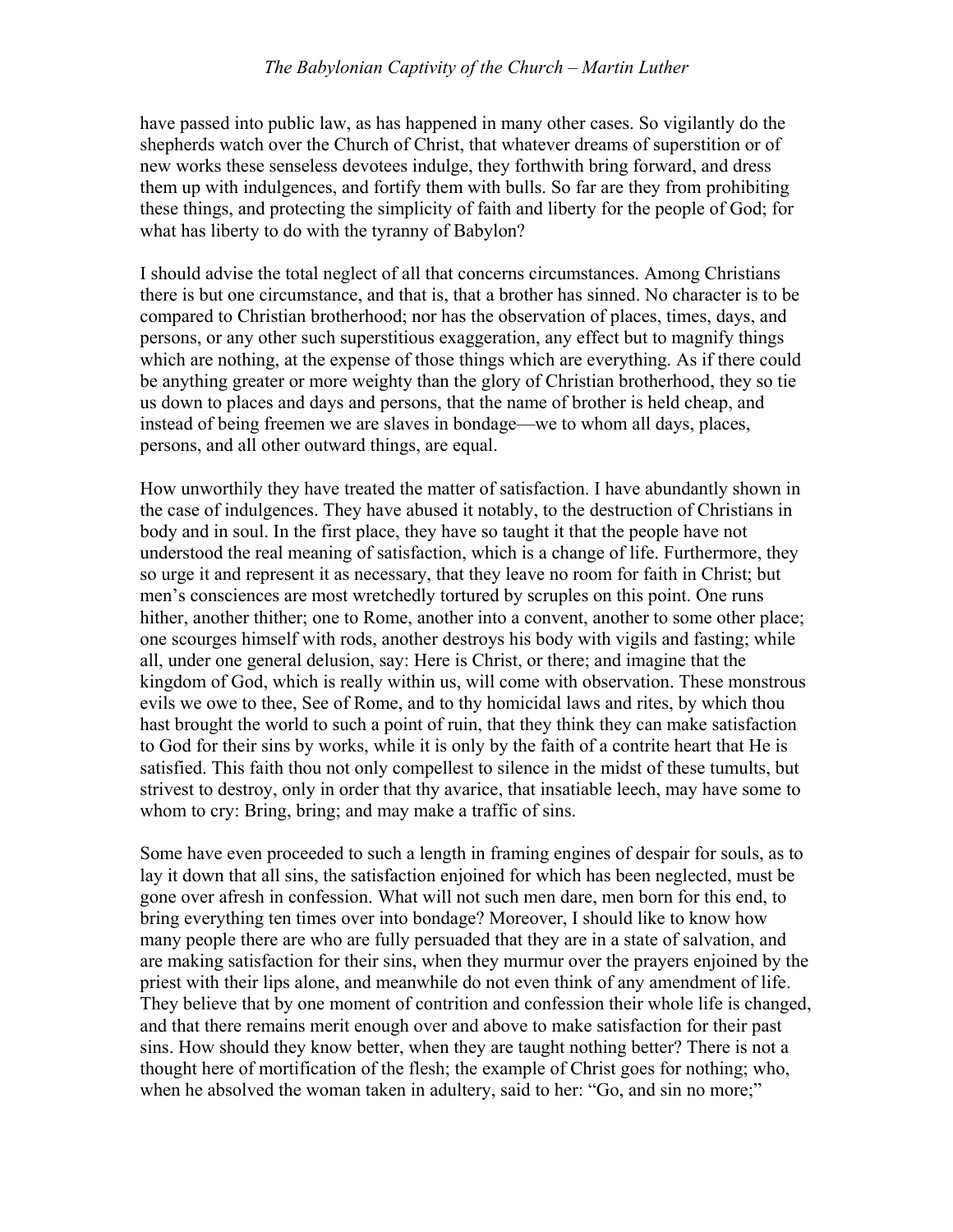have passed into public law, as has happened in many other cases. So vigilantly do the shepherds watch over the Church of Christ, that whatever dreams of superstition or of new works these senseless devotees indulge, they forthwith bring forward, and dress them up with indulgences, and fortify them with bulls. So far are they from prohibiting these things, and protecting the simplicity of faith and liberty for the people of God; for what has liberty to do with the tyranny of Babylon?

I should advise the total neglect of all that concerns circumstances. Among Christians there is but one circumstance, and that is, that a brother has sinned. No character is to be compared to Christian brotherhood; nor has the observation of places, times, days, and persons, or any other such superstitious exaggeration, any effect but to magnify things which are nothing, at the expense of those things which are everything. As if there could be anything greater or more weighty than the glory of Christian brotherhood, they so tie us down to places and days and persons, that the name of brother is held cheap, and instead of being freemen we are slaves in bondage—we to whom all days, places, persons, and all other outward things, are equal.

How unworthily they have treated the matter of satisfaction. I have abundantly shown in the case of indulgences. They have abused it notably, to the destruction of Christians in body and in soul. In the first place, they have so taught it that the people have not understood the real meaning of satisfaction, which is a change of life. Furthermore, they so urge it and represent it as necessary, that they leave no room for faith in Christ; but men's consciences are most wretchedly tortured by scruples on this point. One runs hither, another thither; one to Rome, another into a convent, another to some other place; one scourges himself with rods, another destroys his body with vigils and fasting; while all, under one general delusion, say: Here is Christ, or there; and imagine that the kingdom of God, which is really within us, will come with observation. These monstrous evils we owe to thee, See of Rome, and to thy homicidal laws and rites, by which thou hast brought the world to such a point of ruin, that they think they can make satisfaction to God for their sins by works, while it is only by the faith of a contrite heart that He is satisfied. This faith thou not only compellest to silence in the midst of these tumults, but strivest to destroy, only in order that thy avarice, that insatiable leech, may have some to whom to cry: Bring, bring; and may make a traffic of sins.

Some have even proceeded to such a length in framing engines of despair for souls, as to lay it down that all sins, the satisfaction enjoined for which has been neglected, must be gone over afresh in confession. What will not such men dare, men born for this end, to bring everything ten times over into bondage? Moreover, I should like to know how many people there are who are fully persuaded that they are in a state of salvation, and are making satisfaction for their sins, when they murmur over the prayers enjoined by the priest with their lips alone, and meanwhile do not even think of any amendment of life. They believe that by one moment of contrition and confession their whole life is changed, and that there remains merit enough over and above to make satisfaction for their past sins. How should they know better, when they are taught nothing better? There is not a thought here of mortification of the flesh; the example of Christ goes for nothing; who, when he absolved the woman taken in adultery, said to her: "Go, and sin no more;"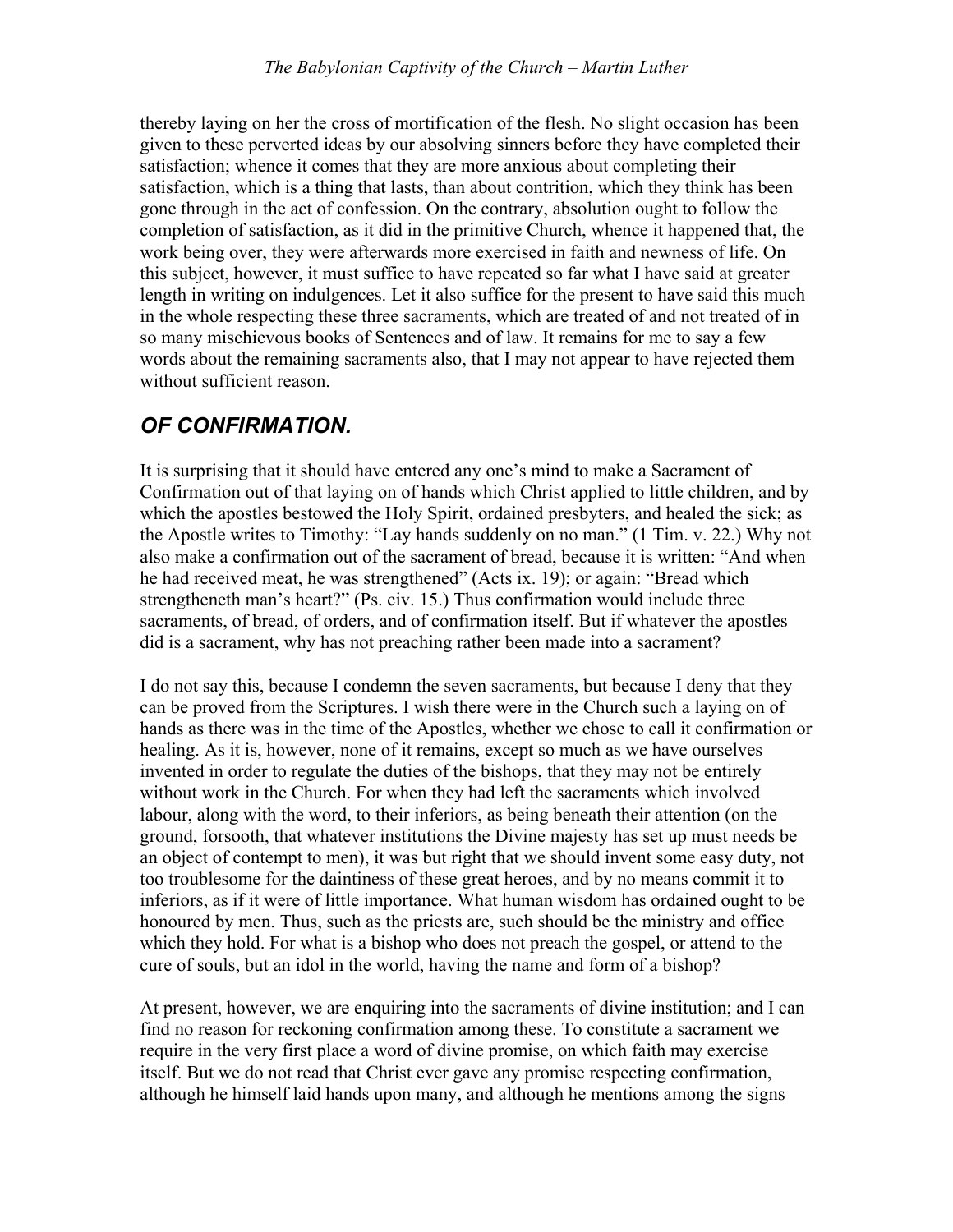thereby laying on her the cross of mortification of the flesh. No slight occasion has been given to these perverted ideas by our absolving sinners before they have completed their satisfaction; whence it comes that they are more anxious about completing their satisfaction, which is a thing that lasts, than about contrition, which they think has been gone through in the act of confession. On the contrary, absolution ought to follow the completion of satisfaction, as it did in the primitive Church, whence it happened that, the work being over, they were afterwards more exercised in faith and newness of life. On this subject, however, it must suffice to have repeated so far what I have said at greater length in writing on indulgences. Let it also suffice for the present to have said this much in the whole respecting these three sacraments, which are treated of and not treated of in so many mischievous books of Sentences and of law. It remains for me to say a few words about the remaining sacraments also, that I may not appear to have rejected them without sufficient reason.

## *OF CONFIRMATION.*

It is surprising that it should have entered any one's mind to make a Sacrament of Confirmation out of that laying on of hands which Christ applied to little children, and by which the apostles bestowed the Holy Spirit, ordained presbyters, and healed the sick; as the Apostle writes to Timothy: "Lay hands suddenly on no man." (1 Tim. v. 22.) Why not also make a confirmation out of the sacrament of bread, because it is written: "And when he had received meat, he was strengthened" (Acts ix. 19); or again: "Bread which strengtheneth man's heart?" (Ps. civ. 15.) Thus confirmation would include three sacraments, of bread, of orders, and of confirmation itself. But if whatever the apostles did is a sacrament, why has not preaching rather been made into a sacrament?

I do not say this, because I condemn the seven sacraments, but because I deny that they can be proved from the Scriptures. I wish there were in the Church such a laying on of hands as there was in the time of the Apostles, whether we chose to call it confirmation or healing. As it is, however, none of it remains, except so much as we have ourselves invented in order to regulate the duties of the bishops, that they may not be entirely without work in the Church. For when they had left the sacraments which involved labour, along with the word, to their inferiors, as being beneath their attention (on the ground, forsooth, that whatever institutions the Divine majesty has set up must needs be an object of contempt to men), it was but right that we should invent some easy duty, not too troublesome for the daintiness of these great heroes, and by no means commit it to inferiors, as if it were of little importance. What human wisdom has ordained ought to be honoured by men. Thus, such as the priests are, such should be the ministry and office which they hold. For what is a bishop who does not preach the gospel, or attend to the cure of souls, but an idol in the world, having the name and form of a bishop?

At present, however, we are enquiring into the sacraments of divine institution; and I can find no reason for reckoning confirmation among these. To constitute a sacrament we require in the very first place a word of divine promise, on which faith may exercise itself. But we do not read that Christ ever gave any promise respecting confirmation, although he himself laid hands upon many, and although he mentions among the signs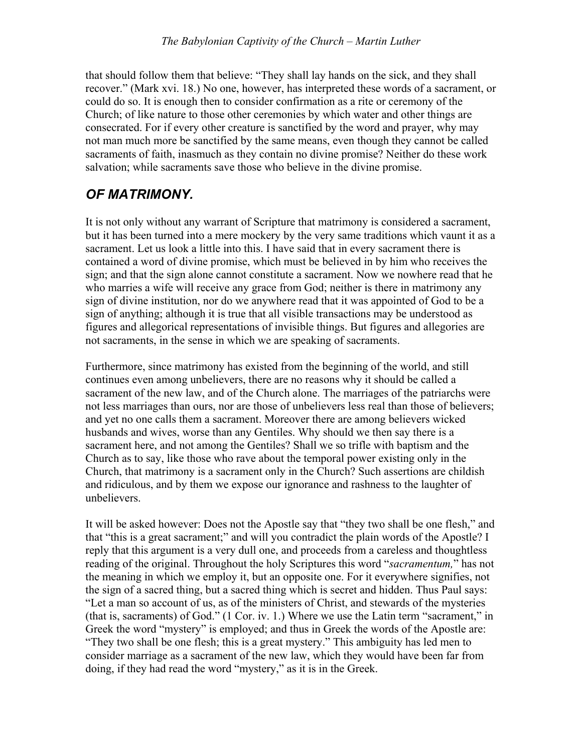that should follow them that believe: "They shall lay hands on the sick, and they shall recover." (Mark xvi. 18.) No one, however, has interpreted these words of a sacrament, or could do so. It is enough then to consider confirmation as a rite or ceremony of the Church; of like nature to those other ceremonies by which water and other things are consecrated. For if every other creature is sanctified by the word and prayer, why may not man much more be sanctified by the same means, even though they cannot be called sacraments of faith, inasmuch as they contain no divine promise? Neither do these work salvation; while sacraments save those who believe in the divine promise.

## *OF MATRIMONY.*

It is not only without any warrant of Scripture that matrimony is considered a sacrament, but it has been turned into a mere mockery by the very same traditions which vaunt it as a sacrament. Let us look a little into this. I have said that in every sacrament there is contained a word of divine promise, which must be believed in by him who receives the sign; and that the sign alone cannot constitute a sacrament. Now we nowhere read that he who marries a wife will receive any grace from God; neither is there in matrimony any sign of divine institution, nor do we anywhere read that it was appointed of God to be a sign of anything; although it is true that all visible transactions may be understood as figures and allegorical representations of invisible things. But figures and allegories are not sacraments, in the sense in which we are speaking of sacraments.

Furthermore, since matrimony has existed from the beginning of the world, and still continues even among unbelievers, there are no reasons why it should be called a sacrament of the new law, and of the Church alone. The marriages of the patriarchs were not less marriages than ours, nor are those of unbelievers less real than those of believers; and yet no one calls them a sacrament. Moreover there are among believers wicked husbands and wives, worse than any Gentiles. Why should we then say there is a sacrament here, and not among the Gentiles? Shall we so trifle with baptism and the Church as to say, like those who rave about the temporal power existing only in the Church, that matrimony is a sacrament only in the Church? Such assertions are childish and ridiculous, and by them we expose our ignorance and rashness to the laughter of unbelievers.

It will be asked however: Does not the Apostle say that "they two shall be one flesh," and that "this is a great sacrament;" and will you contradict the plain words of the Apostle? I reply that this argument is a very dull one, and proceeds from a careless and thoughtless reading of the original. Throughout the holy Scriptures this word "*sacramentum,*" has not the meaning in which we employ it, but an opposite one. For it everywhere signifies, not the sign of a sacred thing, but a sacred thing which is secret and hidden. Thus Paul says: "Let a man so account of us, as of the ministers of Christ, and stewards of the mysteries (that is, sacraments) of God." (1 Cor. iv. 1.) Where we use the Latin term "sacrament," in Greek the word "mystery" is employed; and thus in Greek the words of the Apostle are: "They two shall be one flesh; this is a great mystery." This ambiguity has led men to consider marriage as a sacrament of the new law, which they would have been far from doing, if they had read the word "mystery," as it is in the Greek.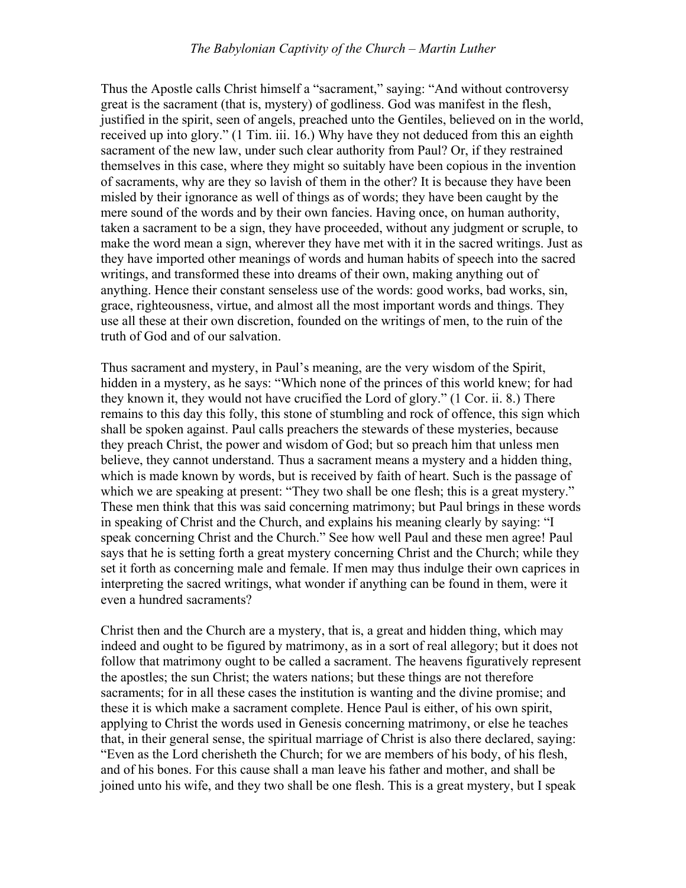Thus the Apostle calls Christ himself a "sacrament," saying: "And without controversy great is the sacrament (that is, mystery) of godliness. God was manifest in the flesh, justified in the spirit, seen of angels, preached unto the Gentiles, believed on in the world, received up into glory." (1 Tim. iii. 16.) Why have they not deduced from this an eighth sacrament of the new law, under such clear authority from Paul? Or, if they restrained themselves in this case, where they might so suitably have been copious in the invention of sacraments, why are they so lavish of them in the other? It is because they have been misled by their ignorance as well of things as of words; they have been caught by the mere sound of the words and by their own fancies. Having once, on human authority, taken a sacrament to be a sign, they have proceeded, without any judgment or scruple, to make the word mean a sign, wherever they have met with it in the sacred writings. Just as they have imported other meanings of words and human habits of speech into the sacred writings, and transformed these into dreams of their own, making anything out of anything. Hence their constant senseless use of the words: good works, bad works, sin, grace, righteousness, virtue, and almost all the most important words and things. They use all these at their own discretion, founded on the writings of men, to the ruin of the truth of God and of our salvation.

Thus sacrament and mystery, in Paul's meaning, are the very wisdom of the Spirit, hidden in a mystery, as he says: "Which none of the princes of this world knew; for had they known it, they would not have crucified the Lord of glory." (1 Cor. ii. 8.) There remains to this day this folly, this stone of stumbling and rock of offence, this sign which shall be spoken against. Paul calls preachers the stewards of these mysteries, because they preach Christ, the power and wisdom of God; but so preach him that unless men believe, they cannot understand. Thus a sacrament means a mystery and a hidden thing, which is made known by words, but is received by faith of heart. Such is the passage of which we are speaking at present: "They two shall be one flesh; this is a great mystery." These men think that this was said concerning matrimony; but Paul brings in these words in speaking of Christ and the Church, and explains his meaning clearly by saying: "I speak concerning Christ and the Church." See how well Paul and these men agree! Paul says that he is setting forth a great mystery concerning Christ and the Church; while they set it forth as concerning male and female. If men may thus indulge their own caprices in interpreting the sacred writings, what wonder if anything can be found in them, were it even a hundred sacraments?

Christ then and the Church are a mystery, that is, a great and hidden thing, which may indeed and ought to be figured by matrimony, as in a sort of real allegory; but it does not follow that matrimony ought to be called a sacrament. The heavens figuratively represent the apostles; the sun Christ; the waters nations; but these things are not therefore sacraments; for in all these cases the institution is wanting and the divine promise; and these it is which make a sacrament complete. Hence Paul is either, of his own spirit, applying to Christ the words used in Genesis concerning matrimony, or else he teaches that, in their general sense, the spiritual marriage of Christ is also there declared, saying: "Even as the Lord cherisheth the Church; for we are members of his body, of his flesh, and of his bones. For this cause shall a man leave his father and mother, and shall be joined unto his wife, and they two shall be one flesh. This is a great mystery, but I speak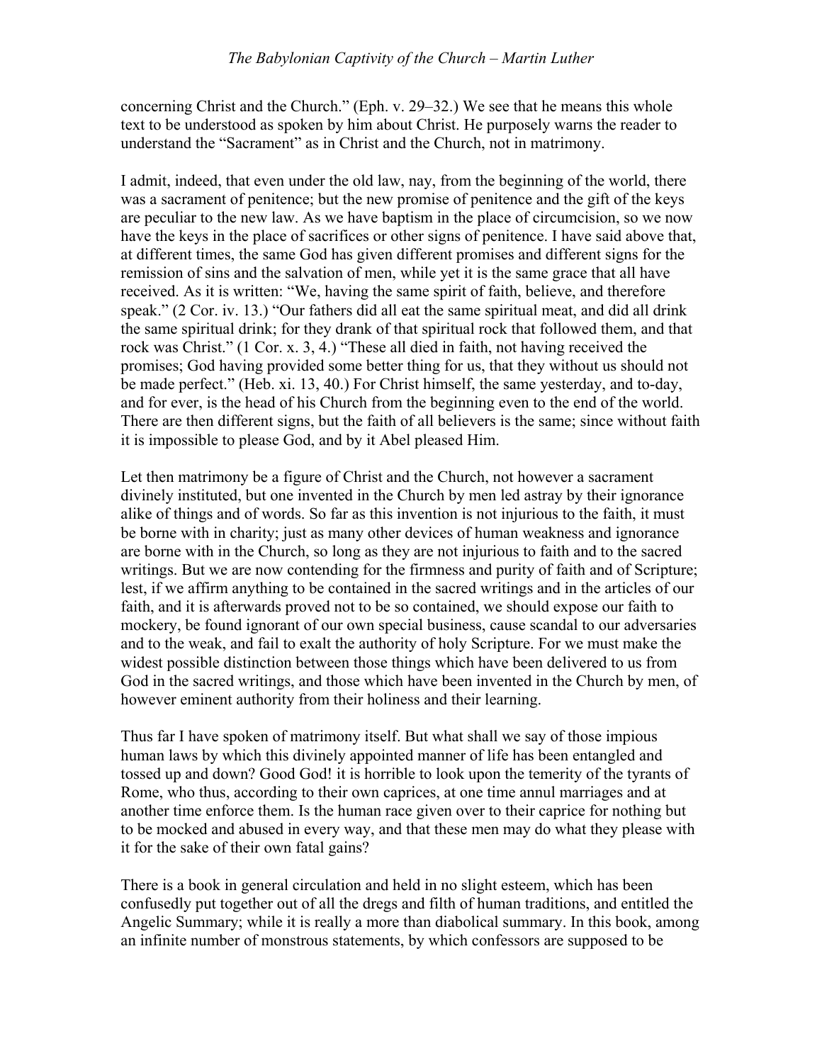concerning Christ and the Church." (Eph. v. 29–32.) We see that he means this whole text to be understood as spoken by him about Christ. He purposely warns the reader to understand the "Sacrament" as in Christ and the Church, not in matrimony.

I admit, indeed, that even under the old law, nay, from the beginning of the world, there was a sacrament of penitence; but the new promise of penitence and the gift of the keys are peculiar to the new law. As we have baptism in the place of circumcision, so we now have the keys in the place of sacrifices or other signs of penitence. I have said above that, at different times, the same God has given different promises and different signs for the remission of sins and the salvation of men, while yet it is the same grace that all have received. As it is written: "We, having the same spirit of faith, believe, and therefore speak." (2 Cor. iv. 13.) "Our fathers did all eat the same spiritual meat, and did all drink the same spiritual drink; for they drank of that spiritual rock that followed them, and that rock was Christ." (1 Cor. x. 3, 4.) "These all died in faith, not having received the promises; God having provided some better thing for us, that they without us should not be made perfect." (Heb. xi. 13, 40.) For Christ himself, the same yesterday, and to-day, and for ever, is the head of his Church from the beginning even to the end of the world. There are then different signs, but the faith of all believers is the same; since without faith it is impossible to please God, and by it Abel pleased Him.

Let then matrimony be a figure of Christ and the Church, not however a sacrament divinely instituted, but one invented in the Church by men led astray by their ignorance alike of things and of words. So far as this invention is not injurious to the faith, it must be borne with in charity; just as many other devices of human weakness and ignorance are borne with in the Church, so long as they are not injurious to faith and to the sacred writings. But we are now contending for the firmness and purity of faith and of Scripture; lest, if we affirm anything to be contained in the sacred writings and in the articles of our faith, and it is afterwards proved not to be so contained, we should expose our faith to mockery, be found ignorant of our own special business, cause scandal to our adversaries and to the weak, and fail to exalt the authority of holy Scripture. For we must make the widest possible distinction between those things which have been delivered to us from God in the sacred writings, and those which have been invented in the Church by men, of however eminent authority from their holiness and their learning.

Thus far I have spoken of matrimony itself. But what shall we say of those impious human laws by which this divinely appointed manner of life has been entangled and tossed up and down? Good God! it is horrible to look upon the temerity of the tyrants of Rome, who thus, according to their own caprices, at one time annul marriages and at another time enforce them. Is the human race given over to their caprice for nothing but to be mocked and abused in every way, and that these men may do what they please with it for the sake of their own fatal gains?

There is a book in general circulation and held in no slight esteem, which has been confusedly put together out of all the dregs and filth of human traditions, and entitled the Angelic Summary; while it is really a more than diabolical summary. In this book, among an infinite number of monstrous statements, by which confessors are supposed to be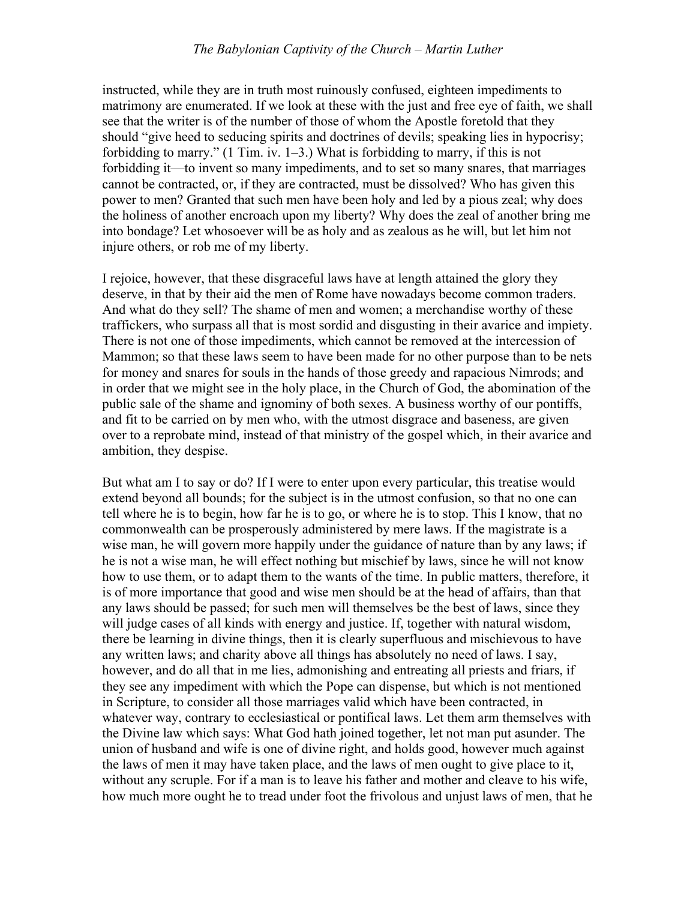instructed, while they are in truth most ruinously confused, eighteen impediments to matrimony are enumerated. If we look at these with the just and free eye of faith, we shall see that the writer is of the number of those of whom the Apostle foretold that they should "give heed to seducing spirits and doctrines of devils; speaking lies in hypocrisy; forbidding to marry." (1 Tim. iv. 1–3.) What is forbidding to marry, if this is not forbidding it—to invent so many impediments, and to set so many snares, that marriages cannot be contracted, or, if they are contracted, must be dissolved? Who has given this power to men? Granted that such men have been holy and led by a pious zeal; why does the holiness of another encroach upon my liberty? Why does the zeal of another bring me into bondage? Let whosoever will be as holy and as zealous as he will, but let him not injure others, or rob me of my liberty.

I rejoice, however, that these disgraceful laws have at length attained the glory they deserve, in that by their aid the men of Rome have nowadays become common traders. And what do they sell? The shame of men and women; a merchandise worthy of these traffickers, who surpass all that is most sordid and disgusting in their avarice and impiety. There is not one of those impediments, which cannot be removed at the intercession of Mammon; so that these laws seem to have been made for no other purpose than to be nets for money and snares for souls in the hands of those greedy and rapacious Nimrods; and in order that we might see in the holy place, in the Church of God, the abomination of the public sale of the shame and ignominy of both sexes. A business worthy of our pontiffs, and fit to be carried on by men who, with the utmost disgrace and baseness, are given over to a reprobate mind, instead of that ministry of the gospel which, in their avarice and ambition, they despise.

But what am I to say or do? If I were to enter upon every particular, this treatise would extend beyond all bounds; for the subject is in the utmost confusion, so that no one can tell where he is to begin, how far he is to go, or where he is to stop. This I know, that no commonwealth can be prosperously administered by mere laws. If the magistrate is a wise man, he will govern more happily under the guidance of nature than by any laws; if he is not a wise man, he will effect nothing but mischief by laws, since he will not know how to use them, or to adapt them to the wants of the time. In public matters, therefore, it is of more importance that good and wise men should be at the head of affairs, than that any laws should be passed; for such men will themselves be the best of laws, since they will judge cases of all kinds with energy and justice. If, together with natural wisdom, there be learning in divine things, then it is clearly superfluous and mischievous to have any written laws; and charity above all things has absolutely no need of laws. I say, however, and do all that in me lies, admonishing and entreating all priests and friars, if they see any impediment with which the Pope can dispense, but which is not mentioned in Scripture, to consider all those marriages valid which have been contracted, in whatever way, contrary to ecclesiastical or pontifical laws. Let them arm themselves with the Divine law which says: What God hath joined together, let not man put asunder. The union of husband and wife is one of divine right, and holds good, however much against the laws of men it may have taken place, and the laws of men ought to give place to it, without any scruple. For if a man is to leave his father and mother and cleave to his wife, how much more ought he to tread under foot the frivolous and unjust laws of men, that he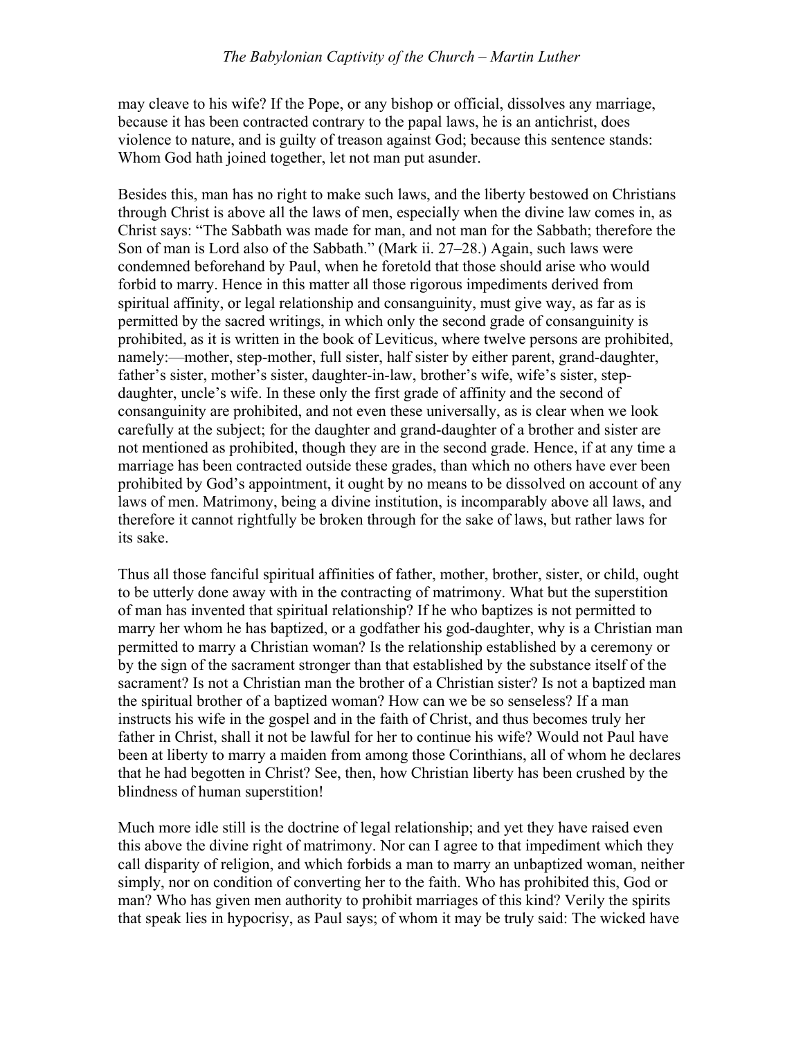may cleave to his wife? If the Pope, or any bishop or official, dissolves any marriage, because it has been contracted contrary to the papal laws, he is an antichrist, does violence to nature, and is guilty of treason against God; because this sentence stands: Whom God hath joined together, let not man put asunder.

Besides this, man has no right to make such laws, and the liberty bestowed on Christians through Christ is above all the laws of men, especially when the divine law comes in, as Christ says: "The Sabbath was made for man, and not man for the Sabbath; therefore the Son of man is Lord also of the Sabbath." (Mark ii. 27–28.) Again, such laws were condemned beforehand by Paul, when he foretold that those should arise who would forbid to marry. Hence in this matter all those rigorous impediments derived from spiritual affinity, or legal relationship and consanguinity, must give way, as far as is permitted by the sacred writings, in which only the second grade of consanguinity is prohibited, as it is written in the book of Leviticus, where twelve persons are prohibited, namely:—mother, step-mother, full sister, half sister by either parent, grand-daughter, father's sister, mother's sister, daughter-in-law, brother's wife, wife's sister, step-daughter, uncle's wife. In these only the first grade of affinity and the second of consanguinity are prohibited, and not even these universally, as is clear when we look carefully at the subject; for the daughter and grand-daughter of a brother and sister are not mentioned as prohibited, though they are in the second grade. Hence, if at any time a marriage has been contracted outside these grades, than which no others have ever been prohibited by God's appointment, it ought by no means to be dissolved on account of any laws of men. Matrimony, being a divine institution, is incomparably above all laws, and therefore it cannot rightfully be broken through for the sake of laws, but rather laws for its sake.

Thus all those fanciful spiritual affinities of father, mother, brother, sister, or child, ought to be utterly done away with in the contracting of matrimony. What but the superstition of man has invented that spiritual relationship? If he who baptizes is not permitted to marry her whom he has baptized, or a godfather his god-daughter, why is a Christian man permitted to marry a Christian woman? Is the relationship established by a ceremony or by the sign of the sacrament stronger than that established by the substance itself of the sacrament? Is not a Christian man the brother of a Christian sister? Is not a baptized man the spiritual brother of a baptized woman? How can we be so senseless? If a man instructs his wife in the gospel and in the faith of Christ, and thus becomes truly her father in Christ, shall it not be lawful for her to continue his wife? Would not Paul have been at liberty to marry a maiden from among those Corinthians, all of whom he declares that he had begotten in Christ? See, then, how Christian liberty has been crushed by the blindness of human superstition!

Much more idle still is the doctrine of legal relationship; and yet they have raised even this above the divine right of matrimony. Nor can I agree to that impediment which they call disparity of religion, and which forbids a man to marry an unbaptized woman, neither simply, nor on condition of converting her to the faith. Who has prohibited this, God or man? Who has given men authority to prohibit marriages of this kind? Verily the spirits that speak lies in hypocrisy, as Paul says; of whom it may be truly said: The wicked have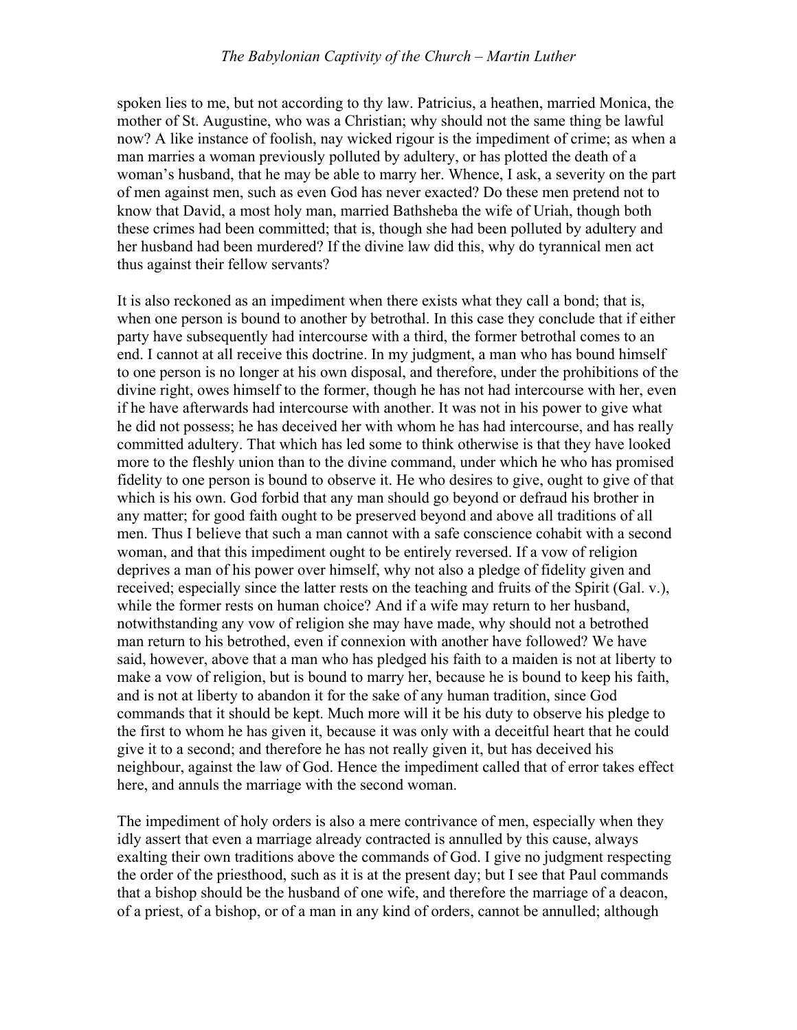spoken lies to me, but not according to thy law. Patricius, a heathen, married Monica, the mother of St. Augustine, who was a Christian; why should not the same thing be lawful now? A like instance of foolish, nay wicked rigour is the impediment of crime; as when a man marries a woman previously polluted by adultery, or has plotted the death of a woman's husband, that he may be able to marry her. Whence, I ask, a severity on the part of men against men, such as even God has never exacted? Do these men pretend not to know that David, a most holy man, married Bathsheba the wife of Uriah, though both these crimes had been committed; that is, though she had been polluted by adultery and her husband had been murdered? If the divine law did this, why do tyrannical men act thus against their fellow servants?

It is also reckoned as an impediment when there exists what they call a bond; that is, when one person is bound to another by betrothal. In this case they conclude that if either party have subsequently had intercourse with a third, the former betrothal comes to an end. I cannot at all receive this doctrine. In my judgment, a man who has bound himself to one person is no longer at his own disposal, and therefore, under the prohibitions of the divine right, owes himself to the former, though he has not had intercourse with her, even if he have afterwards had intercourse with another. It was not in his power to give what he did not possess; he has deceived her with whom he has had intercourse, and has really committed adultery. That which has led some to think otherwise is that they have looked more to the fleshly union than to the divine command, under which he who has promised fidelity to one person is bound to observe it. He who desires to give, ought to give of that which is his own. God forbid that any man should go beyond or defraud his brother in any matter; for good faith ought to be preserved beyond and above all traditions of all men. Thus I believe that such a man cannot with a safe conscience cohabit with a second woman, and that this impediment ought to be entirely reversed. If a vow of religion deprives a man of his power over himself, why not also a pledge of fidelity given and received; especially since the latter rests on the teaching and fruits of the Spirit (Gal. v.), while the former rests on human choice? And if a wife may return to her husband, notwithstanding any vow of religion she may have made, why should not a betrothed man return to his betrothed, even if connexion with another have followed? We have said, however, above that a man who has pledged his faith to a maiden is not at liberty to make a vow of religion, but is bound to marry her, because he is bound to keep his faith, and is not at liberty to abandon it for the sake of any human tradition, since God commands that it should be kept. Much more will it be his duty to observe his pledge to the first to whom he has given it, because it was only with a deceitful heart that he could give it to a second; and therefore he has not really given it, but has deceived his neighbour, against the law of God. Hence the impediment called that of error takes effect here, and annuls the marriage with the second woman.

The impediment of holy orders is also a mere contrivance of men, especially when they idly assert that even a marriage already contracted is annulled by this cause, always exalting their own traditions above the commands of God. I give no judgment respecting the order of the priesthood, such as it is at the present day; but I see that Paul commands that a bishop should be the husband of one wife, and therefore the marriage of a deacon, of a priest, of a bishop, or of a man in any kind of orders, cannot be annulled; although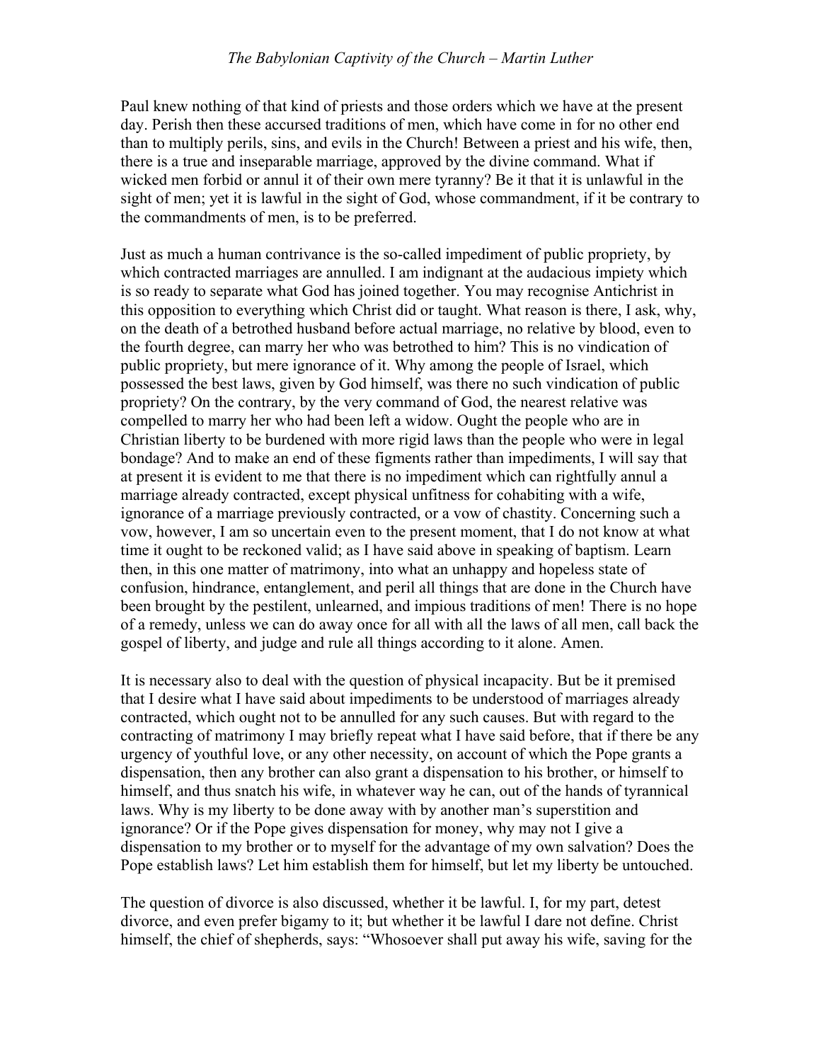Paul knew nothing of that kind of priests and those orders which we have at the present day. Perish then these accursed traditions of men, which have come in for no other end than to multiply perils, sins, and evils in the Church! Between a priest and his wife, then, there is a true and inseparable marriage, approved by the divine command. What if wicked men forbid or annul it of their own mere tyranny? Be it that it is unlawful in the sight of men; yet it is lawful in the sight of God, whose commandment, if it be contrary to the commandments of men, is to be preferred.

Just as much a human contrivance is the so-called impediment of public propriety, by which contracted marriages are annulled. I am indignant at the audacious impiety which is so ready to separate what God has joined together. You may recognise Antichrist in this opposition to everything which Christ did or taught. What reason is there, I ask, why, on the death of a betrothed husband before actual marriage, no relative by blood, even to the fourth degree, can marry her who was betrothed to him? This is no vindication of public propriety, but mere ignorance of it. Why among the people of Israel, which possessed the best laws, given by God himself, was there no such vindication of public propriety? On the contrary, by the very command of God, the nearest relative was compelled to marry her who had been left a widow. Ought the people who are in Christian liberty to be burdened with more rigid laws than the people who were in legal bondage? And to make an end of these figments rather than impediments, I will say that at present it is evident to me that there is no impediment which can rightfully annul a marriage already contracted, except physical unfitness for cohabiting with a wife, ignorance of a marriage previously contracted, or a vow of chastity. Concerning such a vow, however, I am so uncertain even to the present moment, that I do not know at what time it ought to be reckoned valid; as I have said above in speaking of baptism. Learn then, in this one matter of matrimony, into what an unhappy and hopeless state of confusion, hindrance, entanglement, and peril all things that are done in the Church have been brought by the pestilent, unlearned, and impious traditions of men! There is no hope of a remedy, unless we can do away once for all with all the laws of all men, call back the gospel of liberty, and judge and rule all things according to it alone. Amen.

It is necessary also to deal with the question of physical incapacity. But be it premised that I desire what I have said about impediments to be understood of marriages already contracted, which ought not to be annulled for any such causes. But with regard to the contracting of matrimony I may briefly repeat what I have said before, that if there be any urgency of youthful love, or any other necessity, on account of which the Pope grants a dispensation, then any brother can also grant a dispensation to his brother, or himself to himself, and thus snatch his wife, in whatever way he can, out of the hands of tyrannical laws. Why is my liberty to be done away with by another man's superstition and ignorance? Or if the Pope gives dispensation for money, why may not I give a dispensation to my brother or to myself for the advantage of my own salvation? Does the Pope establish laws? Let him establish them for himself, but let my liberty be untouched.

The question of divorce is also discussed, whether it be lawful. I, for my part, detest divorce, and even prefer bigamy to it; but whether it be lawful I dare not define. Christ himself, the chief of shepherds, says: "Whosoever shall put away his wife, saving for the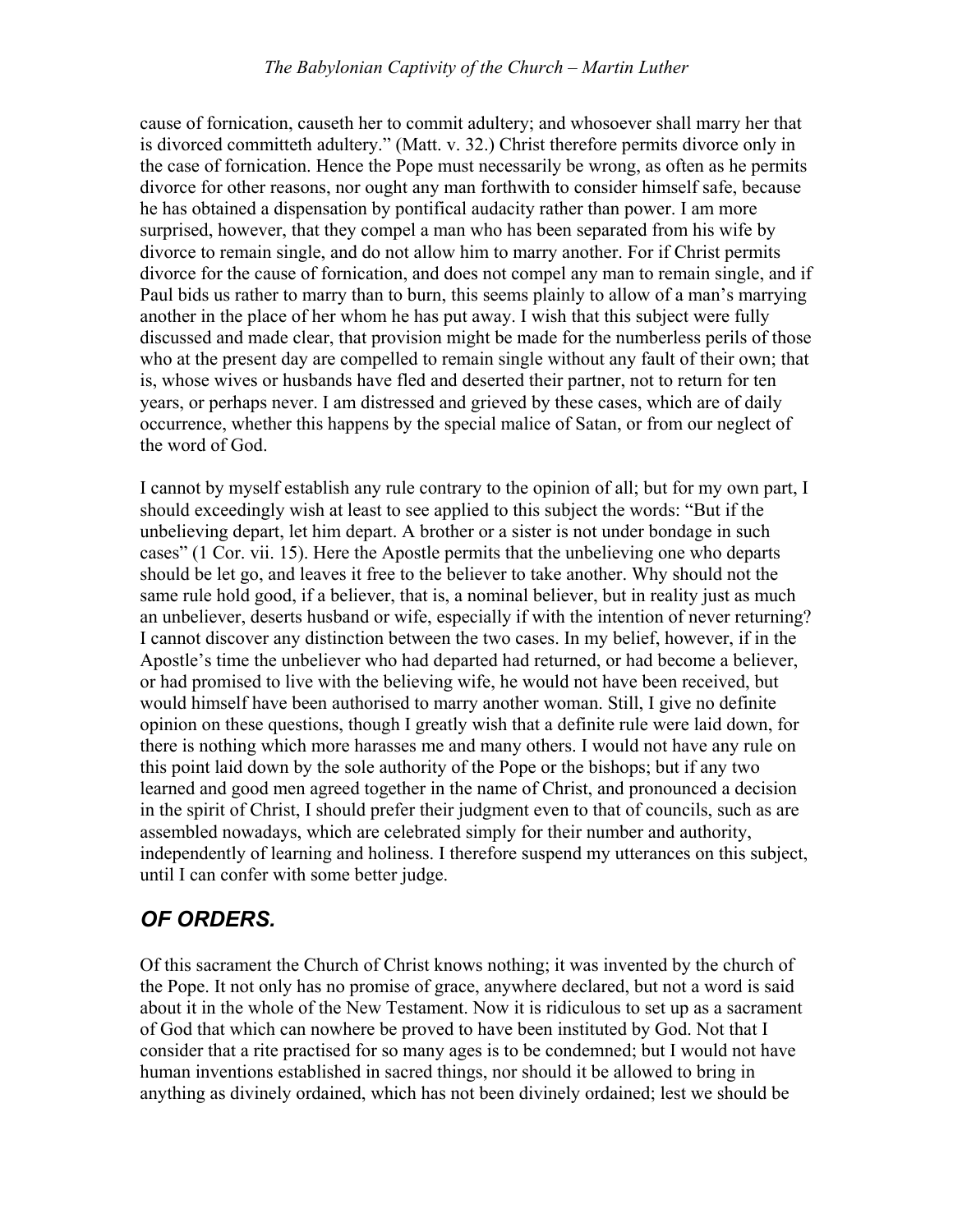cause of fornication, causeth her to commit adultery; and whosoever shall marry her that is divorced committeth adultery." (Matt. v. 32.) Christ therefore permits divorce only in the case of fornication. Hence the Pope must necessarily be wrong, as often as he permits divorce for other reasons, nor ought any man forthwith to consider himself safe, because he has obtained a dispensation by pontifical audacity rather than power. I am more surprised, however, that they compel a man who has been separated from his wife by divorce to remain single, and do not allow him to marry another. For if Christ permits divorce for the cause of fornication, and does not compel any man to remain single, and if Paul bids us rather to marry than to burn, this seems plainly to allow of a man's marrying another in the place of her whom he has put away. I wish that this subject were fully discussed and made clear, that provision might be made for the numberless perils of those who at the present day are compelled to remain single without any fault of their own; that is, whose wives or husbands have fled and deserted their partner, not to return for ten years, or perhaps never. I am distressed and grieved by these cases, which are of daily occurrence, whether this happens by the special malice of Satan, or from our neglect of the word of God.

I cannot by myself establish any rule contrary to the opinion of all; but for my own part, I should exceedingly wish at least to see applied to this subject the words: "But if the unbelieving depart, let him depart. A brother or a sister is not under bondage in such cases" (1 Cor. vii. 15). Here the Apostle permits that the unbelieving one who departs should be let go, and leaves it free to the believer to take another. Why should not the same rule hold good, if a believer, that is, a nominal believer, but in reality just as much an unbeliever, deserts husband or wife, especially if with the intention of never returning? I cannot discover any distinction between the two cases. In my belief, however, if in the Apostle's time the unbeliever who had departed had returned, or had become a believer, or had promised to live with the believing wife, he would not have been received, but would himself have been authorised to marry another woman. Still, I give no definite opinion on these questions, though I greatly wish that a definite rule were laid down, for there is nothing which more harasses me and many others. I would not have any rule on this point laid down by the sole authority of the Pope or the bishops; but if any two learned and good men agreed together in the name of Christ, and pronounced a decision in the spirit of Christ, I should prefer their judgment even to that of councils, such as are assembled nowadays, which are celebrated simply for their number and authority, independently of learning and holiness. I therefore suspend my utterances on this subject, until I can confer with some better judge.

## *OF ORDERS.*

Of this sacrament the Church of Christ knows nothing; it was invented by the church of the Pope. It not only has no promise of grace, anywhere declared, but not a word is said about it in the whole of the New Testament. Now it is ridiculous to set up as a sacrament of God that which can nowhere be proved to have been instituted by God. Not that I consider that a rite practised for so many ages is to be condemned; but I would not have human inventions established in sacred things, nor should it be allowed to bring in anything as divinely ordained, which has not been divinely ordained; lest we should be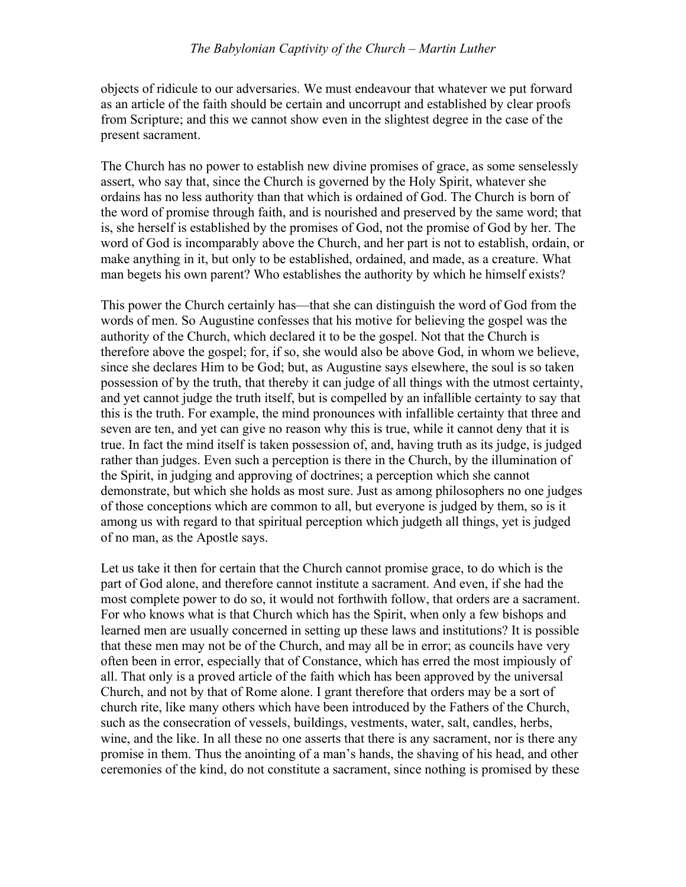objects of ridicule to our adversaries. We must endeavour that whatever we put forward as an article of the faith should be certain and uncorrupt and established by clear proofs from Scripture; and this we cannot show even in the slightest degree in the case of the present sacrament.

The Church has no power to establish new divine promises of grace, as some senselessly assert, who say that, since the Church is governed by the Holy Spirit, whatever she ordains has no less authority than that which is ordained of God. The Church is born of the word of promise through faith, and is nourished and preserved by the same word; that is, she herself is established by the promises of God, not the promise of God by her. The word of God is incomparably above the Church, and her part is not to establish, ordain, or make anything in it, but only to be established, ordained, and made, as a creature. What man begets his own parent? Who establishes the authority by which he himself exists?

This power the Church certainly has—that she can distinguish the word of God from the words of men. So Augustine confesses that his motive for believing the gospel was the authority of the Church, which declared it to be the gospel. Not that the Church is therefore above the gospel; for, if so, she would also be above God, in whom we believe, since she declares Him to be God; but, as Augustine says elsewhere, the soul is so taken possession of by the truth, that thereby it can judge of all things with the utmost certainty, and yet cannot judge the truth itself, but is compelled by an infallible certainty to say that this is the truth. For example, the mind pronounces with infallible certainty that three and seven are ten, and yet can give no reason why this is true, while it cannot deny that it is true. In fact the mind itself is taken possession of, and, having truth as its judge, is judged rather than judges. Even such a perception is there in the Church, by the illumination of the Spirit, in judging and approving of doctrines; a perception which she cannot demonstrate, but which she holds as most sure. Just as among philosophers no one judges of those conceptions which are common to all, but everyone is judged by them, so is it among us with regard to that spiritual perception which judgeth all things, yet is judged of no man, as the Apostle says.

Let us take it then for certain that the Church cannot promise grace, to do which is the part of God alone, and therefore cannot institute a sacrament. And even, if she had the most complete power to do so, it would not forthwith follow, that orders are a sacrament. For who knows what is that Church which has the Spirit, when only a few bishops and learned men are usually concerned in setting up these laws and institutions? It is possible that these men may not be of the Church, and may all be in error; as councils have very often been in error, especially that of Constance, which has erred the most impiously of all. That only is a proved article of the faith which has been approved by the universal Church, and not by that of Rome alone. I grant therefore that orders may be a sort of church rite, like many others which have been introduced by the Fathers of the Church, such as the consecration of vessels, buildings, vestments, water, salt, candles, herbs, wine, and the like. In all these no one asserts that there is any sacrament, nor is there any promise in them. Thus the anointing of a man's hands, the shaving of his head, and other ceremonies of the kind, do not constitute a sacrament, since nothing is promised by these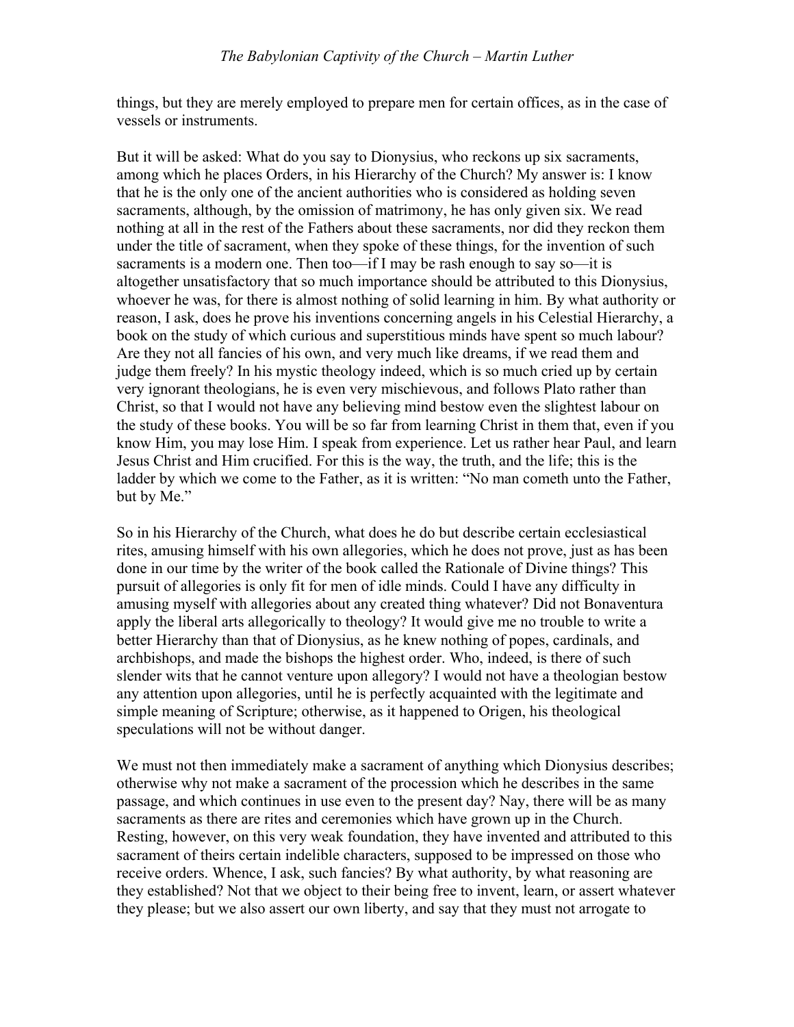things, but they are merely employed to prepare men for certain offices, as in the case of vessels or instruments.

But it will be asked: What do you say to Dionysius, who reckons up six sacraments, among which he places Orders, in his Hierarchy of the Church? My answer is: I know that he is the only one of the ancient authorities who is considered as holding seven sacraments, although, by the omission of matrimony, he has only given six. We read nothing at all in the rest of the Fathers about these sacraments, nor did they reckon them under the title of sacrament, when they spoke of these things, for the invention of such sacraments is a modern one. Then too—if I may be rash enough to say so—it is altogether unsatisfactory that so much importance should be attributed to this Dionysius, whoever he was, for there is almost nothing of solid learning in him. By what authority or reason, I ask, does he prove his inventions concerning angels in his Celestial Hierarchy, a book on the study of which curious and superstitious minds have spent so much labour? Are they not all fancies of his own, and very much like dreams, if we read them and judge them freely? In his mystic theology indeed, which is so much cried up by certain very ignorant theologians, he is even very mischievous, and follows Plato rather than Christ, so that I would not have any believing mind bestow even the slightest labour on the study of these books. You will be so far from learning Christ in them that, even if you know Him, you may lose Him. I speak from experience. Let us rather hear Paul, and learn Jesus Christ and Him crucified. For this is the way, the truth, and the life; this is the ladder by which we come to the Father, as it is written: "No man cometh unto the Father, but by Me."

So in his Hierarchy of the Church, what does he do but describe certain ecclesiastical rites, amusing himself with his own allegories, which he does not prove, just as has been done in our time by the writer of the book called the Rationale of Divine things? This pursuit of allegories is only fit for men of idle minds. Could I have any difficulty in amusing myself with allegories about any created thing whatever? Did not Bonaventura apply the liberal arts allegorically to theology? It would give me no trouble to write a better Hierarchy than that of Dionysius, as he knew nothing of popes, cardinals, and archbishops, and made the bishops the highest order. Who, indeed, is there of such slender wits that he cannot venture upon allegory? I would not have a theologian bestow any attention upon allegories, until he is perfectly acquainted with the legitimate and simple meaning of Scripture; otherwise, as it happened to Origen, his theological speculations will not be without danger.

We must not then immediately make a sacrament of anything which Dionysius describes; otherwise why not make a sacrament of the procession which he describes in the same passage, and which continues in use even to the present day? Nay, there will be as many sacraments as there are rites and ceremonies which have grown up in the Church. Resting, however, on this very weak foundation, they have invented and attributed to this sacrament of theirs certain indelible characters, supposed to be impressed on those who receive orders. Whence, I ask, such fancies? By what authority, by what reasoning are they established? Not that we object to their being free to invent, learn, or assert whatever they please; but we also assert our own liberty, and say that they must not arrogate to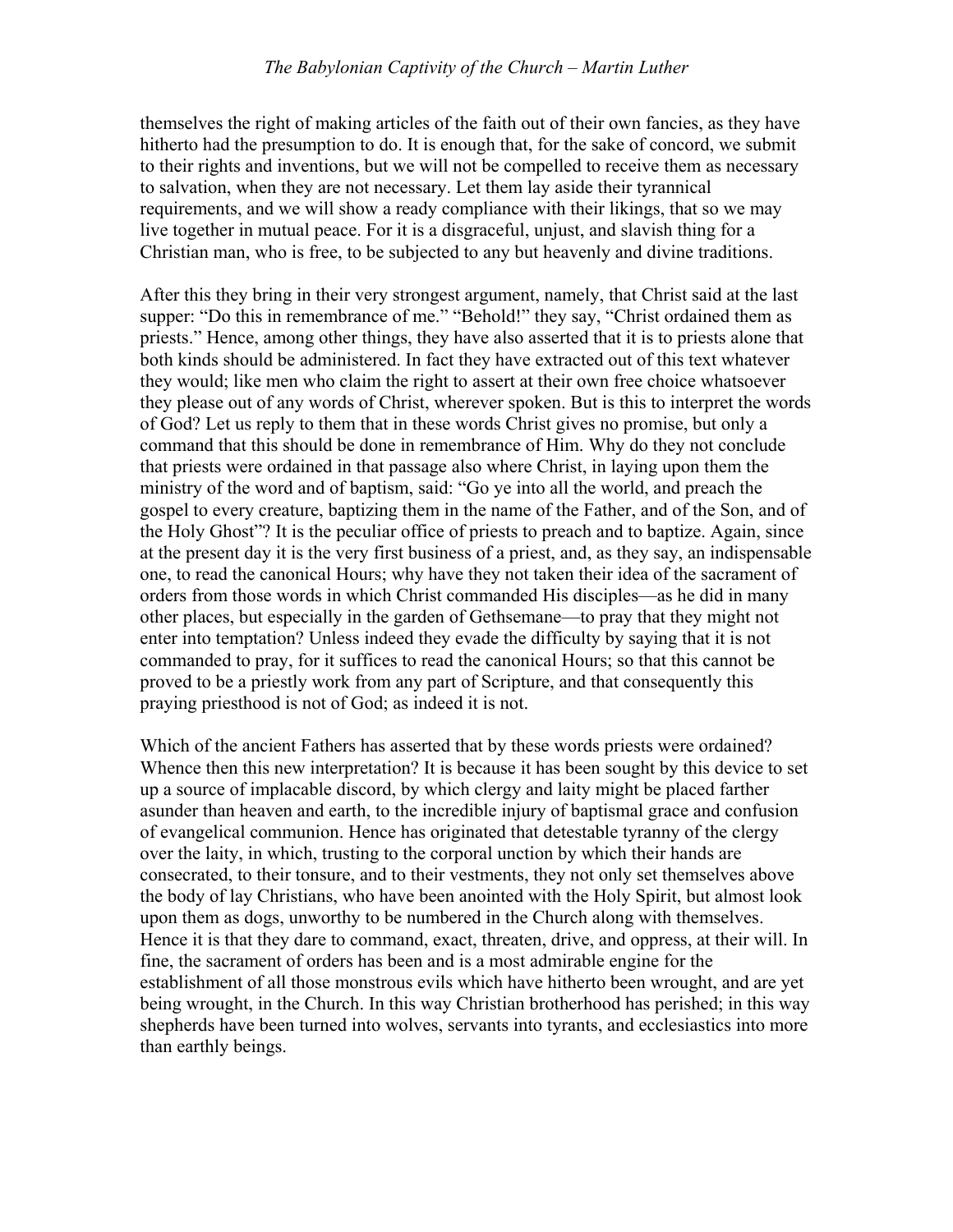themselves the right of making articles of the faith out of their own fancies, as they have hitherto had the presumption to do. It is enough that, for the sake of concord, we submit to their rights and inventions, but we will not be compelled to receive them as necessary to salvation, when they are not necessary. Let them lay aside their tyrannical requirements, and we will show a ready compliance with their likings, that so we may live together in mutual peace. For it is a disgraceful, unjust, and slavish thing for a Christian man, who is free, to be subjected to any but heavenly and divine traditions.

After this they bring in their very strongest argument, namely, that Christ said at the last supper: "Do this in remembrance of me." "Behold!" they say, "Christ ordained them as priests." Hence, among other things, they have also asserted that it is to priests alone that both kinds should be administered. In fact they have extracted out of this text whatever they would; like men who claim the right to assert at their own free choice whatsoever they please out of any words of Christ, wherever spoken. But is this to interpret the words of God? Let us reply to them that in these words Christ gives no promise, but only a command that this should be done in remembrance of Him. Why do they not conclude that priests were ordained in that passage also where Christ, in laying upon them the ministry of the word and of baptism, said: "Go ye into all the world, and preach the gospel to every creature, baptizing them in the name of the Father, and of the Son, and of the Holy Ghost"? It is the peculiar office of priests to preach and to baptize. Again, since at the present day it is the very first business of a priest, and, as they say, an indispensable one, to read the canonical Hours; why have they not taken their idea of the sacrament of orders from those words in which Christ commanded His disciples—as he did in many other places, but especially in the garden of Gethsemane—to pray that they might not enter into temptation? Unless indeed they evade the difficulty by saying that it is not commanded to pray, for it suffices to read the canonical Hours; so that this cannot be proved to be a priestly work from any part of Scripture, and that consequently this praying priesthood is not of God; as indeed it is not.

Which of the ancient Fathers has asserted that by these words priests were ordained? Whence then this new interpretation? It is because it has been sought by this device to set up a source of implacable discord, by which clergy and laity might be placed farther asunder than heaven and earth, to the incredible injury of baptismal grace and confusion of evangelical communion. Hence has originated that detestable tyranny of the clergy over the laity, in which, trusting to the corporal unction by which their hands are consecrated, to their tonsure, and to their vestments, they not only set themselves above the body of lay Christians, who have been anointed with the Holy Spirit, but almost look upon them as dogs, unworthy to be numbered in the Church along with themselves. Hence it is that they dare to command, exact, threaten, drive, and oppress, at their will. In fine, the sacrament of orders has been and is a most admirable engine for the establishment of all those monstrous evils which have hitherto been wrought, and are yet being wrought, in the Church. In this way Christian brotherhood has perished; in this way shepherds have been turned into wolves, servants into tyrants, and ecclesiastics into more than earthly beings.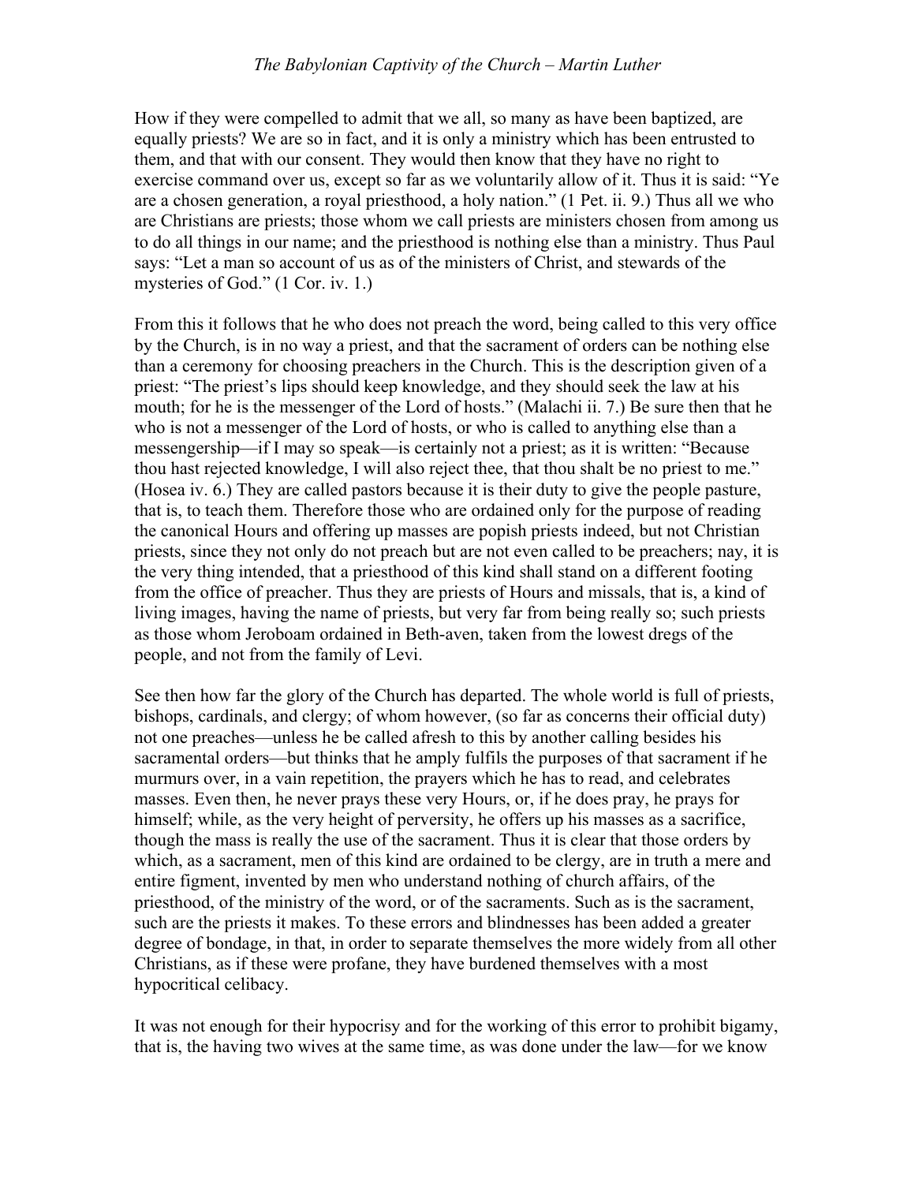How if they were compelled to admit that we all, so many as have been baptized, are equally priests? We are so in fact, and it is only a ministry which has been entrusted to them, and that with our consent. They would then know that they have no right to exercise command over us, except so far as we voluntarily allow of it. Thus it is said: "Ye are a chosen generation, a royal priesthood, a holy nation." (1 Pet. ii. 9.) Thus all we who are Christians are priests; those whom we call priests are ministers chosen from among us to do all things in our name; and the priesthood is nothing else than a ministry. Thus Paul says: "Let a man so account of us as of the ministers of Christ, and stewards of the mysteries of God." (1 Cor. iv. 1.)

From this it follows that he who does not preach the word, being called to this very office by the Church, is in no way a priest, and that the sacrament of orders can be nothing else than a ceremony for choosing preachers in the Church. This is the description given of a priest: "The priest's lips should keep knowledge, and they should seek the law at his mouth; for he is the messenger of the Lord of hosts." (Malachi ii. 7.) Be sure then that he who is not a messenger of the Lord of hosts, or who is called to anything else than a messengership—if I may so speak—is certainly not a priest; as it is written: "Because thou hast rejected knowledge, I will also reject thee, that thou shalt be no priest to me." (Hosea iv. 6.) They are called pastors because it is their duty to give the people pasture, that is, to teach them. Therefore those who are ordained only for the purpose of reading the canonical Hours and offering up masses are popish priests indeed, but not Christian priests, since they not only do not preach but are not even called to be preachers; nay, it is the very thing intended, that a priesthood of this kind shall stand on a different footing from the office of preacher. Thus they are priests of Hours and missals, that is, a kind of living images, having the name of priests, but very far from being really so; such priests as those whom Jeroboam ordained in Beth-aven, taken from the lowest dregs of the people, and not from the family of Levi.

See then how far the glory of the Church has departed. The whole world is full of priests, bishops, cardinals, and clergy; of whom however, (so far as concerns their official duty) not one preaches—unless he be called afresh to this by another calling besides his sacramental orders—but thinks that he amply fulfils the purposes of that sacrament if he murmurs over, in a vain repetition, the prayers which he has to read, and celebrates masses. Even then, he never prays these very Hours, or, if he does pray, he prays for himself; while, as the very height of perversity, he offers up his masses as a sacrifice, though the mass is really the use of the sacrament. Thus it is clear that those orders by which, as a sacrament, men of this kind are ordained to be clergy, are in truth a mere and entire figment, invented by men who understand nothing of church affairs, of the priesthood, of the ministry of the word, or of the sacraments. Such as is the sacrament, such are the priests it makes. To these errors and blindnesses has been added a greater degree of bondage, in that, in order to separate themselves the more widely from all other Christians, as if these were profane, they have burdened themselves with a most hypocritical celibacy.

It was not enough for their hypocrisy and for the working of this error to prohibit bigamy, that is, the having two wives at the same time, as was done under the law—for we know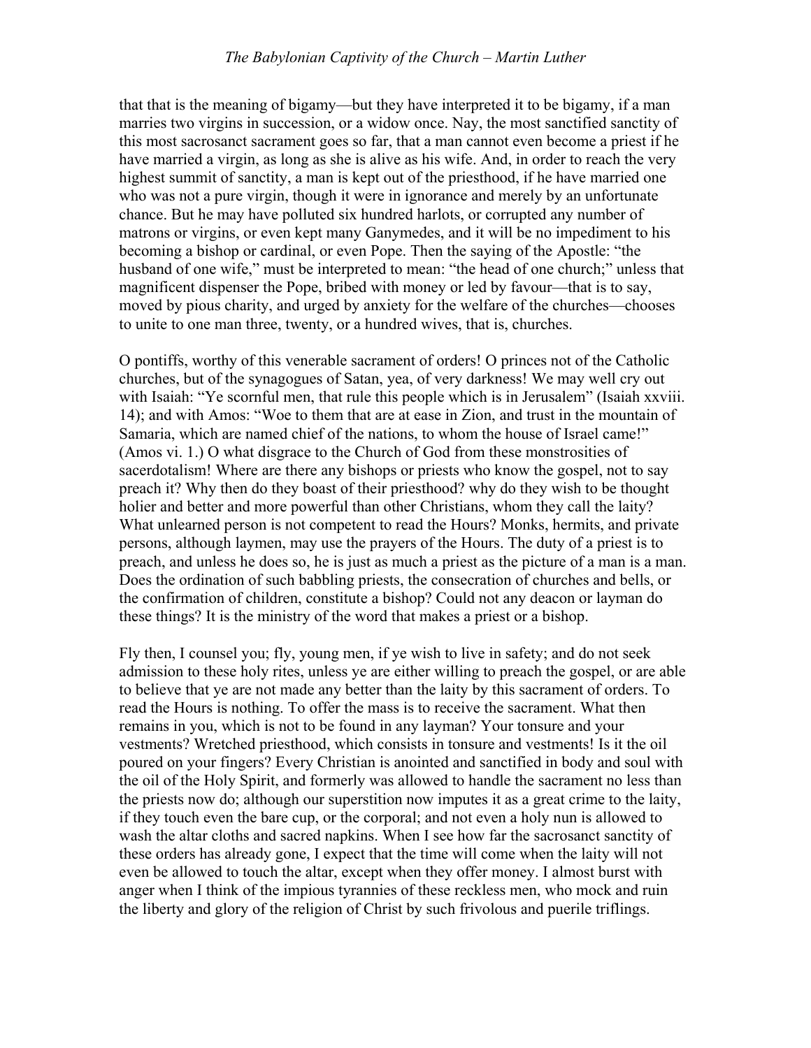that that is the meaning of bigamy—but they have interpreted it to be bigamy, if a man marries two virgins in succession, or a widow once. Nay, the most sanctified sanctity of this most sacrosanct sacrament goes so far, that a man cannot even become a priest if he have married a virgin, as long as she is alive as his wife. And, in order to reach the very highest summit of sanctity, a man is kept out of the priesthood, if he have married one who was not a pure virgin, though it were in ignorance and merely by an unfortunate chance. But he may have polluted six hundred harlots, or corrupted any number of matrons or virgins, or even kept many Ganymedes, and it will be no impediment to his becoming a bishop or cardinal, or even Pope. Then the saying of the Apostle: "the husband of one wife," must be interpreted to mean: "the head of one church;" unless that magnificent dispenser the Pope, bribed with money or led by favour—that is to say, moved by pious charity, and urged by anxiety for the welfare of the churches—chooses to unite to one man three, twenty, or a hundred wives, that is, churches.

O pontiffs, worthy of this venerable sacrament of orders! O princes not of the Catholic churches, but of the synagogues of Satan, yea, of very darkness! We may well cry out with Isaiah: "Ye scornful men, that rule this people which is in Jerusalem" (Isaiah xxviii. 14); and with Amos: "Woe to them that are at ease in Zion, and trust in the mountain of Samaria, which are named chief of the nations, to whom the house of Israel came!" (Amos vi. 1.) O what disgrace to the Church of God from these monstrosities of sacerdotalism! Where are there any bishops or priests who know the gospel, not to say preach it? Why then do they boast of their priesthood? why do they wish to be thought holier and better and more powerful than other Christians, whom they call the laity? What unlearned person is not competent to read the Hours? Monks, hermits, and private persons, although laymen, may use the prayers of the Hours. The duty of a priest is to preach, and unless he does so, he is just as much a priest as the picture of a man is a man. Does the ordination of such babbling priests, the consecration of churches and bells, or the confirmation of children, constitute a bishop? Could not any deacon or layman do these things? It is the ministry of the word that makes a priest or a bishop.

Fly then, I counsel you; fly, young men, if ye wish to live in safety; and do not seek admission to these holy rites, unless ye are either willing to preach the gospel, or are able to believe that ye are not made any better than the laity by this sacrament of orders. To read the Hours is nothing. To offer the mass is to receive the sacrament. What then remains in you, which is not to be found in any layman? Your tonsure and your vestments? Wretched priesthood, which consists in tonsure and vestments! Is it the oil poured on your fingers? Every Christian is anointed and sanctified in body and soul with the oil of the Holy Spirit, and formerly was allowed to handle the sacrament no less than the priests now do; although our superstition now imputes it as a great crime to the laity, if they touch even the bare cup, or the corporal; and not even a holy nun is allowed to wash the altar cloths and sacred napkins. When I see how far the sacrosanct sanctity of these orders has already gone, I expect that the time will come when the laity will not even be allowed to touch the altar, except when they offer money. I almost burst with anger when I think of the impious tyrannies of these reckless men, who mock and ruin the liberty and glory of the religion of Christ by such frivolous and puerile triflings.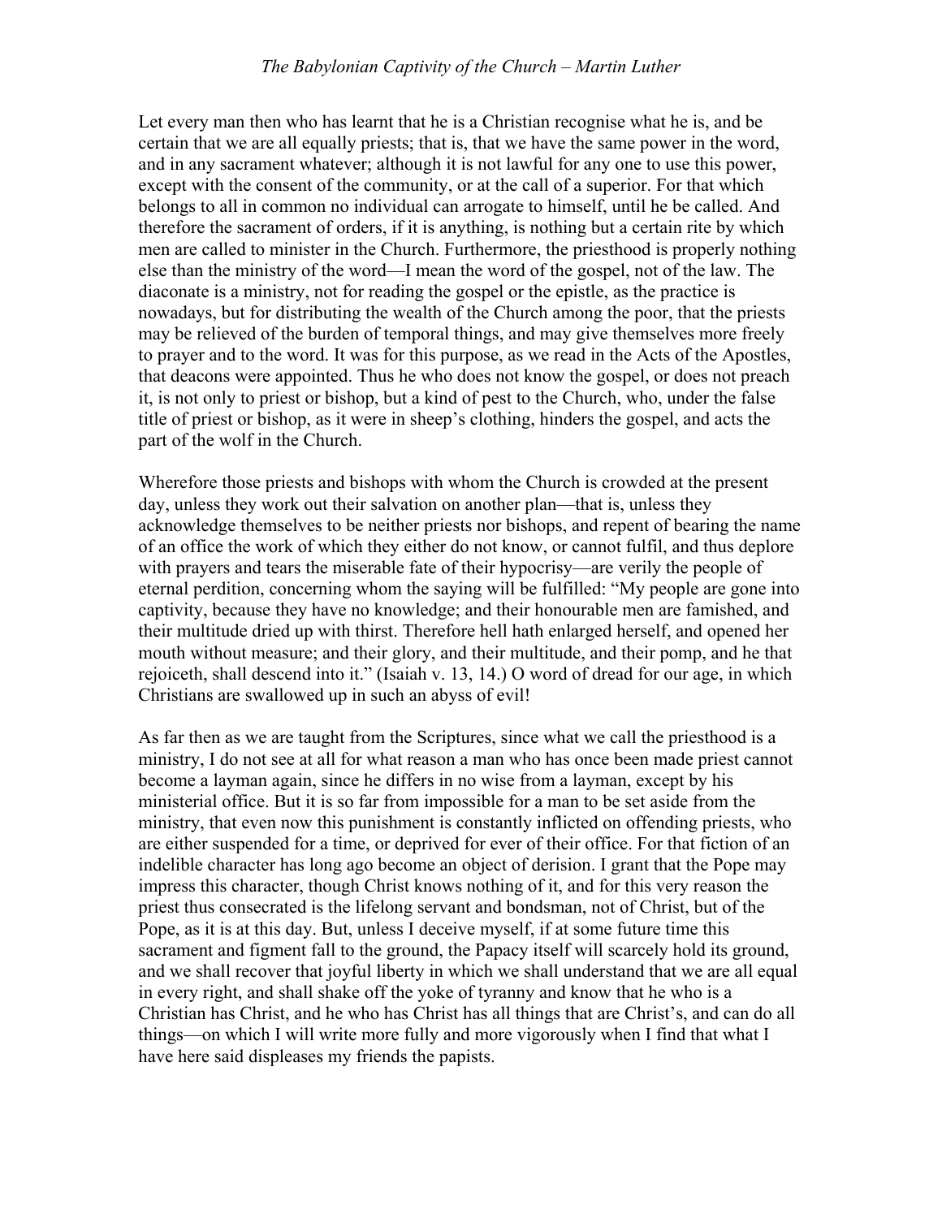Let every man then who has learnt that he is a Christian recognise what he is, and be certain that we are all equally priests; that is, that we have the same power in the word, and in any sacrament whatever; although it is not lawful for any one to use this power, except with the consent of the community, or at the call of a superior. For that which belongs to all in common no individual can arrogate to himself, until he be called. And therefore the sacrament of orders, if it is anything, is nothing but a certain rite by which men are called to minister in the Church. Furthermore, the priesthood is properly nothing else than the ministry of the word—I mean the word of the gospel, not of the law. The diaconate is a ministry, not for reading the gospel or the epistle, as the practice is nowadays, but for distributing the wealth of the Church among the poor, that the priests may be relieved of the burden of temporal things, and may give themselves more freely to prayer and to the word. It was for this purpose, as we read in the Acts of the Apostles, that deacons were appointed. Thus he who does not know the gospel, or does not preach it, is not only to priest or bishop, but a kind of pest to the Church, who, under the false title of priest or bishop, as it were in sheep's clothing, hinders the gospel, and acts the part of the wolf in the Church.

Wherefore those priests and bishops with whom the Church is crowded at the present day, unless they work out their salvation on another plan—that is, unless they acknowledge themselves to be neither priests nor bishops, and repent of bearing the name of an office the work of which they either do not know, or cannot fulfil, and thus deplore with prayers and tears the miserable fate of their hypocrisy—are verily the people of eternal perdition, concerning whom the saying will be fulfilled: "My people are gone into captivity, because they have no knowledge; and their honourable men are famished, and their multitude dried up with thirst. Therefore hell hath enlarged herself, and opened her mouth without measure; and their glory, and their multitude, and their pomp, and he that rejoiceth, shall descend into it." (Isaiah v. 13, 14.) O word of dread for our age, in which Christians are swallowed up in such an abyss of evil!

As far then as we are taught from the Scriptures, since what we call the priesthood is a ministry, I do not see at all for what reason a man who has once been made priest cannot become a layman again, since he differs in no wise from a layman, except by his ministerial office. But it is so far from impossible for a man to be set aside from the ministry, that even now this punishment is constantly inflicted on offending priests, who are either suspended for a time, or deprived for ever of their office. For that fiction of an indelible character has long ago become an object of derision. I grant that the Pope may impress this character, though Christ knows nothing of it, and for this very reason the priest thus consecrated is the lifelong servant and bondsman, not of Christ, but of the Pope, as it is at this day. But, unless I deceive myself, if at some future time this sacrament and figment fall to the ground, the Papacy itself will scarcely hold its ground, and we shall recover that joyful liberty in which we shall understand that we are all equal in every right, and shall shake off the yoke of tyranny and know that he who is a Christian has Christ, and he who has Christ has all things that are Christ's, and can do all things—on which I will write more fully and more vigorously when I find that what I have here said displeases my friends the papists.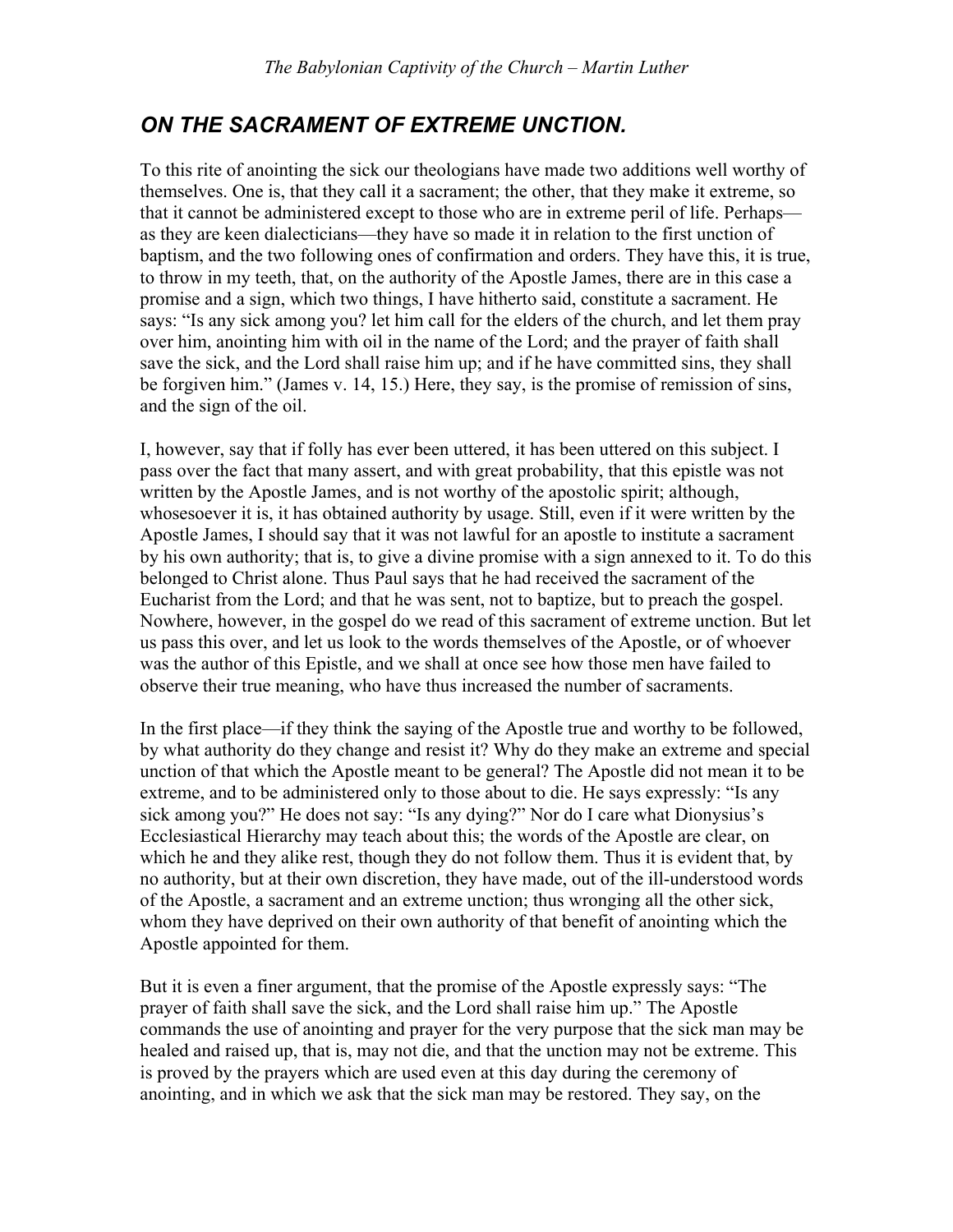## *ON THE SACRAMENT OF EXTREME UNCTION.*

To this rite of anointing the sick our theologians have made two additions well worthy of themselves. One is, that they call it a sacrament; the other, that they make it extreme, so that it cannot be administered except to those who are in extreme peril of life. Perhaps—as they are keen dialecticians—they have so made it in relation to the first unction of baptism, and the two following ones of confirmation and orders. They have this, it is true, to throw in my teeth, that, on the authority of the Apostle James, there are in this case a promise and a sign, which two things, I have hitherto said, constitute a sacrament. He says: "Is any sick among you? let him call for the elders of the church, and let them pray over him, anointing him with oil in the name of the Lord; and the prayer of faith shall save the sick, and the Lord shall raise him up; and if he have committed sins, they shall be forgiven him." (James v. 14, 15.) Here, they say, is the promise of remission of sins, and the sign of the oil.

I, however, say that if folly has ever been uttered, it has been uttered on this subject. I pass over the fact that many assert, and with great probability, that this epistle was not written by the Apostle James, and is not worthy of the apostolic spirit; although, whosesoever it is, it has obtained authority by usage. Still, even if it were written by the Apostle James, I should say that it was not lawful for an apostle to institute a sacrament by his own authority; that is, to give a divine promise with a sign annexed to it. To do this belonged to Christ alone. Thus Paul says that he had received the sacrament of the Eucharist from the Lord; and that he was sent, not to baptize, but to preach the gospel. Nowhere, however, in the gospel do we read of this sacrament of extreme unction. But let us pass this over, and let us look to the words themselves of the Apostle, or of whoever was the author of this Epistle, and we shall at once see how those men have failed to observe their true meaning, who have thus increased the number of sacraments.

In the first place—if they think the saying of the Apostle true and worthy to be followed, by what authority do they change and resist it? Why do they make an extreme and special unction of that which the Apostle meant to be general? The Apostle did not mean it to be extreme, and to be administered only to those about to die. He says expressly: "Is any sick among you?" He does not say: "Is any dying?" Nor do I care what Dionysius's Ecclesiastical Hierarchy may teach about this; the words of the Apostle are clear, on which he and they alike rest, though they do not follow them. Thus it is evident that, by no authority, but at their own discretion, they have made, out of the ill-understood words of the Apostle, a sacrament and an extreme unction; thus wronging all the other sick, whom they have deprived on their own authority of that benefit of anointing which the Apostle appointed for them.

But it is even a finer argument, that the promise of the Apostle expressly says: "The prayer of faith shall save the sick, and the Lord shall raise him up." The Apostle commands the use of anointing and prayer for the very purpose that the sick man may be healed and raised up, that is, may not die, and that the unction may not be extreme. This is proved by the prayers which are used even at this day during the ceremony of anointing, and in which we ask that the sick man may be restored. They say, on the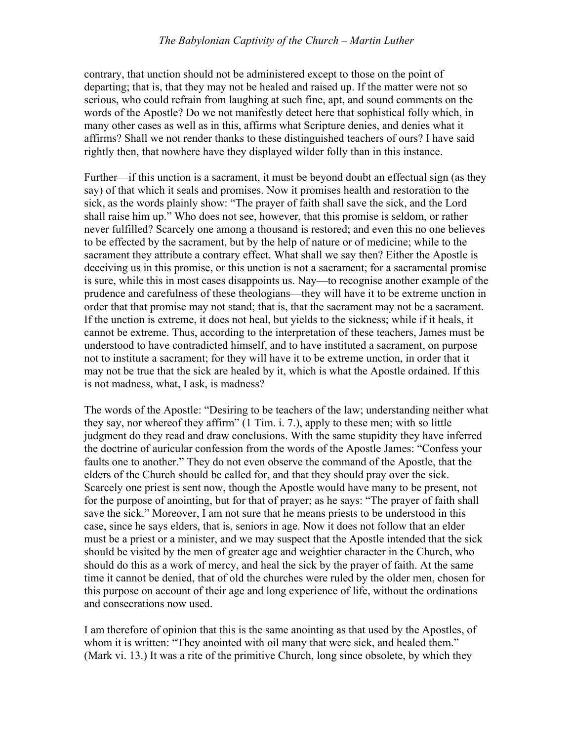contrary, that unction should not be administered except to those on the point of departing; that is, that they may not be healed and raised up. If the matter were not so serious, who could refrain from laughing at such fine, apt, and sound comments on the words of the Apostle? Do we not manifestly detect here that sophistical folly which, in many other cases as well as in this, affirms what Scripture denies, and denies what it affirms? Shall we not render thanks to these distinguished teachers of ours? I have said rightly then, that nowhere have they displayed wilder folly than in this instance.

Further—if this unction is a sacrament, it must be beyond doubt an effectual sign (as they say) of that which it seals and promises. Now it promises health and restoration to the sick, as the words plainly show: "The prayer of faith shall save the sick, and the Lord shall raise him up." Who does not see, however, that this promise is seldom, or rather never fulfilled? Scarcely one among a thousand is restored; and even this no one believes to be effected by the sacrament, but by the help of nature or of medicine; while to the sacrament they attribute a contrary effect. What shall we say then? Either the Apostle is deceiving us in this promise, or this unction is not a sacrament; for a sacramental promise is sure, while this in most cases disappoints us. Nay—to recognise another example of the prudence and carefulness of these theologians—they will have it to be extreme unction in order that that promise may not stand; that is, that the sacrament may not be a sacrament. If the unction is extreme, it does not heal, but yields to the sickness; while if it heals, it cannot be extreme. Thus, according to the interpretation of these teachers, James must be understood to have contradicted himself, and to have instituted a sacrament, on purpose not to institute a sacrament; for they will have it to be extreme unction, in order that it may not be true that the sick are healed by it, which is what the Apostle ordained. If this is not madness, what, I ask, is madness?

The words of the Apostle: "Desiring to be teachers of the law; understanding neither what they say, nor whereof they affirm" (1 Tim. i. 7.), apply to these men; with so little judgment do they read and draw conclusions. With the same stupidity they have inferred the doctrine of auricular confession from the words of the Apostle James: "Confess your faults one to another." They do not even observe the command of the Apostle, that the elders of the Church should be called for, and that they should pray over the sick. Scarcely one priest is sent now, though the Apostle would have many to be present, not for the purpose of anointing, but for that of prayer; as he says: "The prayer of faith shall save the sick." Moreover, I am not sure that he means priests to be understood in this case, since he says elders, that is, seniors in age. Now it does not follow that an elder must be a priest or a minister, and we may suspect that the Apostle intended that the sick should be visited by the men of greater age and weightier character in the Church, who should do this as a work of mercy, and heal the sick by the prayer of faith. At the same time it cannot be denied, that of old the churches were ruled by the older men, chosen for this purpose on account of their age and long experience of life, without the ordinations and consecrations now used.

I am therefore of opinion that this is the same anointing as that used by the Apostles, of whom it is written: "They anointed with oil many that were sick, and healed them." (Mark vi. 13.) It was a rite of the primitive Church, long since obsolete, by which they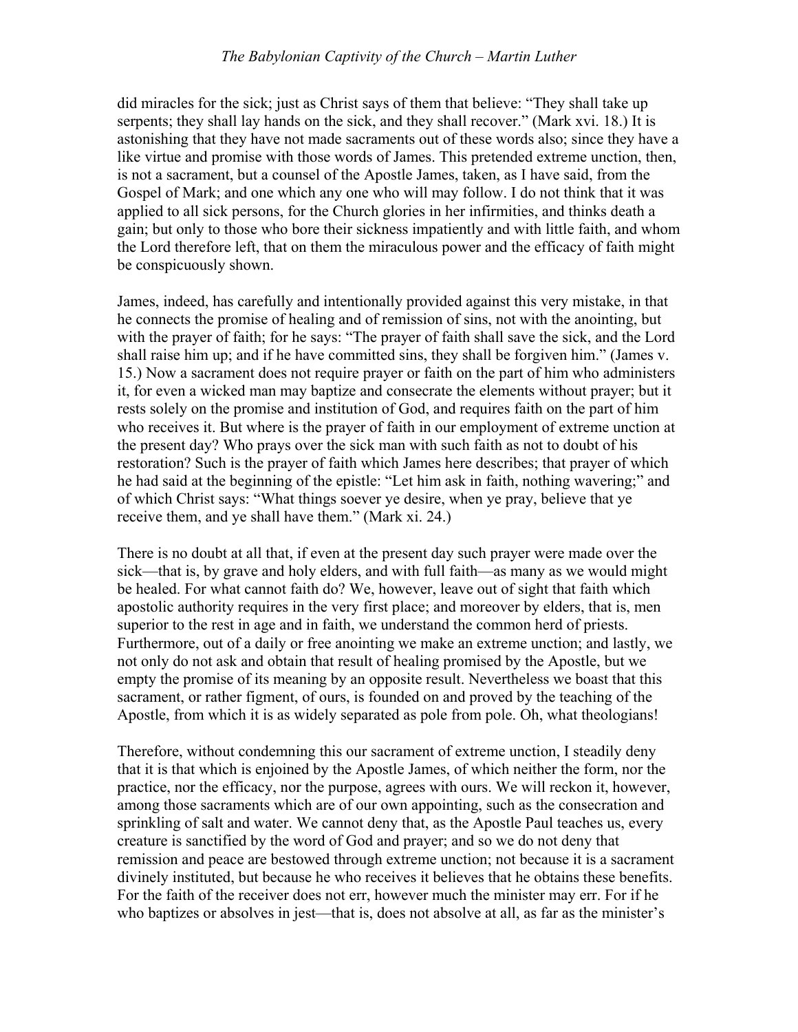did miracles for the sick; just as Christ says of them that believe: "They shall take up serpents; they shall lay hands on the sick, and they shall recover." (Mark xvi. 18.) It is astonishing that they have not made sacraments out of these words also; since they have a like virtue and promise with those words of James. This pretended extreme unction, then, is not a sacrament, but a counsel of the Apostle James, taken, as I have said, from the Gospel of Mark; and one which any one who will may follow. I do not think that it was applied to all sick persons, for the Church glories in her infirmities, and thinks death a gain; but only to those who bore their sickness impatiently and with little faith, and whom the Lord therefore left, that on them the miraculous power and the efficacy of faith might be conspicuously shown.

James, indeed, has carefully and intentionally provided against this very mistake, in that he connects the promise of healing and of remission of sins, not with the anointing, but with the prayer of faith; for he says: "The prayer of faith shall save the sick, and the Lord shall raise him up; and if he have committed sins, they shall be forgiven him." (James v. 15.) Now a sacrament does not require prayer or faith on the part of him who administers it, for even a wicked man may baptize and consecrate the elements without prayer; but it rests solely on the promise and institution of God, and requires faith on the part of him who receives it. But where is the prayer of faith in our employment of extreme unction at the present day? Who prays over the sick man with such faith as not to doubt of his restoration? Such is the prayer of faith which James here describes; that prayer of which he had said at the beginning of the epistle: "Let him ask in faith, nothing wavering;" and of which Christ says: "What things soever ye desire, when ye pray, believe that ye receive them, and ye shall have them." (Mark xi. 24.)

There is no doubt at all that, if even at the present day such prayer were made over the sick—that is, by grave and holy elders, and with full faith—as many as we would might be healed. For what cannot faith do? We, however, leave out of sight that faith which apostolic authority requires in the very first place; and moreover by elders, that is, men superior to the rest in age and in faith, we understand the common herd of priests. Furthermore, out of a daily or free anointing we make an extreme unction; and lastly, we not only do not ask and obtain that result of healing promised by the Apostle, but we empty the promise of its meaning by an opposite result. Nevertheless we boast that this sacrament, or rather figment, of ours, is founded on and proved by the teaching of the Apostle, from which it is as widely separated as pole from pole. Oh, what theologians!

Therefore, without condemning this our sacrament of extreme unction, I steadily deny that it is that which is enjoined by the Apostle James, of which neither the form, nor the practice, nor the efficacy, nor the purpose, agrees with ours. We will reckon it, however, among those sacraments which are of our own appointing, such as the consecration and sprinkling of salt and water. We cannot deny that, as the Apostle Paul teaches us, every creature is sanctified by the word of God and prayer; and so we do not deny that remission and peace are bestowed through extreme unction; not because it is a sacrament divinely instituted, but because he who receives it believes that he obtains these benefits. For the faith of the receiver does not err, however much the minister may err. For if he who baptizes or absolves in jest—that is, does not absolve at all, as far as the minister's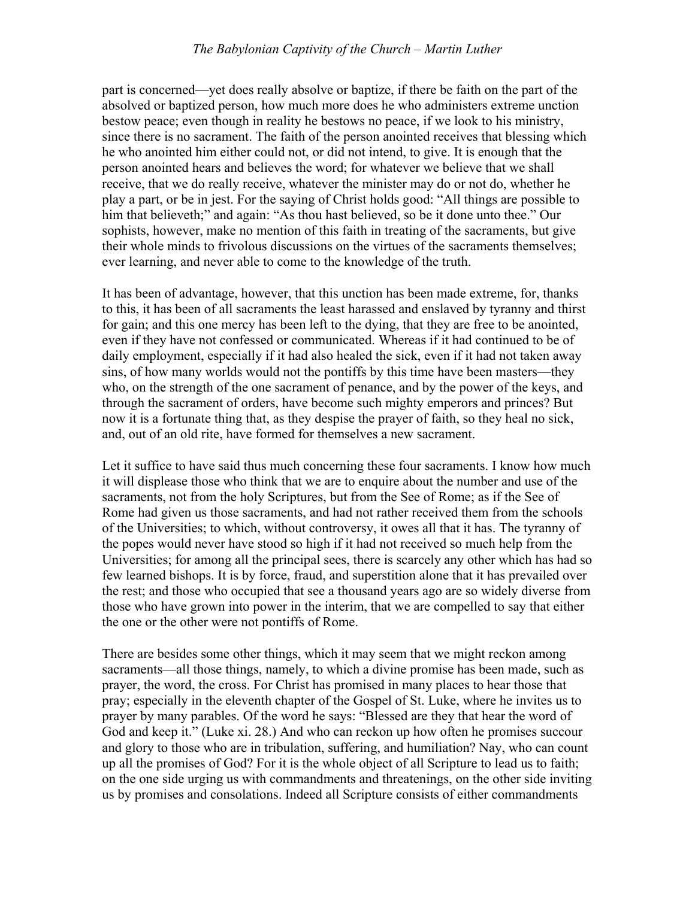part is concerned—yet does really absolve or baptize, if there be faith on the part of the absolved or baptized person, how much more does he who administers extreme unction bestow peace; even though in reality he bestows no peace, if we look to his ministry, since there is no sacrament. The faith of the person anointed receives that blessing which he who anointed him either could not, or did not intend, to give. It is enough that the person anointed hears and believes the word; for whatever we believe that we shall receive, that we do really receive, whatever the minister may do or not do, whether he play a part, or be in jest. For the saying of Christ holds good: "All things are possible to him that believeth;" and again: "As thou hast believed, so be it done unto thee." Our sophists, however, make no mention of this faith in treating of the sacraments, but give their whole minds to frivolous discussions on the virtues of the sacraments themselves; ever learning, and never able to come to the knowledge of the truth.

It has been of advantage, however, that this unction has been made extreme, for, thanks to this, it has been of all sacraments the least harassed and enslaved by tyranny and thirst for gain; and this one mercy has been left to the dying, that they are free to be anointed, even if they have not confessed or communicated. Whereas if it had continued to be of daily employment, especially if it had also healed the sick, even if it had not taken away sins, of how many worlds would not the pontiffs by this time have been masters—they who, on the strength of the one sacrament of penance, and by the power of the keys, and through the sacrament of orders, have become such mighty emperors and princes? But now it is a fortunate thing that, as they despise the prayer of faith, so they heal no sick, and, out of an old rite, have formed for themselves a new sacrament.

Let it suffice to have said thus much concerning these four sacraments. I know how much it will displease those who think that we are to enquire about the number and use of the sacraments, not from the holy Scriptures, but from the See of Rome; as if the See of Rome had given us those sacraments, and had not rather received them from the schools of the Universities; to which, without controversy, it owes all that it has. The tyranny of the popes would never have stood so high if it had not received so much help from the Universities; for among all the principal sees, there is scarcely any other which has had so few learned bishops. It is by force, fraud, and superstition alone that it has prevailed over the rest; and those who occupied that see a thousand years ago are so widely diverse from those who have grown into power in the interim, that we are compelled to say that either the one or the other were not pontiffs of Rome.

There are besides some other things, which it may seem that we might reckon among sacraments—all those things, namely, to which a divine promise has been made, such as prayer, the word, the cross. For Christ has promised in many places to hear those that pray; especially in the eleventh chapter of the Gospel of St. Luke, where he invites us to prayer by many parables. Of the word he says: "Blessed are they that hear the word of God and keep it." (Luke xi. 28.) And who can reckon up how often he promises succour and glory to those who are in tribulation, suffering, and humiliation? Nay, who can count up all the promises of God? For it is the whole object of all Scripture to lead us to faith; on the one side urging us with commandments and threatenings, on the other side inviting us by promises and consolations. Indeed all Scripture consists of either commandments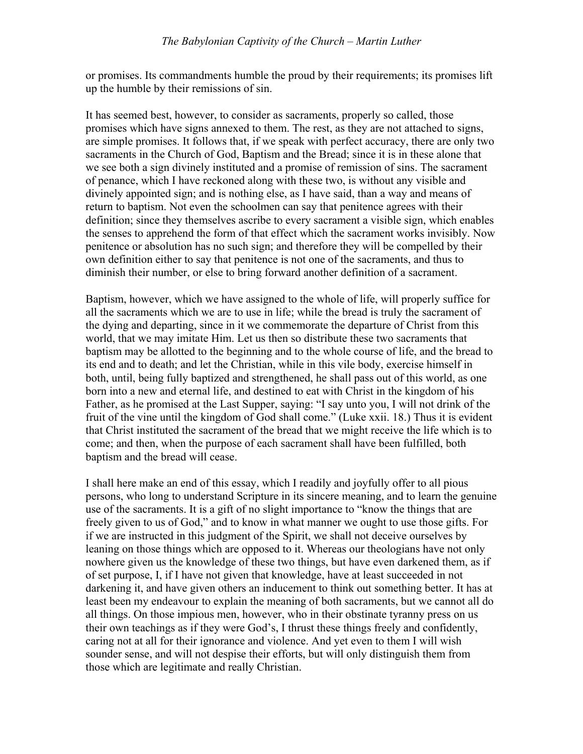or promises. Its commandments humble the proud by their requirements; its promises lift up the humble by their remissions of sin.

It has seemed best, however, to consider as sacraments, properly so called, those promises which have signs annexed to them. The rest, as they are not attached to signs, are simple promises. It follows that, if we speak with perfect accuracy, there are only two sacraments in the Church of God, Baptism and the Bread; since it is in these alone that we see both a sign divinely instituted and a promise of remission of sins. The sacrament of penance, which I have reckoned along with these two, is without any visible and divinely appointed sign; and is nothing else, as I have said, than a way and means of return to baptism. Not even the schoolmen can say that penitence agrees with their definition; since they themselves ascribe to every sacrament a visible sign, which enables the senses to apprehend the form of that effect which the sacrament works invisibly. Now penitence or absolution has no such sign; and therefore they will be compelled by their own definition either to say that penitence is not one of the sacraments, and thus to diminish their number, or else to bring forward another definition of a sacrament.

Baptism, however, which we have assigned to the whole of life, will properly suffice for all the sacraments which we are to use in life; while the bread is truly the sacrament of the dying and departing, since in it we commemorate the departure of Christ from this world, that we may imitate Him. Let us then so distribute these two sacraments that baptism may be allotted to the beginning and to the whole course of life, and the bread to its end and to death; and let the Christian, while in this vile body, exercise himself in both, until, being fully baptized and strengthened, he shall pass out of this world, as one born into a new and eternal life, and destined to eat with Christ in the kingdom of his Father, as he promised at the Last Supper, saying: "I say unto you, I will not drink of the fruit of the vine until the kingdom of God shall come." (Luke xxii. 18.) Thus it is evident that Christ instituted the sacrament of the bread that we might receive the life which is to come; and then, when the purpose of each sacrament shall have been fulfilled, both baptism and the bread will cease.

I shall here make an end of this essay, which I readily and joyfully offer to all pious persons, who long to understand Scripture in its sincere meaning, and to learn the genuine use of the sacraments. It is a gift of no slight importance to "know the things that are freely given to us of God," and to know in what manner we ought to use those gifts. For if we are instructed in this judgment of the Spirit, we shall not deceive ourselves by leaning on those things which are opposed to it. Whereas our theologians have not only nowhere given us the knowledge of these two things, but have even darkened them, as if of set purpose, I, if I have not given that knowledge, have at least succeeded in not darkening it, and have given others an inducement to think out something better. It has at least been my endeavour to explain the meaning of both sacraments, but we cannot all do all things. On those impious men, however, who in their obstinate tyranny press on us their own teachings as if they were God's, I thrust these things freely and confidently, caring not at all for their ignorance and violence. And yet even to them I will wish sounder sense, and will not despise their efforts, but will only distinguish them from those which are legitimate and really Christian.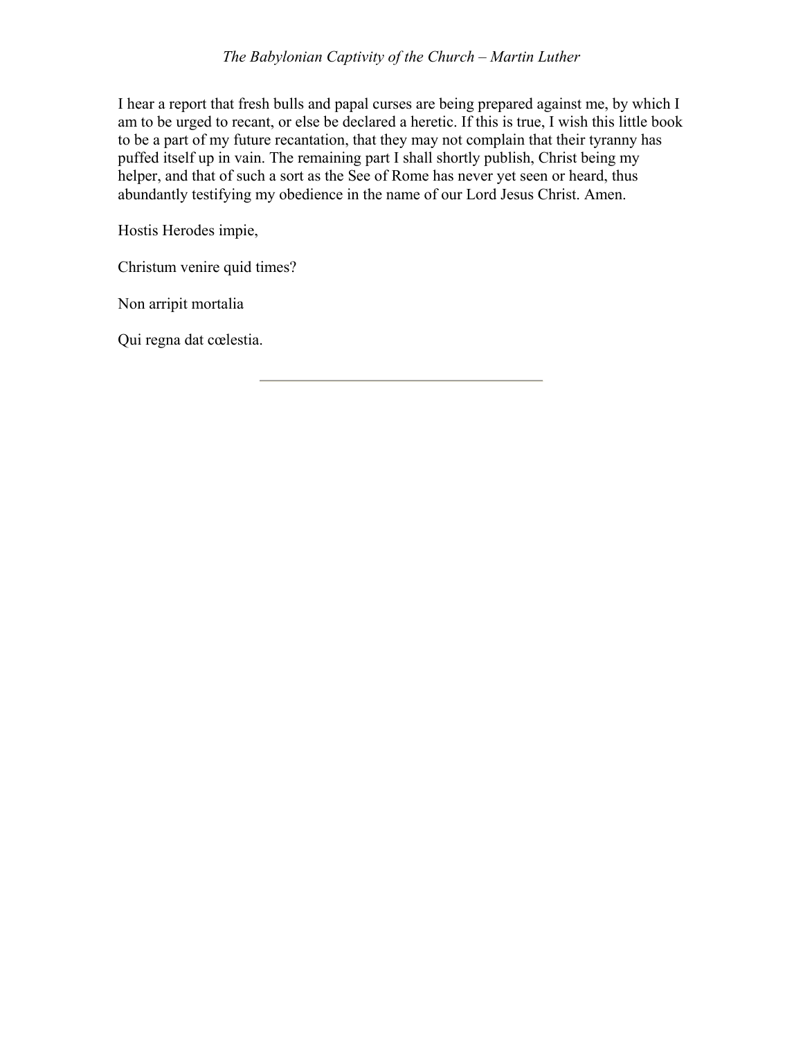I hear a report that fresh bulls and papal curses are being prepared against me, by which I am to be urged to recant, or else be declared a heretic. If this is true, I wish this little book to be a part of my future recantation, that they may not complain that their tyranny has puffed itself up in vain. The remaining part I shall shortly publish, Christ being my helper, and that of such a sort as the See of Rome has never yet seen or heard, thus abundantly testifying my obedience in the name of our Lord Jesus Christ. Amen.

Hostis Herodes impie,

Christum venire quid times?

Non arripit mortalia

Qui regna dat cœlestia.

---